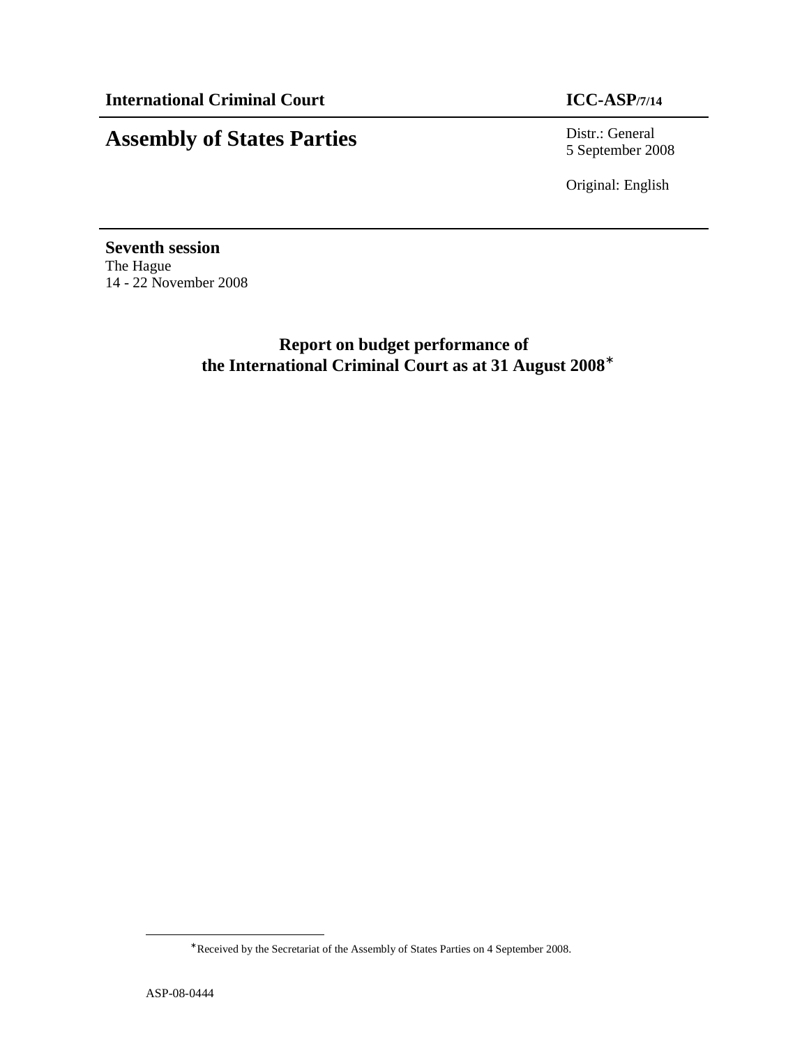**International Criminal Court** **ICC-ASP/7/14**

# Assembly of States Parties

Distr.: General
5 September 2008

Original: English

**Seventh session**
The Hague
14 - 22 November 2008

## Report on budget performance of the International Criminal Court as at 31 August 2008*

---

*Received by the Secretariat of the Assembly of States Parties on 4 September 2008.

ASP-08-0444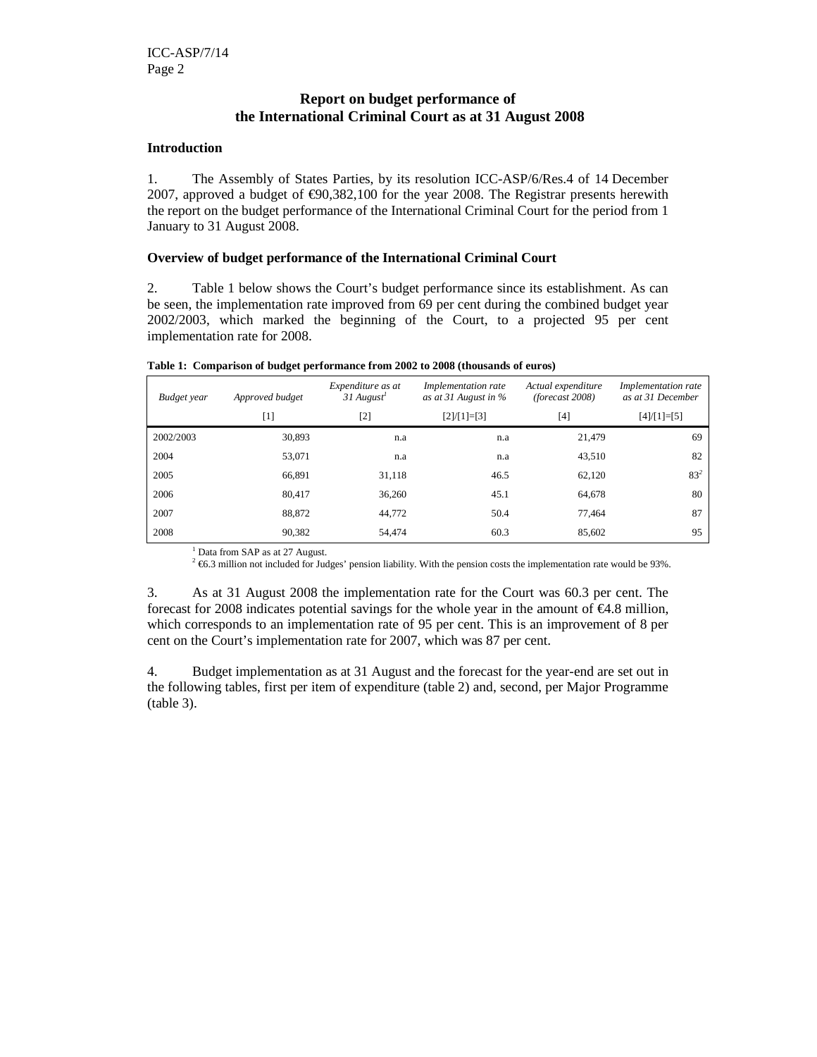## Report on budget performance of the International Criminal Court as at 31 August 2008

### Introduction

1. The Assembly of States Parties, by its resolution ICC-ASP/6/Res.4 of 14 December 2007, approved a budget of €90,382,100 for the year 2008. The Registrar presents herewith the report on the budget performance of the International Criminal Court for the period from 1 January to 31 August 2008.

### Overview of budget performance of the International Criminal Court

2. Table 1 below shows the Court's budget performance since its establishment. As can be seen, the implementation rate improved from 69 per cent during the combined budget year 2002/2003, which marked the beginning of the Court, to a projected 95 per cent implementation rate for 2008.

**Table 1: Comparison of budget performance from 2002 to 2008 (thousands of euros)**

| *Budget year* | *Approved budget* | *Expenditure as at 31 August*[1] | *Implementation rate as at 31 August in %* | *Actual expenditure (forecast 2008)* | *Implementation rate as at 31 December* |
|---|---|---|---|---|---|
| | [1] | [2] | [2]/[1]=[3] | [4] | [4]/[1]=[5] |
| 2002/2003 | 30,893 | n.a | n.a | 21,479 | 69 |
| 2004 | 53,071 | n.a | n.a | 43,510 | 82 |
| 2005 | 66,891 | 31,118 | 46.5 | 62,120 | 83[2] |
| 2006 | 80,417 | 36,260 | 45.1 | 64,678 | 80 |
| 2007 | 88,872 | 44,772 | 50.4 | 77,464 | 87 |
| 2008 | 90,382 | 54,474 | 60.3 | 85,602 | 95 |

[1] Data from SAP as at 27 August.
[2] €6.3 million not included for Judges' pension liability. With the pension costs the implementation rate would be 93%.

3. As at 31 August 2008 the implementation rate for the Court was 60.3 per cent. The forecast for 2008 indicates potential savings for the whole year in the amount of €4.8 million, which corresponds to an implementation rate of 95 per cent. This is an improvement of 8 per cent on the Court's implementation rate for 2007, which was 87 per cent.

4. Budget implementation as at 31 August and the forecast for the year-end are set out in the following tables, first per item of expenditure (table 2) and, second, per Major Programme (table 3).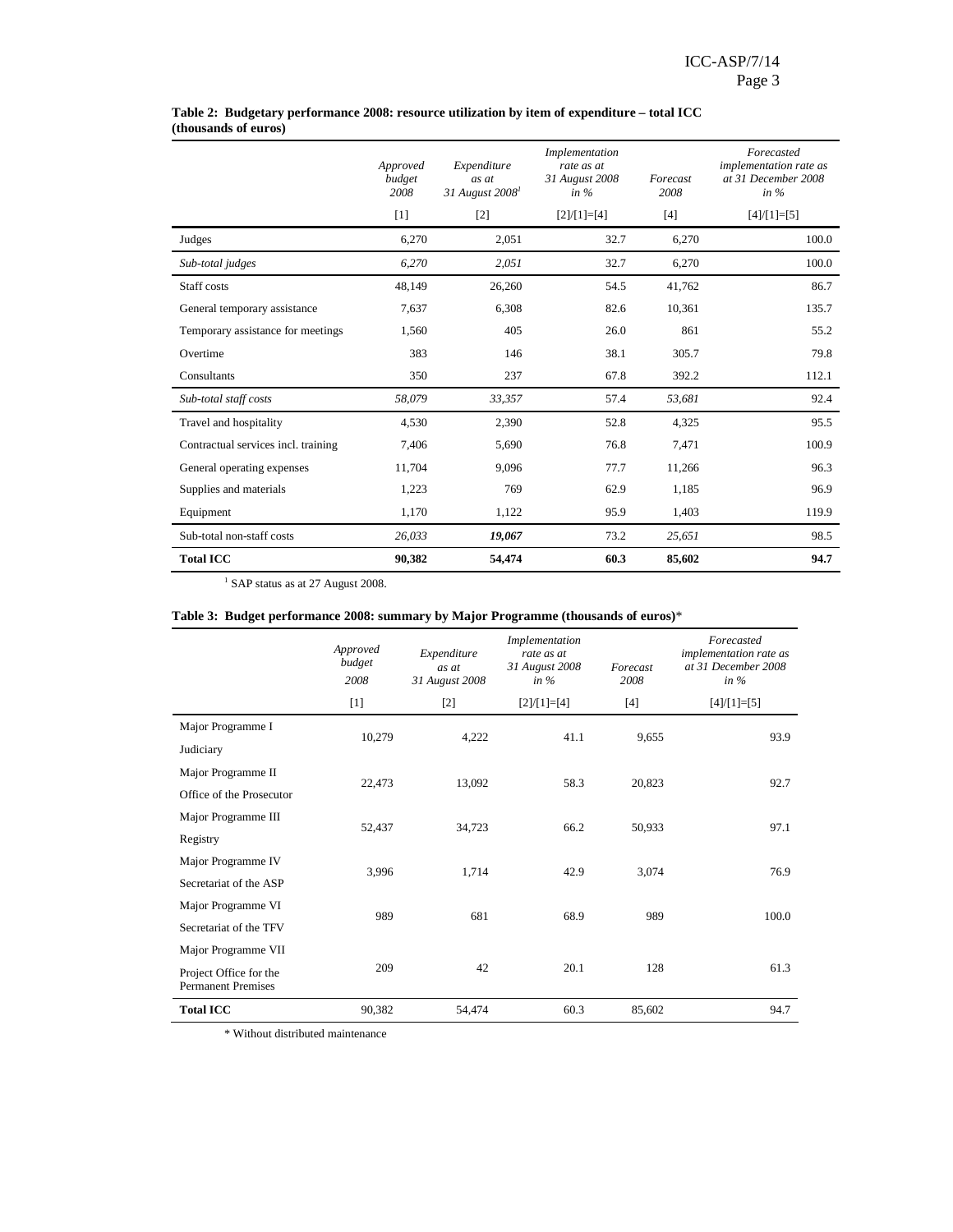**Table 2: Budgetary performance 2008: resource utilization by item of expenditure – total ICC (thousands of euros)**

| | *Approved budget 2008* | *Expenditure as at 31 August 2008*[1] | *Implementation rate as at 31 August 2008 in %* | *Forecast 2008* | *Forecasted implementation rate as at 31 December 2008 in %* |
|---|---|---|---|---|---|
| | [1] | [2] | [2]/[1]=[4] | [4] | [4]/[1]=[5] |
| Judges | 6,270 | 2,051 | 32.7 | 6,270 | 100.0 |
| *Sub-total judges* | *6,270* | *2,051* | 32.7 | 6,270 | 100.0 |
| Staff costs | 48,149 | 26,260 | 54.5 | 41,762 | 86.7 |
| General temporary assistance | 7,637 | 6,308 | 82.6 | 10,361 | 135.7 |
| Temporary assistance for meetings | 1,560 | 405 | 26.0 | 861 | 55.2 |
| Overtime | 383 | 146 | 38.1 | 305.7 | 79.8 |
| Consultants | 350 | 237 | 67.8 | 392.2 | 112.1 |
| *Sub-total staff costs* | *58,079* | *33,357* | 57.4 | *53,681* | 92.4 |
| Travel and hospitality | 4,530 | 2,390 | 52.8 | 4,325 | 95.5 |
| Contractual services incl. training | 7,406 | 5,690 | 76.8 | 7,471 | 100.9 |
| General operating expenses | 11,704 | 9,096 | 77.7 | 11,266 | 96.3 |
| Supplies and materials | 1,223 | 769 | 62.9 | 1,185 | 96.9 |
| Equipment | 1,170 | 1,122 | 95.9 | 1,403 | 119.9 |
| Sub-total non-staff costs | *26,033* | ***19,067*** | 73.2 | *25,651* | 98.5 |
| **Total ICC** | **90,382** | **54,474** | **60.3** | **85,602** | **94.7** |

[1] SAP status as at 27 August 2008.

**Table 3: Budget performance 2008: summary by Major Programme (thousands of euros)***

| | *Approved budget 2008* | *Expenditure as at 31 August 2008* | *Implementation rate as at 31 August 2008 in %* | *Forecast 2008* | *Forecasted implementation rate as at 31 December 2008 in %* |
|---|---|---|---|---|---|
| | [1] | [2] | [2]/[1]=[4] | [4] | [4]/[1]=[5] |
| Major Programme I Judiciary | 10,279 | 4,222 | 41.1 | 9,655 | 93.9 |
| Major Programme II Office of the Prosecutor | 22,473 | 13,092 | 58.3 | 20,823 | 92.7 |
| Major Programme III Registry | 52,437 | 34,723 | 66.2 | 50,933 | 97.1 |
| Major Programme IV Secretariat of the ASP | 3,996 | 1,714 | 42.9 | 3,074 | 76.9 |
| Major Programme VI Secretariat of the TFV | 989 | 681 | 68.9 | 989 | 100.0 |
| Major Programme VII Project Office for the Permanent Premises | 209 | 42 | 20.1 | 128 | 61.3 |
| **Total ICC** | 90,382 | 54,474 | 60.3 | 85,602 | 94.7 |

\* Without distributed maintenance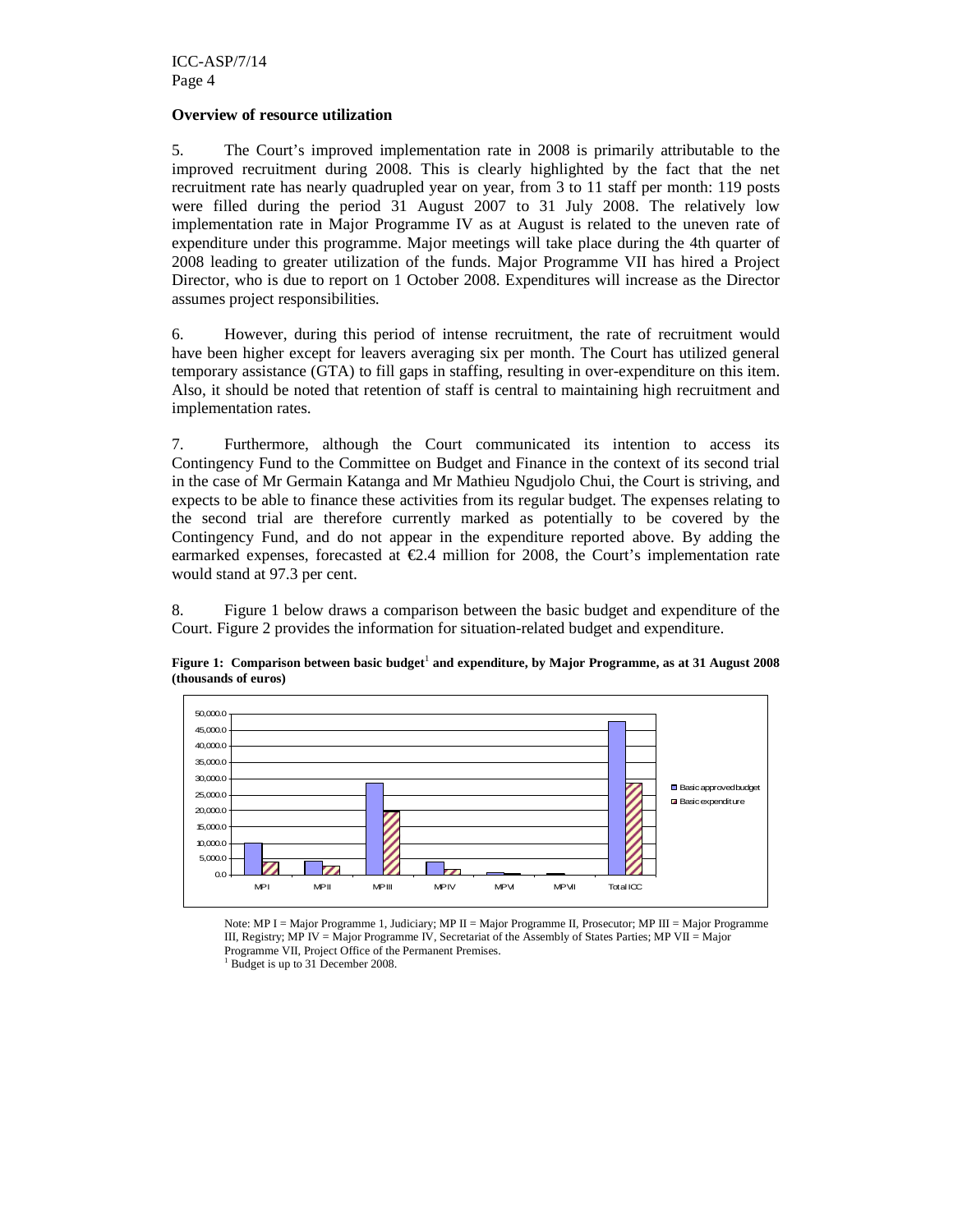### Overview of resource utilization

5. The Court's improved implementation rate in 2008 is primarily attributable to the improved recruitment during 2008. This is clearly highlighted by the fact that the net recruitment rate has nearly quadrupled year on year, from 3 to 11 staff per month: 119 posts were filled during the period 31 August 2007 to 31 July 2008. The relatively low implementation rate in Major Programme IV as at August is related to the uneven rate of expenditure under this programme. Major meetings will take place during the 4th quarter of 2008 leading to greater utilization of the funds. Major Programme VII has hired a Project Director, who is due to report on 1 October 2008. Expenditures will increase as the Director assumes project responsibilities.

6. However, during this period of intense recruitment, the rate of recruitment would have been higher except for leavers averaging six per month. The Court has utilized general temporary assistance (GTA) to fill gaps in staffing, resulting in over-expenditure on this item. Also, it should be noted that retention of staff is central to maintaining high recruitment and implementation rates.

7. Furthermore, although the Court communicated its intention to access its Contingency Fund to the Committee on Budget and Finance in the context of its second trial in the case of Mr Germain Katanga and Mr Mathieu Ngudjolo Chui, the Court is striving, and expects to be able to finance these activities from its regular budget. The expenses relating to the second trial are therefore currently marked as potentially to be covered by the Contingency Fund, and do not appear in the expenditure reported above. By adding the earmarked expenses, forecasted at €2.4 million for 2008, the Court's implementation rate would stand at 97.3 per cent.

8. Figure 1 below draws a comparison between the basic budget and expenditure of the Court. Figure 2 provides the information for situation-related budget and expenditure.

**Figure 1: Comparison between basic budget[1] and expenditure, by Major Programme, as at 31 August 2008 (thousands of euros)**

Note: MP I = Major Programme 1, Judiciary; MP II = Major Programme II, Prosecutor; MP III = Major Programme III, Registry; MP IV = Major Programme IV, Secretariat of the Assembly of States Parties; MP VII = Major Programme VII, Project Office of the Permanent Premises.

[1] Budget is up to 31 December 2008.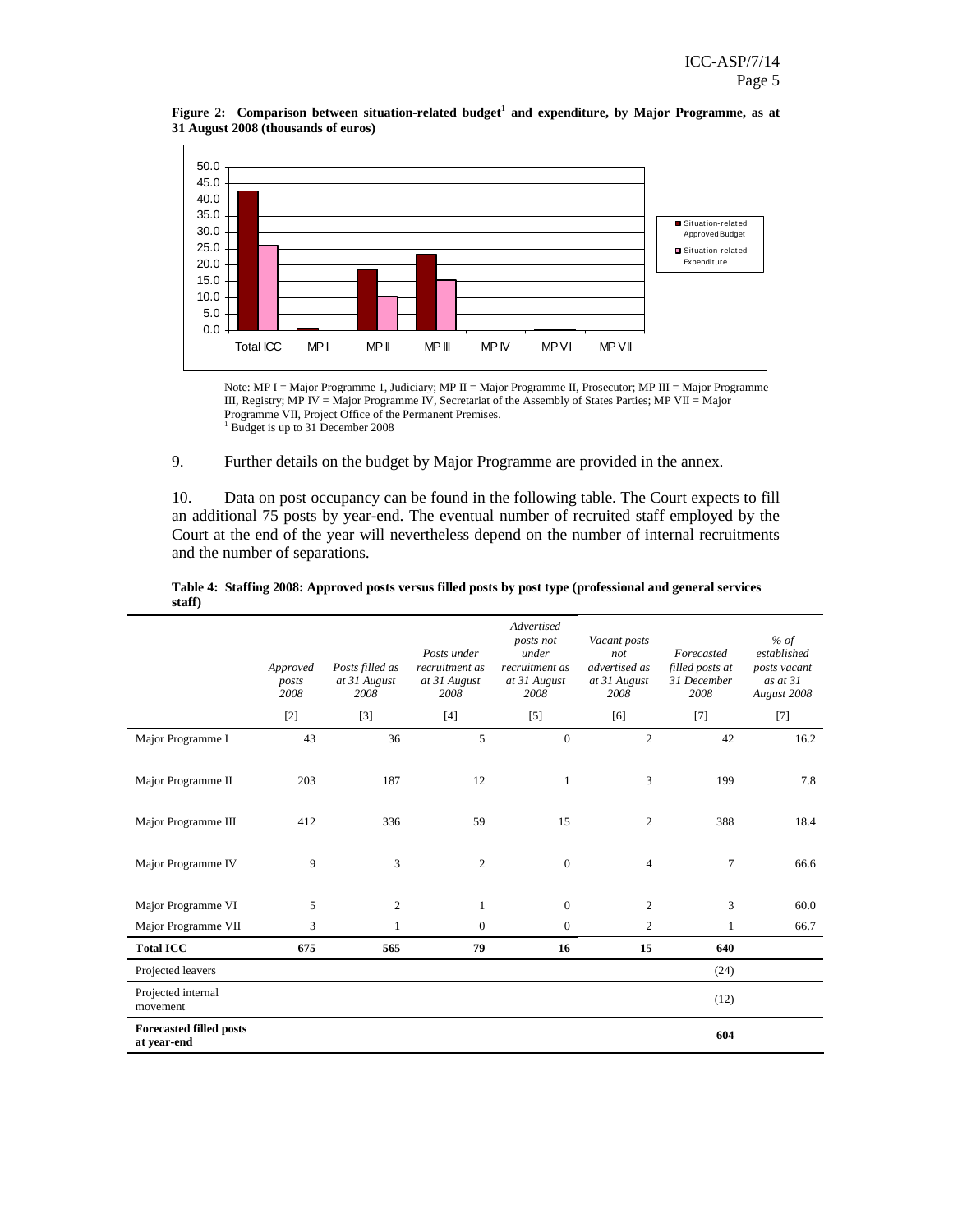**Figure 2: Comparison between situation-related budget[1] and expenditure, by Major Programme, as at 31 August 2008 (thousands of euros)**

Note: MP I = Major Programme 1, Judiciary; MP II = Major Programme II, Prosecutor; MP III = Major Programme III, Registry; MP IV = Major Programme IV, Secretariat of the Assembly of States Parties; MP VII = Major Programme VII, Project Office of the Permanent Premises.
[1] Budget is up to 31 December 2008

9. Further details on the budget by Major Programme are provided in the annex.

10. Data on post occupancy can be found in the following table. The Court expects to fill an additional 75 posts by year-end. The eventual number of recruited staff employed by the Court at the end of the year will nevertheless depend on the number of internal recruitments and the number of separations.

**Table 4: Staffing 2008: Approved posts versus filled posts by post type (professional and general services staff)**

| | *Approved posts 2008* | *Posts filled as at 31 August 2008* | *Posts under recruitment as at 31 August 2008* | *Advertised posts not under recruitment as at 31 August 2008* | *Vacant posts not advertised as at 31 August 2008* | *Forecasted filled posts at 31 December 2008* | *% of established posts vacant as at 31 August 2008* |
|---|---|---|---|---|---|---|---|
| | [2] | [3] | [4] | [5] | [6] | [7] | [7] |
| Major Programme I | 43 | 36 | 5 | 0 | 2 | 42 | 16.2 |
| Major Programme II | 203 | 187 | 12 | 1 | 3 | 199 | 7.8 |
| Major Programme III | 412 | 336 | 59 | 15 | 2 | 388 | 18.4 |
| Major Programme IV | 9 | 3 | 2 | 0 | 4 | 7 | 66.6 |
| Major Programme VI | 5 | 2 | 1 | 0 | 2 | 3 | 60.0 |
| Major Programme VII | 3 | 1 | 0 | 0 | 2 | 1 | 66.7 |
| **Total ICC** | **675** | **565** | **79** | **16** | **15** | **640** | |
| Projected leavers | | | | | | (24) | |
| Projected internal movement | | | | | | (12) | |
| **Forecasted filled posts at year-end** | | | | | | **604** | |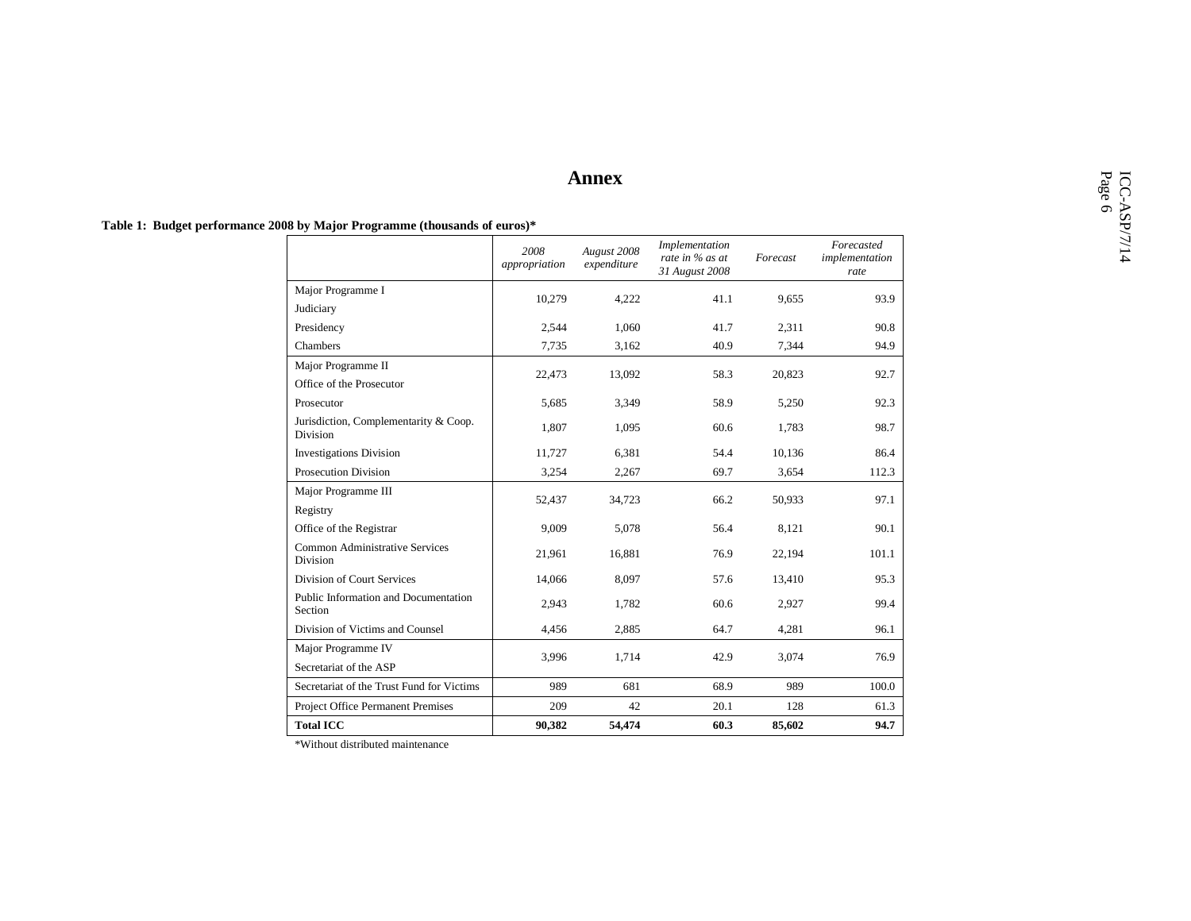# Annex

**Table 1: Budget performance 2008 by Major Programme (thousands of euros)***

| | *2008 appropriation* | *August 2008 expenditure* | *Implementation rate in % as at 31 August 2008* | *Forecast* | *Forecasted implementation rate* |
|---|---|---|---|---|---|
| Major Programme I<br>Judiciary | 10,279 | 4,222 | 41.1 | 9,655 | 93.9 |
| Presidency | 2,544 | 1,060 | 41.7 | 2,311 | 90.8 |
| Chambers | 7,735 | 3,162 | 40.9 | 7,344 | 94.9 |
| Major Programme II<br>Office of the Prosecutor | 22,473 | 13,092 | 58.3 | 20,823 | 92.7 |
| Prosecutor | 5,685 | 3,349 | 58.9 | 5,250 | 92.3 |
| Jurisdiction, Complementarity & Coop. Division | 1,807 | 1,095 | 60.6 | 1,783 | 98.7 |
| Investigations Division | 11,727 | 6,381 | 54.4 | 10,136 | 86.4 |
| Prosecution Division | 3,254 | 2,267 | 69.7 | 3,654 | 112.3 |
| Major Programme III<br>Registry | 52,437 | 34,723 | 66.2 | 50,933 | 97.1 |
| Office of the Registrar | 9,009 | 5,078 | 56.4 | 8,121 | 90.1 |
| Common Administrative Services Division | 21,961 | 16,881 | 76.9 | 22,194 | 101.1 |
| Division of Court Services | 14,066 | 8,097 | 57.6 | 13,410 | 95.3 |
| Public Information and Documentation Section | 2,943 | 1,782 | 60.6 | 2,927 | 99.4 |
| Division of Victims and Counsel | 4,456 | 2,885 | 64.7 | 4,281 | 96.1 |
| Major Programme IV<br>Secretariat of the ASP | 3,996 | 1,714 | 42.9 | 3,074 | 76.9 |
| Secretariat of the Trust Fund for Victims | 989 | 681 | 68.9 | 989 | 100.0 |
| Project Office Permanent Premises | 209 | 42 | 20.1 | 128 | 61.3 |
| **Total ICC** | **90,382** | **54,474** | **60.3** | **85,602** | **94.7** |

*Without distributed maintenance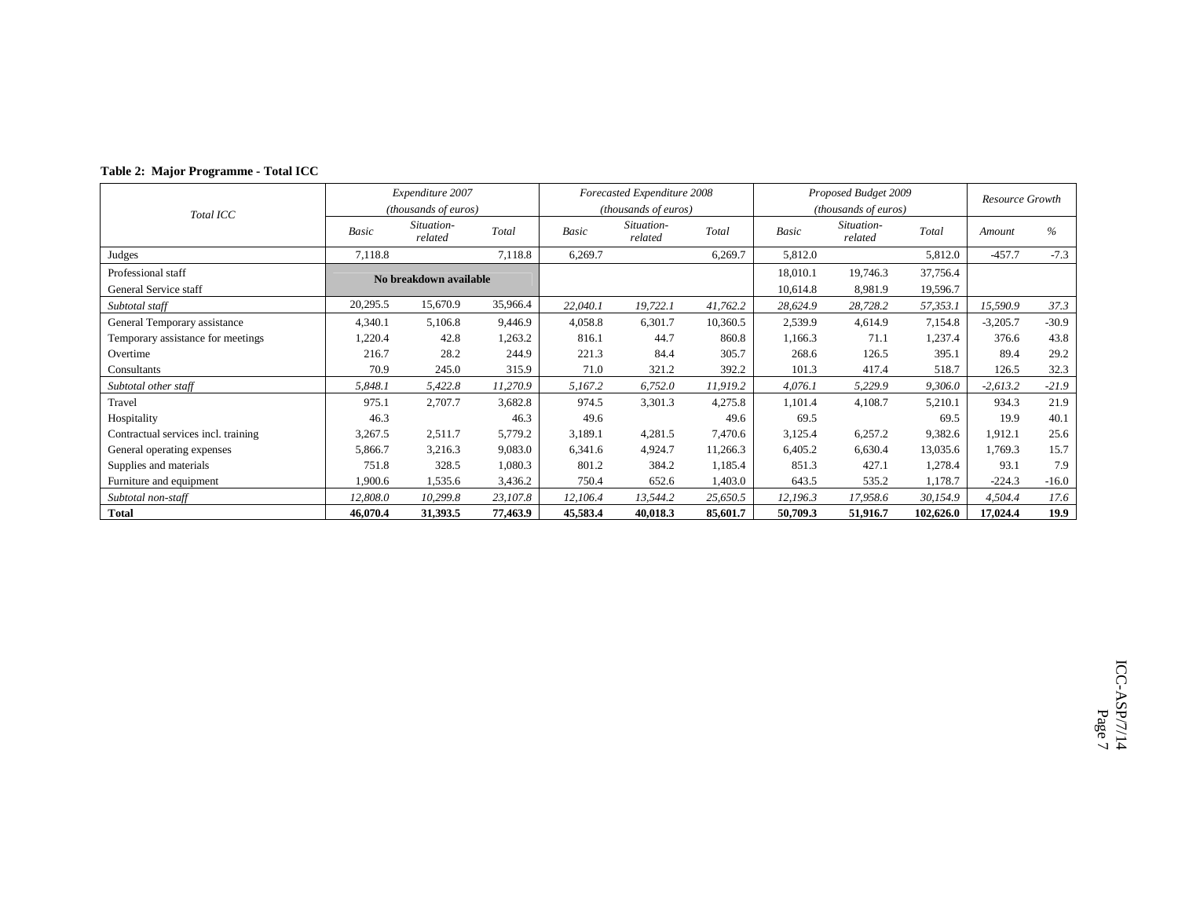**Table 2: Major Programme - Total ICC**

| *Total ICC* | *Expenditure 2007 (thousands of euros)* | | | *Forecasted Expenditure 2008 (thousands of euros)* | | | *Proposed Budget 2009 (thousands of euros)* | | | *Resource Growth* | |
|---|---|---|---|---|---|---|---|---|---|---|---|
| | *Basic* | *Situation-related* | *Total* | *Basic* | *Situation-related* | *Total* | *Basic* | *Situation-related* | *Total* | *Amount* | *%* |
| Judges | 7,118.8 | | 7,118.8 | 6,269.7 | | 6,269.7 | 5,812.0 | | 5,812.0 | -457.7 | -7.3 |
| Professional staff | **No breakdown available** | | | | | | 18,010.1 | 19,746.3 | 37,756.4 | | |
| General Service staff | | | | | | | 10,614.8 | 8,981.9 | 19,596.7 | | |
| *Subtotal staff* | 20,295.5 | 15,670.9 | 35,966.4 | *22,040.1* | *19,722.1* | *41,762.2* | *28,624.9* | *28,728.2* | *57,353.1* | *15,590.9* | *37.3* |
| General Temporary assistance | 4,340.1 | 5,106.8 | 9,446.9 | 4,058.8 | 6,301.7 | 10,360.5 | 2,539.9 | 4,614.9 | 7,154.8 | -3,205.7 | -30.9 |
| Temporary assistance for meetings | 1,220.4 | 42.8 | 1,263.2 | 816.1 | 44.7 | 860.8 | 1,166.3 | 71.1 | 1,237.4 | 376.6 | 43.8 |
| Overtime | 216.7 | 28.2 | 244.9 | 221.3 | 84.4 | 305.7 | 268.6 | 126.5 | 395.1 | 89.4 | 29.2 |
| Consultants | 70.9 | 245.0 | 315.9 | 71.0 | 321.2 | 392.2 | 101.3 | 417.4 | 518.7 | 126.5 | 32.3 |
| *Subtotal other staff* | *5,848.1* | *5,422.8* | *11,270.9* | *5,167.2* | *6,752.0* | *11,919.2* | *4,076.1* | *5,229.9* | *9,306.0* | *-2,613.2* | *-21.9* |
| Travel | 975.1 | 2,707.7 | 3,682.8 | 974.5 | 3,301.3 | 4,275.8 | 1,101.4 | 4,108.7 | 5,210.1 | 934.3 | 21.9 |
| Hospitality | 46.3 | | 46.3 | 49.6 | | 49.6 | 69.5 | | 69.5 | 19.9 | 40.1 |
| Contractual services incl. training | 3,267.5 | 2,511.7 | 5,779.2 | 3,189.1 | 4,281.5 | 7,470.6 | 3,125.4 | 6,257.2 | 9,382.6 | 1,912.1 | 25.6 |
| General operating expenses | 5,866.7 | 3,216.3 | 9,083.0 | 6,341.6 | 4,924.7 | 11,266.3 | 6,405.2 | 6,630.4 | 13,035.6 | 1,769.3 | 15.7 |
| Supplies and materials | 751.8 | 328.5 | 1,080.3 | 801.2 | 384.2 | 1,185.4 | 851.3 | 427.1 | 1,278.4 | 93.1 | 7.9 |
| Furniture and equipment | 1,900.6 | 1,535.6 | 3,436.2 | 750.4 | 652.6 | 1,403.0 | 643.5 | 535.2 | 1,178.7 | -224.3 | -16.0 |
| *Subtotal non-staff* | *12,808.0* | *10,299.8* | *23,107.8* | *12,106.4* | *13,544.2* | *25,650.5* | *12,196.3* | *17,958.6* | *30,154.9* | *4,504.4* | *17.6* |
| **Total** | **46,070.4** | **31,393.5** | **77,463.9** | **45,583.4** | **40,018.3** | **85,601.7** | **50,709.3** | **51,916.7** | **102,626.0** | **17,024.4** | **19.9** |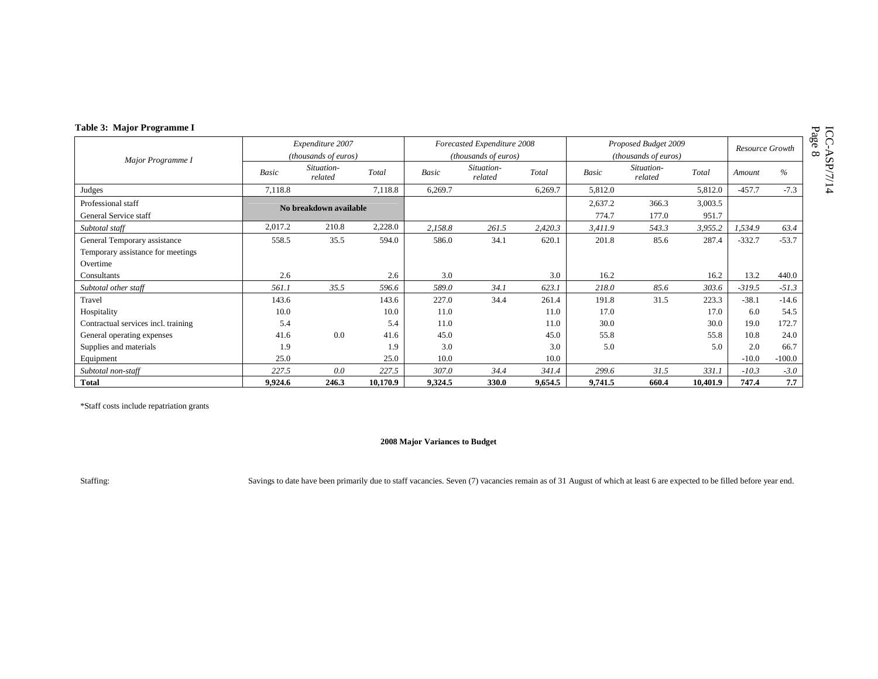**Table 3: Major Programme I**

| Major Programme I | Expenditure 2007 (thousands of euros) | | | Forecasted Expenditure 2008 (thousands of euros) | | | Proposed Budget 2009 (thousands of euros) | | | Resource Growth | |
|---|---|---|---|---|---|---|---|---|---|---|---|
| | *Basic* | *Situation-related* | *Total* | *Basic* | *Situation-related* | *Total* | *Basic* | *Situation-related* | *Total* | *Amount* | *%* |
| Judges | 7,118.8 | | 7,118.8 | 6,269.7 | | 6,269.7 | 5,812.0 | | 5,812.0 | -457.7 | -7.3 |
| Professional staff | **No breakdown available** | | | | | | 2,637.2 | 366.3 | 3,003.5 | | |
| General Service staff | | | | | | | 774.7 | 177.0 | 951.7 | | |
| *Subtotal staff* | 2,017.2 | 210.8 | 2,228.0 | *2,158.8* | *261.5* | *2,420.3* | *3,411.9* | *543.3* | *3,955.2* | *1,534.9* | *63.4* |
| General Temporary assistance | 558.5 | 35.5 | 594.0 | 586.0 | 34.1 | 620.1 | 201.8 | 85.6 | 287.4 | -332.7 | -53.7 |
| Temporary assistance for meetings | | | | | | | | | | | |
| Overtime | | | | | | | | | | | |
| Consultants | 2.6 | | 2.6 | 3.0 | | 3.0 | 16.2 | | 16.2 | 13.2 | 440.0 |
| *Subtotal other staff* | *561.1* | *35.5* | *596.6* | *589.0* | *34.1* | *623.1* | *218.0* | *85.6* | *303.6* | *-319.5* | *-51.3* |
| Travel | 143.6 | | 143.6 | 227.0 | 34.4 | 261.4 | 191.8 | 31.5 | 223.3 | -38.1 | -14.6 |
| Hospitality | 10.0 | | 10.0 | 11.0 | | 11.0 | 17.0 | | 17.0 | 6.0 | 54.5 |
| Contractual services incl. training | 5.4 | | 5.4 | 11.0 | | 11.0 | 30.0 | | 30.0 | 19.0 | 172.7 |
| General operating expenses | 41.6 | 0.0 | 41.6 | 45.0 | | 45.0 | 55.8 | | 55.8 | 10.8 | 24.0 |
| Supplies and materials | 1.9 | | 1.9 | 3.0 | | 3.0 | 5.0 | | 5.0 | 2.0 | 66.7 |
| Equipment | 25.0 | | 25.0 | 10.0 | | 10.0 | | | | -10.0 | -100.0 |
| *Subtotal non-staff* | *227.5* | *0.0* | *227.5* | *307.0* | *34.4* | *341.4* | *299.6* | *31.5* | *331.1* | *-10.3* | *-3.0* |
| **Total** | **9,924.6** | **246.3** | **10,170.9** | **9,324.5** | **330.0** | **9,654.5** | **9,741.5** | **660.4** | **10,401.9** | **747.4** | **7.7** |

*Staff costs include repatriation grants

**2008 Major Variances to Budget**

Staffing: Savings to date have been primarily due to staff vacancies. Seven (7) vacancies remain as of 31 August of which at least 6 are expected to be filled before year end.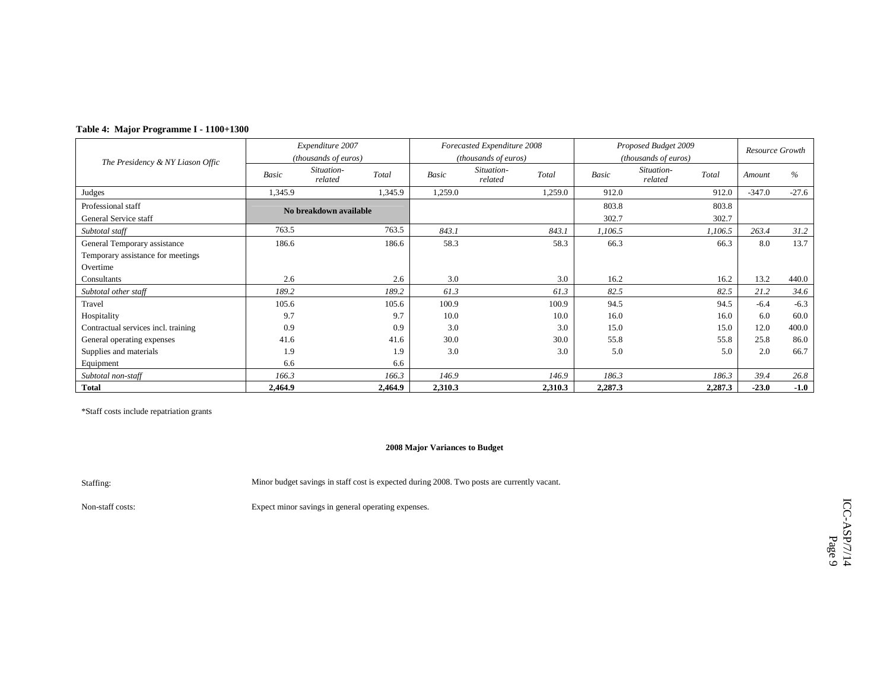**Table 4: Major Programme I - 1100+1300**

| The Presidency & NY Liason Offic | Expenditure 2007 (thousands of euros) | | | Forecasted Expenditure 2008 (thousands of euros) | | | Proposed Budget 2009 (thousands of euros) | | | Resource Growth | |
|---|---|---|---|---|---|---|---|---|---|---|---|
| | *Basic* | *Situation-related* | *Total* | *Basic* | *Situation-related* | *Total* | *Basic* | *Situation-related* | *Total* | *Amount* | *%* |
| Judges | 1,345.9 | | 1,345.9 | 1,259.0 | | 1,259.0 | 912.0 | | 912.0 | -347.0 | -27.6 |
| Professional staff | **No breakdown available** | | | | | | 803.8 | | 803.8 | | |
| General Service staff | | | | | | | 302.7 | | 302.7 | | |
| *Subtotal staff* | 763.5 | | 763.5 | *843.1* | | *843.1* | *1,106.5* | | *1,106.5* | *263.4* | *31.2* |
| General Temporary assistance | 186.6 | | 186.6 | 58.3 | | 58.3 | 66.3 | | 66.3 | 8.0 | 13.7 |
| Temporary assistance for meetings | | | | | | | | | | | |
| Overtime | | | | | | | | | | | |
| Consultants | 2.6 | | 2.6 | 3.0 | | 3.0 | 16.2 | | 16.2 | 13.2 | 440.0 |
| *Subtotal other staff* | *189.2* | | *189.2* | *61.3* | | *61.3* | *82.5* | | *82.5* | *21.2* | *34.6* |
| Travel | 105.6 | | 105.6 | 100.9 | | 100.9 | 94.5 | | 94.5 | -6.4 | -6.3 |
| Hospitality | 9.7 | | 9.7 | 10.0 | | 10.0 | 16.0 | | 16.0 | 6.0 | 60.0 |
| Contractual services incl. training | 0.9 | | 0.9 | 3.0 | | 3.0 | 15.0 | | 15.0 | 12.0 | 400.0 |
| General operating expenses | 41.6 | | 41.6 | 30.0 | | 30.0 | 55.8 | | 55.8 | 25.8 | 86.0 |
| Supplies and materials | 1.9 | | 1.9 | 3.0 | | 3.0 | 5.0 | | 5.0 | 2.0 | 66.7 |
| Equipment | 6.6 | | 6.6 | | | | | | | | |
| *Subtotal non-staff* | *166.3* | | *166.3* | *146.9* | | *146.9* | *186.3* | | *186.3* | *39.4* | *26.8* |
| **Total** | **2,464.9** | | **2,464.9** | **2,310.3** | | **2,310.3** | **2,287.3** | | **2,287.3** | **-23.0** | **-1.0** |

*Staff costs include repatriation grants

**2008 Major Variances to Budget**

| | |
|---|---|
| Staffing: | Minor budget savings in staff cost is expected during 2008. Two posts are currently vacant. |
| Non-staff costs: | Expect minor savings in general operating expenses. |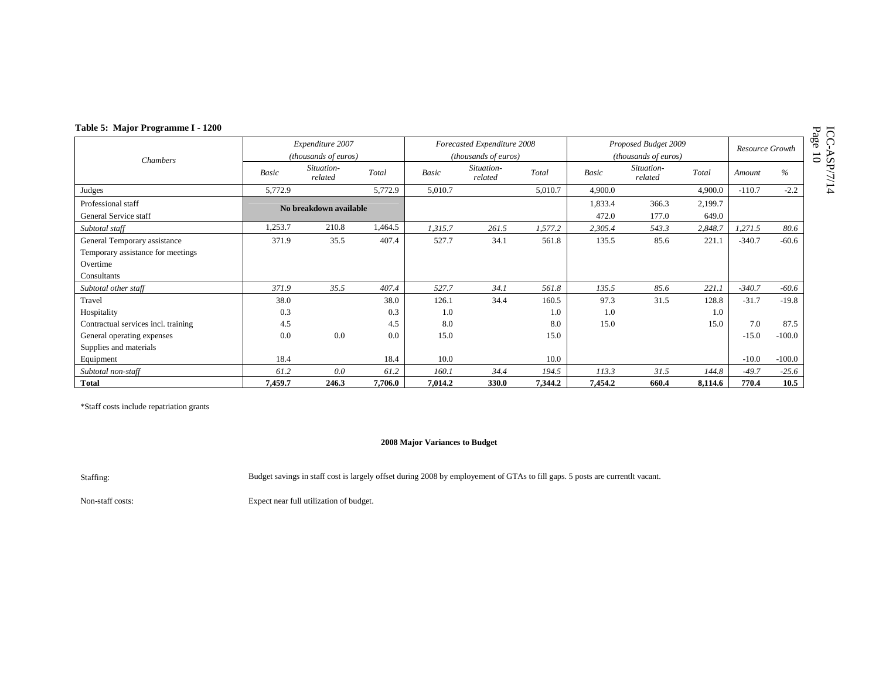**Table 5: Major Programme I - 1200**

| Chambers | Expenditure 2007 (thousands of euros) | | | Forecasted Expenditure 2008 (thousands of euros) | | | Proposed Budget 2009 (thousands of euros) | | | Resource Growth | |
|---|---|---|---|---|---|---|---|---|---|---|---|
| | *Basic* | *Situation-related* | *Total* | *Basic* | *Situation-related* | *Total* | *Basic* | *Situation-related* | *Total* | *Amount* | *%* |
| Judges | 5,772.9 | | 5,772.9 | 5,010.7 | | 5,010.7 | 4,900.0 | | 4,900.0 | -110.7 | -2.2 |
| Professional staff | **No breakdown available** | | | | | | 1,833.4 | 366.3 | 2,199.7 | | |
| General Service staff | | | | | | | 472.0 | 177.0 | 649.0 | | |
| *Subtotal staff* | 1,253.7 | 210.8 | 1,464.5 | *1,315.7* | *261.5* | *1,577.2* | *2,305.4* | *543.3* | *2,848.7* | *1,271.5* | *80.6* |
| General Temporary assistance | 371.9 | 35.5 | 407.4 | 527.7 | 34.1 | 561.8 | 135.5 | 85.6 | 221.1 | -340.7 | -60.6 |
| Temporary assistance for meetings | | | | | | | | | | | |
| Overtime | | | | | | | | | | | |
| Consultants | | | | | | | | | | | |
| *Subtotal other staff* | *371.9* | *35.5* | *407.4* | *527.7* | *34.1* | *561.8* | *135.5* | *85.6* | *221.1* | *-340.7* | *-60.6* |
| Travel | 38.0 | | 38.0 | 126.1 | 34.4 | 160.5 | 97.3 | 31.5 | 128.8 | -31.7 | -19.8 |
| Hospitality | 0.3 | | 0.3 | 1.0 | | 1.0 | 1.0 | | 1.0 | | |
| Contractual services incl. training | 4.5 | | 4.5 | 8.0 | | 8.0 | 15.0 | | 15.0 | 7.0 | 87.5 |
| General operating expenses | 0.0 | 0.0 | 0.0 | 15.0 | | 15.0 | | | | -15.0 | -100.0 |
| Supplies and materials | | | | | | | | | | | |
| Equipment | 18.4 | | 18.4 | 10.0 | | 10.0 | | | | -10.0 | -100.0 |
| *Subtotal non-staff* | *61.2* | *0.0* | *61.2* | *160.1* | *34.4* | *194.5* | *113.3* | *31.5* | *144.8* | *-49.7* | *-25.6* |
| **Total** | **7,459.7** | **246.3** | **7,706.0** | **7,014.2** | **330.0** | **7,344.2** | **7,454.2** | **660.4** | **8,114.6** | **770.4** | **10.5** |

*Staff costs include repatriation grants

**2008 Major Variances to Budget**

Staffing: Budget savings in staff cost is largely offset during 2008 by employement of GTAs to fill gaps. 5 posts are currentlt vacant.

Non-staff costs: Expect near full utilization of budget.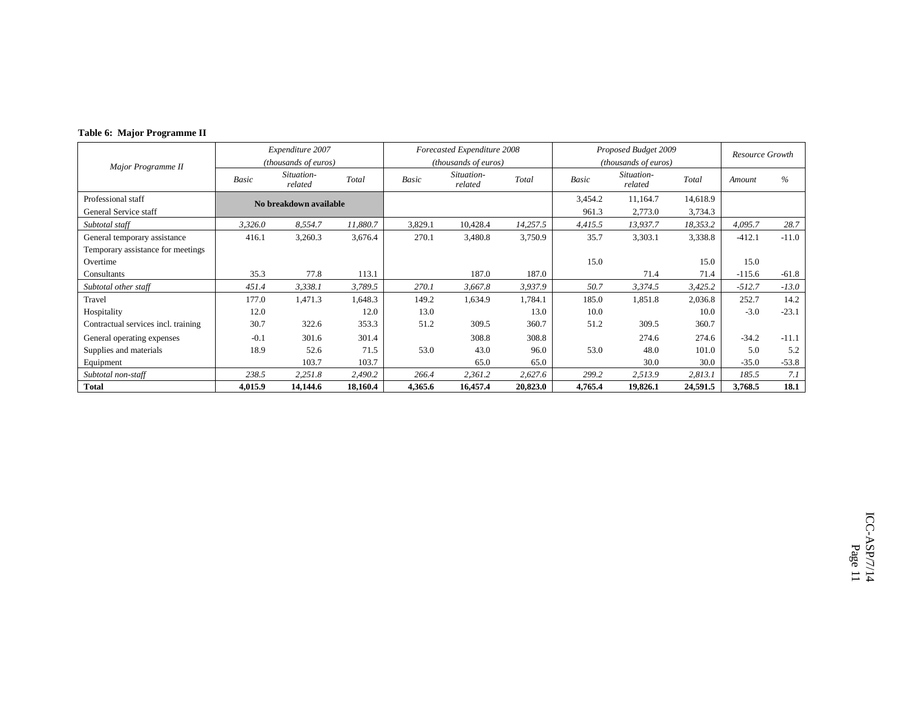**Table 6: Major Programme II**

| *Major Programme II* | *Expenditure 2007 (thousands of euros)* | | | *Forecasted Expenditure 2008 (thousands of euros)* | | | *Proposed Budget 2009 (thousands of euros)* | | | *Resource Growth* | |
|---|---|---|---|---|---|---|---|---|---|---|---|
| | *Basic* | *Situation-related* | *Total* | *Basic* | *Situation-related* | *Total* | *Basic* | *Situation-related* | *Total* | *Amount* | *%* |
| Professional staff | **No breakdown available** | | | | | | 3,454.2 | 11,164.7 | 14,618.9 | | |
| General Service staff | | | | | | | 961.3 | 2,773.0 | 3,734.3 | | |
| *Subtotal staff* | *3,326.0* | *8,554.7* | *11,880.7* | 3,829.1 | 10,428.4 | *14,257.5* | *4,415.5* | *13,937.7* | *18,353.2* | *4,095.7* | *28.7* |
| General temporary assistance | 416.1 | 3,260.3 | 3,676.4 | 270.1 | 3,480.8 | 3,750.9 | 35.7 | 3,303.1 | 3,338.8 | -412.1 | -11.0 |
| Temporary assistance for meetings | | | | | | | | | | | |
| Overtime | | | | | | | 15.0 | | 15.0 | 15.0 | |
| Consultants | 35.3 | 77.8 | 113.1 | | 187.0 | 187.0 | | 71.4 | 71.4 | -115.6 | -61.8 |
| *Subtotal other staff* | *451.4* | *3,338.1* | *3,789.5* | *270.1* | *3,667.8* | *3,937.9* | *50.7* | *3,374.5* | *3,425.2* | *-512.7* | *-13.0* |
| Travel | 177.0 | 1,471.3 | 1,648.3 | 149.2 | 1,634.9 | 1,784.1 | 185.0 | 1,851.8 | 2,036.8 | 252.7 | 14.2 |
| Hospitality | 12.0 | | 12.0 | 13.0 | | 13.0 | 10.0 | | 10.0 | -3.0 | -23.1 |
| Contractual services incl. training | 30.7 | 322.6 | 353.3 | 51.2 | 309.5 | 360.7 | 51.2 | 309.5 | 360.7 | | |
| General operating expenses | -0.1 | 301.6 | 301.4 | | 308.8 | 308.8 | | 274.6 | 274.6 | -34.2 | -11.1 |
| Supplies and materials | 18.9 | 52.6 | 71.5 | 53.0 | 43.0 | 96.0 | 53.0 | 48.0 | 101.0 | 5.0 | 5.2 |
| Equipment | | 103.7 | 103.7 | | 65.0 | 65.0 | | 30.0 | 30.0 | -35.0 | -53.8 |
| *Subtotal non-staff* | *238.5* | *2,251.8* | *2,490.2* | *266.4* | *2,361.2* | *2,627.6* | *299.2* | *2,513.9* | *2,813.1* | *185.5* | *7.1* |
| **Total** | **4,015.9** | **14,144.6** | **18,160.4** | **4,365.6** | **16,457.4** | **20,823.0** | **4,765.4** | **19,826.1** | **24,591.5** | **3,768.5** | **18.1** |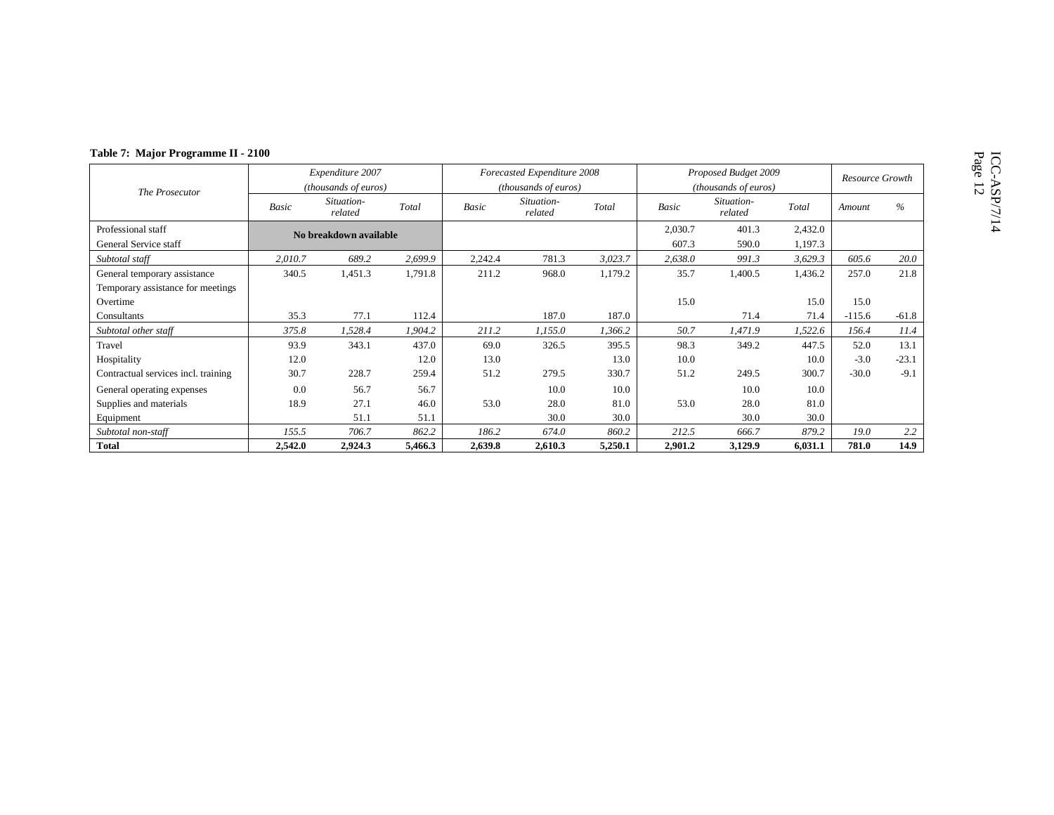**Table 7: Major Programme II - 2100**

| The Prosecutor | Expenditure 2007 (thousands of euros) | | | Forecasted Expenditure 2008 (thousands of euros) | | | Proposed Budget 2009 (thousands of euros) | | | Resource Growth | |
|---|---|---|---|---|---|---|---|---|---|---|---|
| | *Basic* | *Situation-related* | *Total* | *Basic* | *Situation-related* | *Total* | *Basic* | *Situation-related* | *Total* | *Amount* | *%* |
| Professional staff | **No breakdown available** | | | | | | 2,030.7 | 401.3 | 2,432.0 | | |
| General Service staff | | | | | | | 607.3 | 590.0 | 1,197.3 | | |
| *Subtotal staff* | *2,010.7* | *689.2* | *2,699.9* | *2,242.4* | *781.3* | *3,023.7* | *2,638.0* | *991.3* | *3,629.3* | *605.6* | *20.0* |
| General temporary assistance | 340.5 | 1,451.3 | 1,791.8 | 211.2 | 968.0 | 1,179.2 | 35.7 | 1,400.5 | 1,436.2 | 257.0 | 21.8 |
| Temporary assistance for meetings | | | | | | | | | | | |
| Overtime | | | | | | | 15.0 | | 15.0 | 15.0 | |
| Consultants | 35.3 | 77.1 | 112.4 | | 187.0 | 187.0 | | 71.4 | 71.4 | -115.6 | -61.8 |
| *Subtotal other staff* | *375.8* | *1,528.4* | *1,904.2* | *211.2* | *1,155.0* | *1,366.2* | *50.7* | *1,471.9* | *1,522.6* | *156.4* | *11.4* |
| Travel | 93.9 | 343.1 | 437.0 | 69.0 | 326.5 | 395.5 | 98.3 | 349.2 | 447.5 | 52.0 | 13.1 |
| Hospitality | 12.0 | | 12.0 | 13.0 | | 13.0 | 10.0 | | 10.0 | -3.0 | -23.1 |
| Contractual services incl. training | 30.7 | 228.7 | 259.4 | 51.2 | 279.5 | 330.7 | 51.2 | 249.5 | 300.7 | -30.0 | -9.1 |
| General operating expenses | 0.0 | 56.7 | 56.7 | | 10.0 | 10.0 | | 10.0 | 10.0 | | |
| Supplies and materials | 18.9 | 27.1 | 46.0 | 53.0 | 28.0 | 81.0 | 53.0 | 28.0 | 81.0 | | |
| Equipment | | 51.1 | 51.1 | | 30.0 | 30.0 | | 30.0 | 30.0 | | |
| *Subtotal non-staff* | *155.5* | *706.7* | *862.2* | *186.2* | *674.0* | *860.2* | *212.5* | *666.7* | *879.2* | *19.0* | *2.2* |
| **Total** | **2,542.0** | **2,924.3** | **5,466.3** | **2,639.8** | **2,610.3** | **5,250.1** | **2,901.2** | **3,129.9** | **6,031.1** | **781.0** | **14.9** |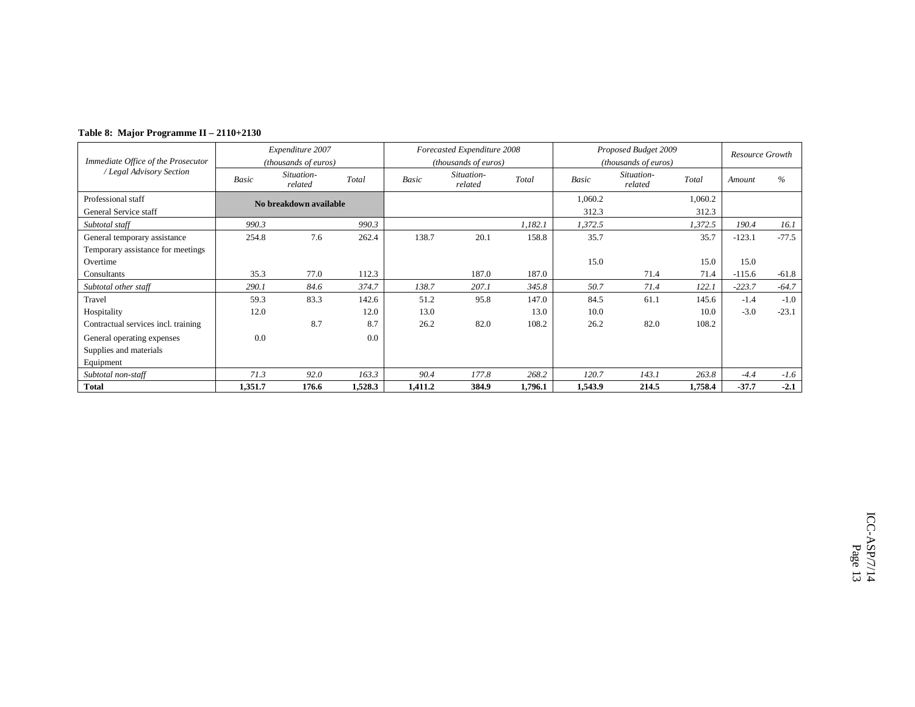**Table 8: Major Programme II – 2110+2130**

| Immediate Office of the Prosecutor / Legal Advisory Section | Expenditure 2007 (thousands of euros) | | | Forecasted Expenditure 2008 (thousands of euros) | | | Proposed Budget 2009 (thousands of euros) | | | Resource Growth | |
|---|---|---|---|---|---|---|---|---|---|---|---|
| | Basic | Situation-related | Total | Basic | Situation-related | Total | Basic | Situation-related | Total | Amount | % |
| Professional staff | No breakdown available | | | | | | 1,060.2 | | 1,060.2 | | |
| General Service staff | | | | | | | 312.3 | | 312.3 | | |
| *Subtotal staff* | *990.3* | | *990.3* | | | *1,182.1* | *1,372.5* | | *1,372.5* | *190.4* | *16.1* |
| General temporary assistance | 254.8 | 7.6 | 262.4 | 138.7 | 20.1 | 158.8 | 35.7 | | 35.7 | -123.1 | -77.5 |
| Temporary assistance for meetings | | | | | | | | | | | |
| Overtime | | | | | | | 15.0 | | 15.0 | 15.0 | |
| Consultants | 35.3 | 77.0 | 112.3 | | 187.0 | 187.0 | | 71.4 | 71.4 | -115.6 | -61.8 |
| *Subtotal other staff* | *290.1* | *84.6* | *374.7* | *138.7* | *207.1* | *345.8* | *50.7* | *71.4* | *122.1* | *-223.7* | *-64.7* |
| Travel | 59.3 | 83.3 | 142.6 | 51.2 | 95.8 | 147.0 | 84.5 | 61.1 | 145.6 | -1.4 | -1.0 |
| Hospitality | 12.0 | | 12.0 | 13.0 | | 13.0 | 10.0 | | 10.0 | -3.0 | -23.1 |
| Contractual services incl. training | | 8.7 | 8.7 | 26.2 | 82.0 | 108.2 | 26.2 | 82.0 | 108.2 | | |
| General operating expenses | 0.0 | | 0.0 | | | | | | | | |
| Supplies and materials | | | | | | | | | | | |
| Equipment | | | | | | | | | | | |
| *Subtotal non-staff* | *71.3* | *92.0* | *163.3* | *90.4* | *177.8* | *268.2* | *120.7* | *143.1* | *263.8* | *-4.4* | *-1.6* |
| **Total** | **1,351.7** | **176.6** | **1,528.3** | **1,411.2** | **384.9** | **1,796.1** | **1,543.9** | **214.5** | **1,758.4** | **-37.7** | **-2.1** |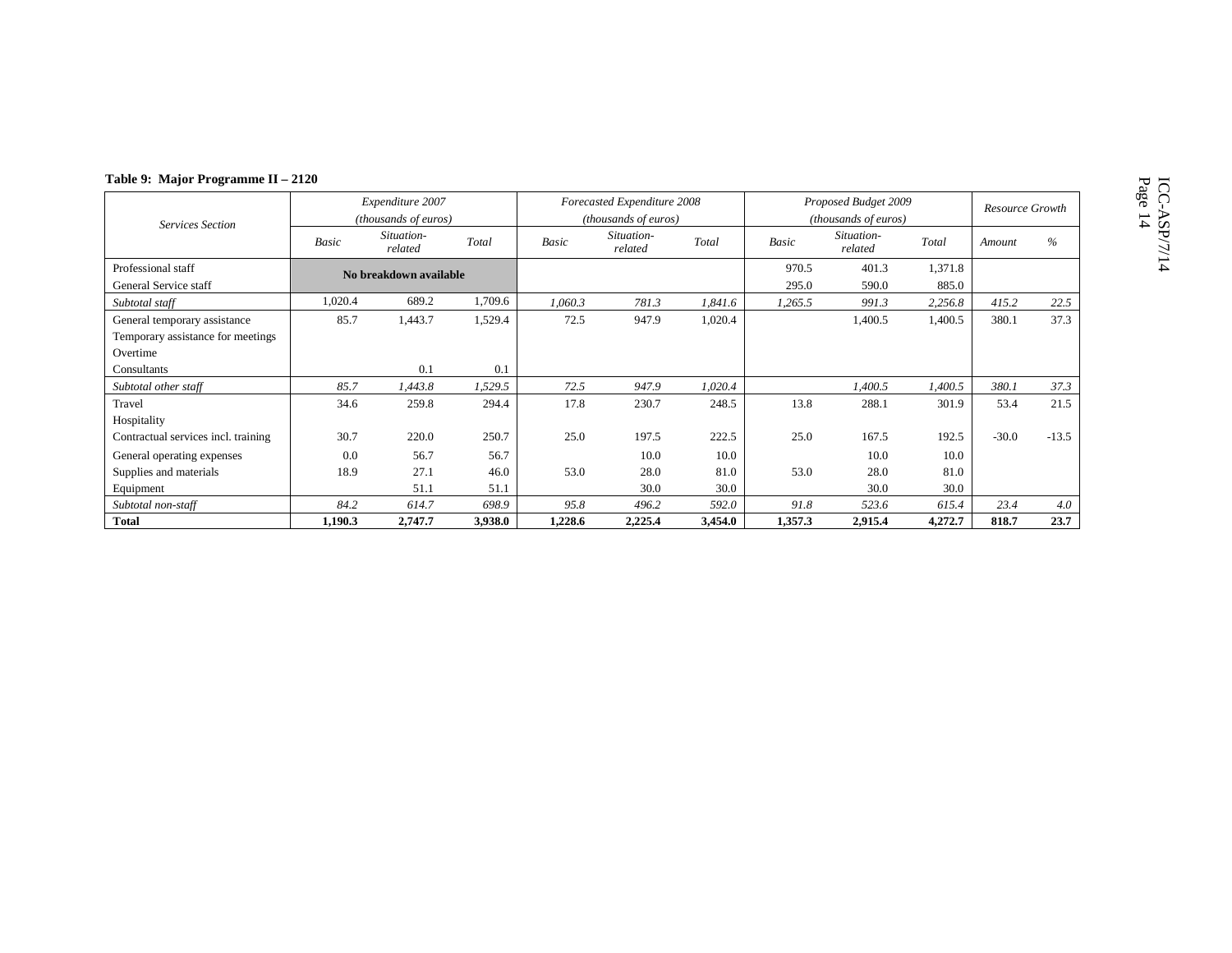**Table 9: Major Programme II – 2120**

| *Services Section* | *Expenditure 2007 (thousands of euros)* | | | *Forecasted Expenditure 2008 (thousands of euros)* | | | *Proposed Budget 2009 (thousands of euros)* | | | *Resource Growth* | |
|---|---|---|---|---|---|---|---|---|---|---|---|
| | *Basic* | *Situation-related* | *Total* | *Basic* | *Situation-related* | *Total* | *Basic* | *Situation-related* | *Total* | *Amount* | *%* |
| Professional staff | **No breakdown available** | | | | | | 970.5 | 401.3 | 1,371.8 | | |
| General Service staff | | | | | | | 295.0 | 590.0 | 885.0 | | |
| *Subtotal staff* | 1,020.4 | 689.2 | 1,709.6 | *1,060.3* | *781.3* | *1,841.6* | *1,265.5* | *991.3* | *2,256.8* | *415.2* | *22.5* |
| General temporary assistance | 85.7 | 1,443.7 | 1,529.4 | 72.5 | 947.9 | 1,020.4 | | 1,400.5 | 1,400.5 | 380.1 | 37.3 |
| Temporary assistance for meetings | | | | | | | | | | | |
| Overtime | | | | | | | | | | | |
| Consultants | | 0.1 | 0.1 | | | | | | | | |
| *Subtotal other staff* | *85.7* | *1,443.8* | *1,529.5* | *72.5* | *947.9* | *1,020.4* | | *1,400.5* | *1,400.5* | *380.1* | *37.3* |
| Travel | 34.6 | 259.8 | 294.4 | 17.8 | 230.7 | 248.5 | 13.8 | 288.1 | 301.9 | 53.4 | 21.5 |
| Hospitality | | | | | | | | | | | |
| Contractual services incl. training | 30.7 | 220.0 | 250.7 | 25.0 | 197.5 | 222.5 | 25.0 | 167.5 | 192.5 | -30.0 | -13.5 |
| General operating expenses | 0.0 | 56.7 | 56.7 | | 10.0 | 10.0 | | 10.0 | 10.0 | | |
| Supplies and materials | 18.9 | 27.1 | 46.0 | 53.0 | 28.0 | 81.0 | 53.0 | 28.0 | 81.0 | | |
| Equipment | | 51.1 | 51.1 | | 30.0 | 30.0 | | 30.0 | 30.0 | | |
| *Subtotal non-staff* | *84.2* | *614.7* | *698.9* | *95.8* | *496.2* | *592.0* | *91.8* | *523.6* | *615.4* | *23.4* | *4.0* |
| **Total** | **1,190.3** | **2,747.7** | **3,938.0** | **1,228.6** | **2,225.4** | **3,454.0** | **1,357.3** | **2,915.4** | **4,272.7** | **818.7** | **23.7** |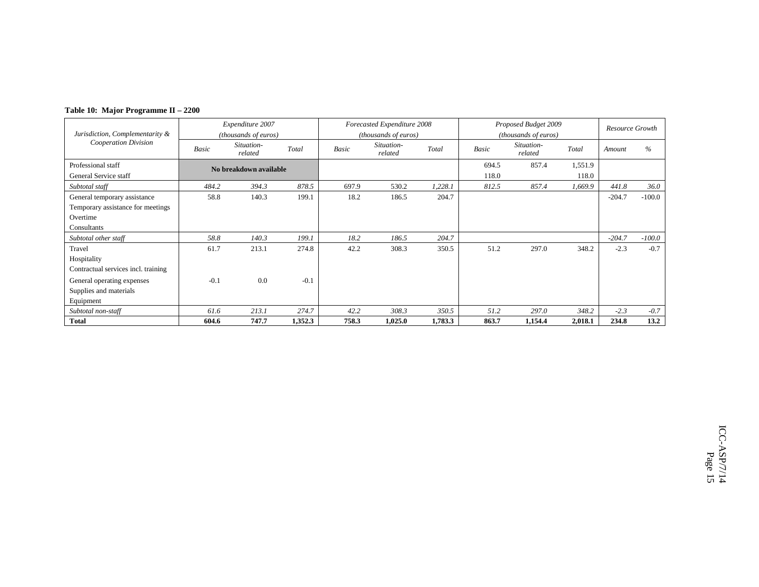**Table 10: Major Programme II – 2200**

| *Jurisdiction, Complementarity & Cooperation Division* | *Expenditure 2007 (thousands of euros)* | | | *Forecasted Expenditure 2008 (thousands of euros)* | | | *Proposed Budget 2009 (thousands of euros)* | | | *Resource Growth* | |
|---|---|---|---|---|---|---|---|---|---|---|---|
| | *Basic* | *Situation-related* | *Total* | *Basic* | *Situation-related* | *Total* | *Basic* | *Situation-related* | *Total* | *Amount* | *%* |
| Professional staff | **No breakdown available** | | | | | | 694.5 | 857.4 | 1,551.9 | | |
| General Service staff | | | | | | | 118.0 | | 118.0 | | |
| *Subtotal staff* | *484.2* | *394.3* | *878.5* | 697.9 | 530.2 | *1,228.1* | *812.5* | *857.4* | *1,669.9* | *441.8* | *36.0* |
| General temporary assistance | 58.8 | 140.3 | 199.1 | 18.2 | 186.5 | 204.7 | | | | -204.7 | -100.0 |
| Temporary assistance for meetings | | | | | | | | | | | |
| Overtime | | | | | | | | | | | |
| Consultants | | | | | | | | | | | |
| *Subtotal other staff* | *58.8* | *140.3* | *199.1* | *18.2* | *186.5* | *204.7* | | | | *-204.7* | *-100.0* |
| Travel | 61.7 | 213.1 | 274.8 | 42.2 | 308.3 | 350.5 | 51.2 | 297.0 | 348.2 | -2.3 | -0.7 |
| Hospitality | | | | | | | | | | | |
| Contractual services incl. training | | | | | | | | | | | |
| General operating expenses | -0.1 | 0.0 | -0.1 | | | | | | | | |
| Supplies and materials | | | | | | | | | | | |
| Equipment | | | | | | | | | | | |
| *Subtotal non-staff* | *61.6* | *213.1* | *274.7* | *42.2* | *308.3* | *350.5* | *51.2* | *297.0* | *348.2* | *-2.3* | *-0.7* |
| **Total** | **604.6** | **747.7** | **1,352.3** | **758.3** | **1,025.0** | **1,783.3** | **863.7** | **1,154.4** | **2,018.1** | **234.8** | **13.2** |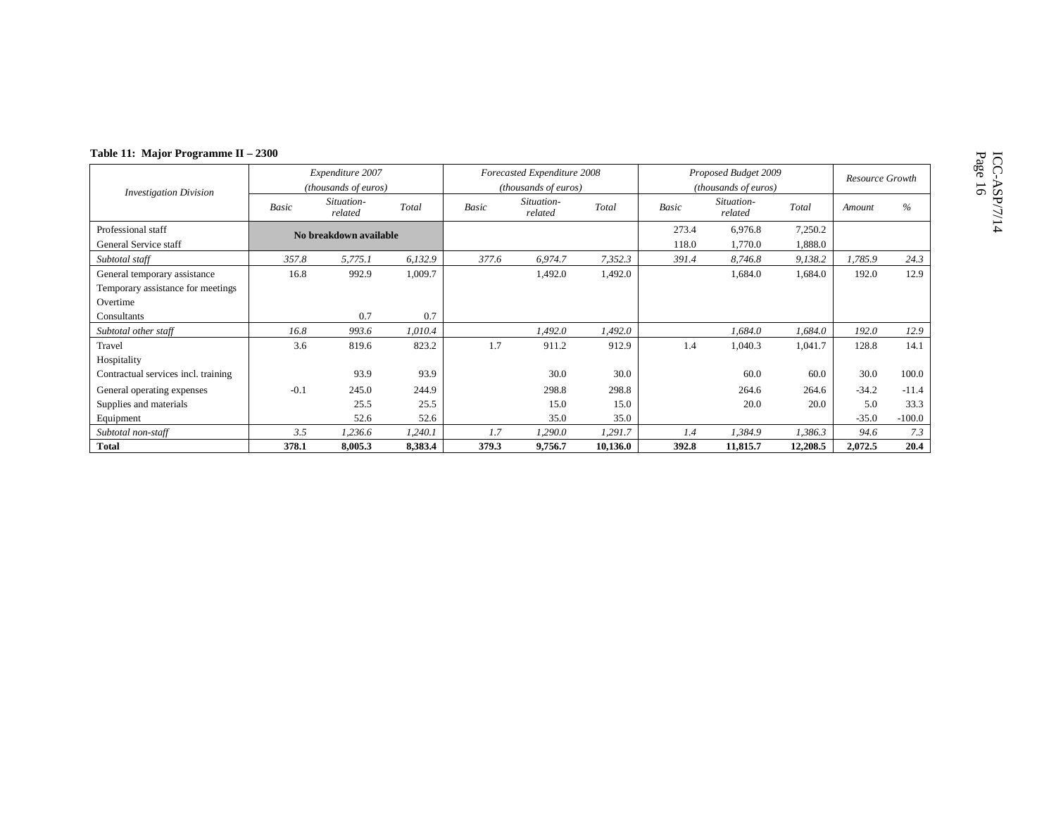**Table 11: Major Programme II – 2300**

| Investigation Division | Expenditure 2007 (thousands of euros) | | | Forecasted Expenditure 2008 (thousands of euros) | | | Proposed Budget 2009 (thousands of euros) | | | Resource Growth | |
|---|---|---|---|---|---|---|---|---|---|---|---|
| | Basic | Situation-related | Total | Basic | Situation-related | Total | Basic | Situation-related | Total | Amount | % |
| Professional staff | No breakdown available | | | | | | 273.4 | 6,976.8 | 7,250.2 | | |
| General Service staff | | | | | | | 118.0 | 1,770.0 | 1,888.0 | | |
| *Subtotal staff* | *357.8* | *5,775.1* | *6,132.9* | *377.6* | *6,974.7* | *7,352.3* | *391.4* | *8,746.8* | *9,138.2* | *1,785.9* | *24.3* |
| General temporary assistance | 16.8 | 992.9 | 1,009.7 | | 1,492.0 | 1,492.0 | | 1,684.0 | 1,684.0 | 192.0 | 12.9 |
| Temporary assistance for meetings | | | | | | | | | | | |
| Overtime | | | | | | | | | | | |
| Consultants | | 0.7 | 0.7 | | | | | | | | |
| *Subtotal other staff* | *16.8* | *993.6* | *1,010.4* | | *1,492.0* | *1,492.0* | | *1,684.0* | *1,684.0* | *192.0* | *12.9* |
| Travel | 3.6 | 819.6 | 823.2 | 1.7 | 911.2 | 912.9 | 1.4 | 1,040.3 | 1,041.7 | 128.8 | 14.1 |
| Hospitality | | | | | | | | | | | |
| Contractual services incl. training | | 93.9 | 93.9 | | 30.0 | 30.0 | | 60.0 | 60.0 | 30.0 | 100.0 |
| General operating expenses | -0.1 | 245.0 | 244.9 | | 298.8 | 298.8 | | 264.6 | 264.6 | -34.2 | -11.4 |
| Supplies and materials | | 25.5 | 25.5 | | 15.0 | 15.0 | | 20.0 | 20.0 | 5.0 | 33.3 |
| Equipment | | 52.6 | 52.6 | | 35.0 | 35.0 | | | | -35.0 | -100.0 |
| *Subtotal non-staff* | *3.5* | *1,236.6* | *1,240.1* | *1.7* | *1,290.0* | *1,291.7* | *1.4* | *1,384.9* | *1,386.3* | *94.6* | *7.3* |
| **Total** | **378.1** | **8,005.3** | **8,383.4** | **379.3** | **9,756.7** | **10,136.0** | **392.8** | **11,815.7** | **12,208.5** | **2,072.5** | **20.4** |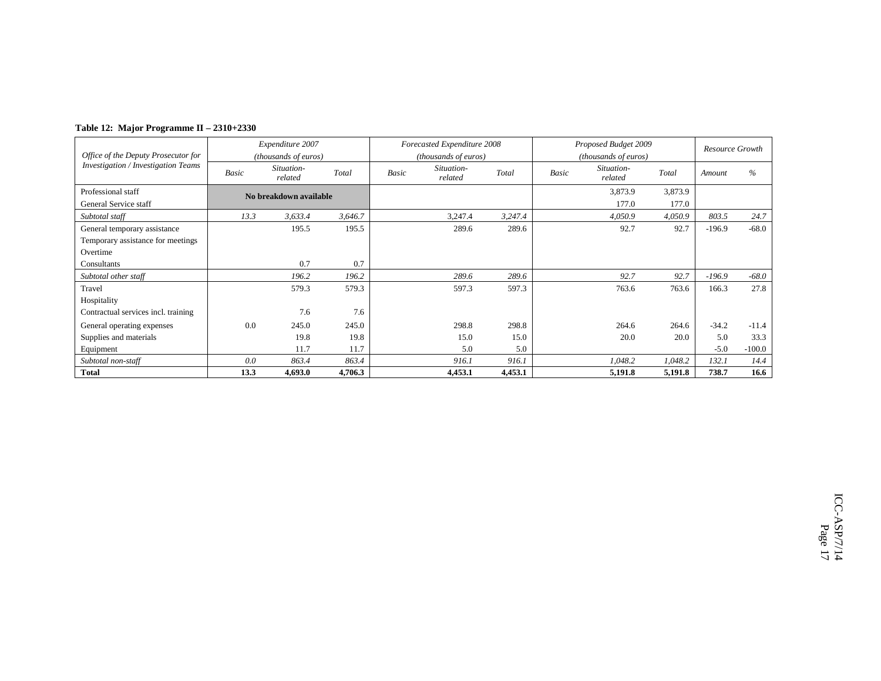**Table 12: Major Programme II – 2310+2330**

| *Office of the Deputy Prosecutor for Investigation / Investigation Teams* | *Expenditure 2007 (thousands of euros)* | | | *Forecasted Expenditure 2008 (thousands of euros)* | | | *Proposed Budget 2009 (thousands of euros)* | | | *Resource Growth* | |
|---|---|---|---|---|---|---|---|---|---|---|---|
| | *Basic* | *Situation-related* | *Total* | *Basic* | *Situation-related* | *Total* | *Basic* | *Situation-related* | *Total* | *Amount* | *%* |
| Professional staff | **No breakdown available** | | | | | | | 3,873.9 | 3,873.9 | | |
| General Service staff | | | | | | | | 177.0 | 177.0 | | |
| *Subtotal staff* | *13.3* | *3,633.4* | *3,646.7* | | *3,247.4* | *3,247.4* | | *4,050.9* | *4,050.9* | *803.5* | *24.7* |
| General temporary assistance | | 195.5 | 195.5 | | 289.6 | 289.6 | | 92.7 | 92.7 | -196.9 | -68.0 |
| Temporary assistance for meetings | | | | | | | | | | | |
| Overtime | | | | | | | | | | | |
| Consultants | | 0.7 | 0.7 | | | | | | | | |
| *Subtotal other staff* | | *196.2* | *196.2* | | *289.6* | *289.6* | | *92.7* | *92.7* | *-196.9* | *-68.0* |
| Travel | | 579.3 | 579.3 | | 597.3 | 597.3 | | 763.6 | 763.6 | 166.3 | 27.8 |
| Hospitality | | | | | | | | | | | |
| Contractual services incl. training | | 7.6 | 7.6 | | | | | | | | |
| General operating expenses | 0.0 | 245.0 | 245.0 | | 298.8 | 298.8 | | 264.6 | 264.6 | -34.2 | -11.4 |
| Supplies and materials | | 19.8 | 19.8 | | 15.0 | 15.0 | | 20.0 | 20.0 | 5.0 | 33.3 |
| Equipment | | 11.7 | 11.7 | | 5.0 | 5.0 | | | | -5.0 | -100.0 |
| *Subtotal non-staff* | *0.0* | *863.4* | *863.4* | | *916.1* | *916.1* | | *1,048.2* | *1,048.2* | *132.1* | *14.4* |
| **Total** | **13.3** | **4,693.0** | **4,706.3** | | **4,453.1** | **4,453.1** | | **5,191.8** | **5,191.8** | **738.7** | **16.6** |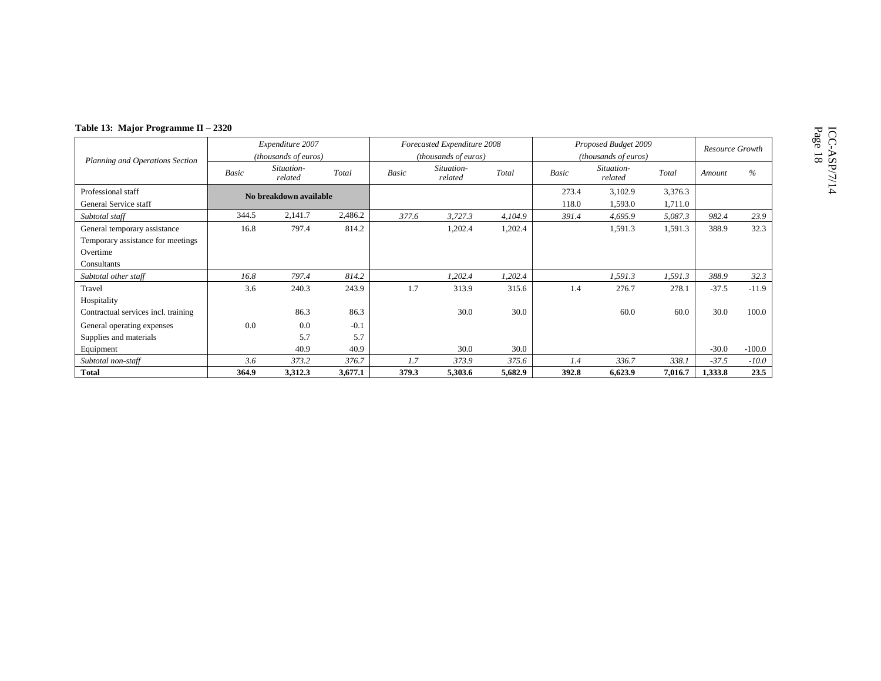**Table 13: Major Programme II – 2320**

| Planning and Operations Section | *Expenditure 2007 (thousands of euros)* | | | *Forecasted Expenditure 2008 (thousands of euros)* | | | *Proposed Budget 2009 (thousands of euros)* | | | *Resource Growth* | |
|---|---|---|---|---|---|---|---|---|---|---|---|
| | *Basic* | *Situation-related* | *Total* | *Basic* | *Situation-related* | *Total* | *Basic* | *Situation-related* | *Total* | *Amount* | *%* |
| Professional staff | **No breakdown available** | | | | | | 273.4 | 3,102.9 | 3,376.3 | | |
| General Service staff | | | | | | | 118.0 | 1,593.0 | 1,711.0 | | |
| *Subtotal staff* | 344.5 | 2,141.7 | 2,486.2 | *377.6* | *3,727.3* | *4,104.9* | *391.4* | *4,695.9* | *5,087.3* | *982.4* | *23.9* |
| General temporary assistance | 16.8 | 797.4 | 814.2 | | 1,202.4 | 1,202.4 | | 1,591.3 | 1,591.3 | 388.9 | 32.3 |
| Temporary assistance for meetings | | | | | | | | | | | |
| Overtime | | | | | | | | | | | |
| Consultants | | | | | | | | | | | |
| *Subtotal other staff* | *16.8* | *797.4* | *814.2* | | *1,202.4* | *1,202.4* | | *1,591.3* | *1,591.3* | *388.9* | *32.3* |
| Travel | 3.6 | 240.3 | 243.9 | 1.7 | 313.9 | 315.6 | 1.4 | 276.7 | 278.1 | -37.5 | -11.9 |
| Hospitality | | | | | | | | | | | |
| Contractual services incl. training | | 86.3 | 86.3 | | 30.0 | 30.0 | | 60.0 | 60.0 | 30.0 | 100.0 |
| General operating expenses | 0.0 | 0.0 | -0.1 | | | | | | | | |
| Supplies and materials | | 5.7 | 5.7 | | | | | | | | |
| Equipment | | 40.9 | 40.9 | | 30.0 | 30.0 | | | | -30.0 | -100.0 |
| *Subtotal non-staff* | *3.6* | *373.2* | *376.7* | *1.7* | *373.9* | *375.6* | *1.4* | *336.7* | *338.1* | *-37.5* | *-10.0* |
| **Total** | **364.9** | **3,312.3** | **3,677.1** | **379.3** | **5,303.6** | **5,682.9** | **392.8** | **6,623.9** | **7,016.7** | **1,333.8** | **23.5** |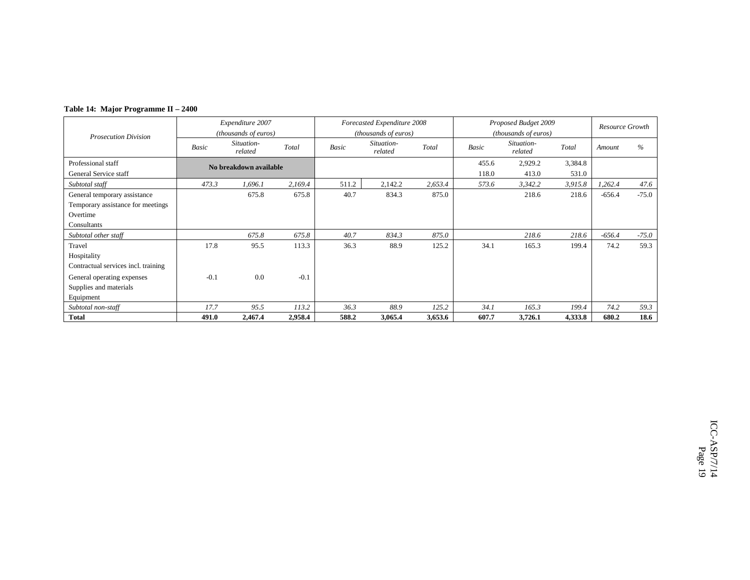**Table 14: Major Programme II – 2400**

| *Prosecution Division* | *Expenditure 2007 (thousands of euros)* | | | *Forecasted Expenditure 2008 (thousands of euros)* | | | *Proposed Budget 2009 (thousands of euros)* | | | *Resource Growth* | |
|---|---|---|---|---|---|---|---|---|---|---|---|
| | *Basic* | *Situation-related* | *Total* | *Basic* | *Situation-related* | *Total* | *Basic* | *Situation-related* | *Total* | *Amount* | *%* |
| Professional staff | **No breakdown available** | | | | | | 455.6 | 2,929.2 | 3,384.8 | | |
| General Service staff | | | | | | | 118.0 | 413.0 | 531.0 | | |
| *Subtotal staff* | *473.3* | *1,696.1* | *2,169.4* | 511.2 | 2,142.2 | *2,653.4* | *573.6* | *3,342.2* | *3,915.8* | *1,262.4* | *47.6* |
| General temporary assistance | | 675.8 | 675.8 | 40.7 | 834.3 | 875.0 | | 218.6 | 218.6 | -656.4 | -75.0 |
| Temporary assistance for meetings | | | | | | | | | | | |
| Overtime | | | | | | | | | | | |
| Consultants | | | | | | | | | | | |
| *Subtotal other staff* | | *675.8* | *675.8* | *40.7* | *834.3* | *875.0* | | *218.6* | *218.6* | *-656.4* | *-75.0* |
| Travel | 17.8 | 95.5 | 113.3 | 36.3 | 88.9 | 125.2 | 34.1 | 165.3 | 199.4 | 74.2 | 59.3 |
| Hospitality | | | | | | | | | | | |
| Contractual services incl. training | | | | | | | | | | | |
| General operating expenses | -0.1 | 0.0 | -0.1 | | | | | | | | |
| Supplies and materials | | | | | | | | | | | |
| Equipment | | | | | | | | | | | |
| *Subtotal non-staff* | *17.7* | *95.5* | *113.2* | *36.3* | *88.9* | *125.2* | *34.1* | *165.3* | *199.4* | *74.2* | *59.3* |
| **Total** | **491.0** | **2,467.4** | **2,958.4** | **588.2** | **3,065.4** | **3,653.6** | **607.7** | **3,726.1** | **4,333.8** | **680.2** | **18.6** |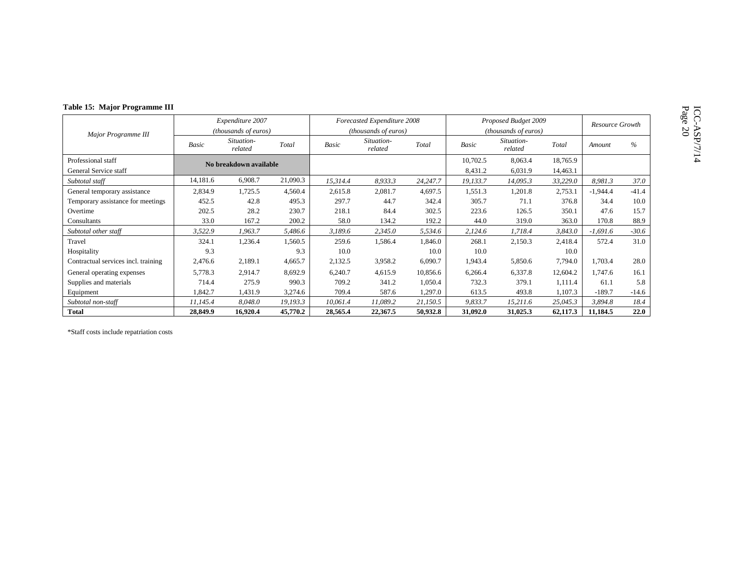**Table 15: Major Programme III**

| Major Programme III | Expenditure 2007 (thousands of euros) | | | Forecasted Expenditure 2008 (thousands of euros) | | | Proposed Budget 2009 (thousands of euros) | | | Resource Growth | |
|---|---|---|---|---|---|---|---|---|---|---|---|
| | *Basic* | *Situation-related* | *Total* | *Basic* | *Situation-related* | *Total* | *Basic* | *Situation-related* | *Total* | *Amount* | *%* |
| Professional staff | **No breakdown available** | | | | | | 10,702.5 | 8,063.4 | 18,765.9 | | |
| General Service staff | | | | | | | 8,431.2 | 6,031.9 | 14,463.1 | | |
| *Subtotal staff* | 14,181.6 | 6,908.7 | 21,090.3 | *15,314.4* | *8,933.3* | *24,247.7* | *19,133.7* | *14,095.3* | *33,229.0* | *8,981.3* | *37.0* |
| General temporary assistance | 2,834.9 | 1,725.5 | 4,560.4 | 2,615.8 | 2,081.7 | 4,697.5 | 1,551.3 | 1,201.8 | 2,753.1 | -1,944.4 | -41.4 |
| Temporary assistance for meetings | 452.5 | 42.8 | 495.3 | 297.7 | 44.7 | 342.4 | 305.7 | 71.1 | 376.8 | 34.4 | 10.0 |
| Overtime | 202.5 | 28.2 | 230.7 | 218.1 | 84.4 | 302.5 | 223.6 | 126.5 | 350.1 | 47.6 | 15.7 |
| Consultants | 33.0 | 167.2 | 200.2 | 58.0 | 134.2 | 192.2 | 44.0 | 319.0 | 363.0 | 170.8 | 88.9 |
| *Subtotal other staff* | *3,522.9* | *1,963.7* | *5,486.6* | *3,189.6* | *2,345.0* | *5,534.6* | *2,124.6* | *1,718.4* | *3,843.0* | *-1,691.6* | *-30.6* |
| Travel | 324.1 | 1,236.4 | 1,560.5 | 259.6 | 1,586.4 | 1,846.0 | 268.1 | 2,150.3 | 2,418.4 | 572.4 | 31.0 |
| Hospitality | 9.3 | | 9.3 | 10.0 | | 10.0 | 10.0 | | 10.0 | | |
| Contractual services incl. training | 2,476.6 | 2,189.1 | 4,665.7 | 2,132.5 | 3,958.2 | 6,090.7 | 1,943.4 | 5,850.6 | 7,794.0 | 1,703.4 | 28.0 |
| General operating expenses | 5,778.3 | 2,914.7 | 8,692.9 | 6,240.7 | 4,615.9 | 10,856.6 | 6,266.4 | 6,337.8 | 12,604.2 | 1,747.6 | 16.1 |
| Supplies and materials | 714.4 | 275.9 | 990.3 | 709.2 | 341.2 | 1,050.4 | 732.3 | 379.1 | 1,111.4 | 61.1 | 5.8 |
| Equipment | 1,842.7 | 1,431.9 | 3,274.6 | 709.4 | 587.6 | 1,297.0 | 613.5 | 493.8 | 1,107.3 | -189.7 | -14.6 |
| *Subtotal non-staff* | *11,145.4* | *8,048.0* | *19,193.3* | *10,061.4* | *11,089.2* | *21,150.5* | *9,833.7* | *15,211.6* | *25,045.3* | *3,894.8* | *18.4* |
| **Total** | **28,849.9** | **16,920.4** | **45,770.2** | **28,565.4** | **22,367.5** | **50,932.8** | **31,092.0** | **31,025.3** | **62,117.3** | **11,184.5** | **22.0** |

*Staff costs include repatriation costs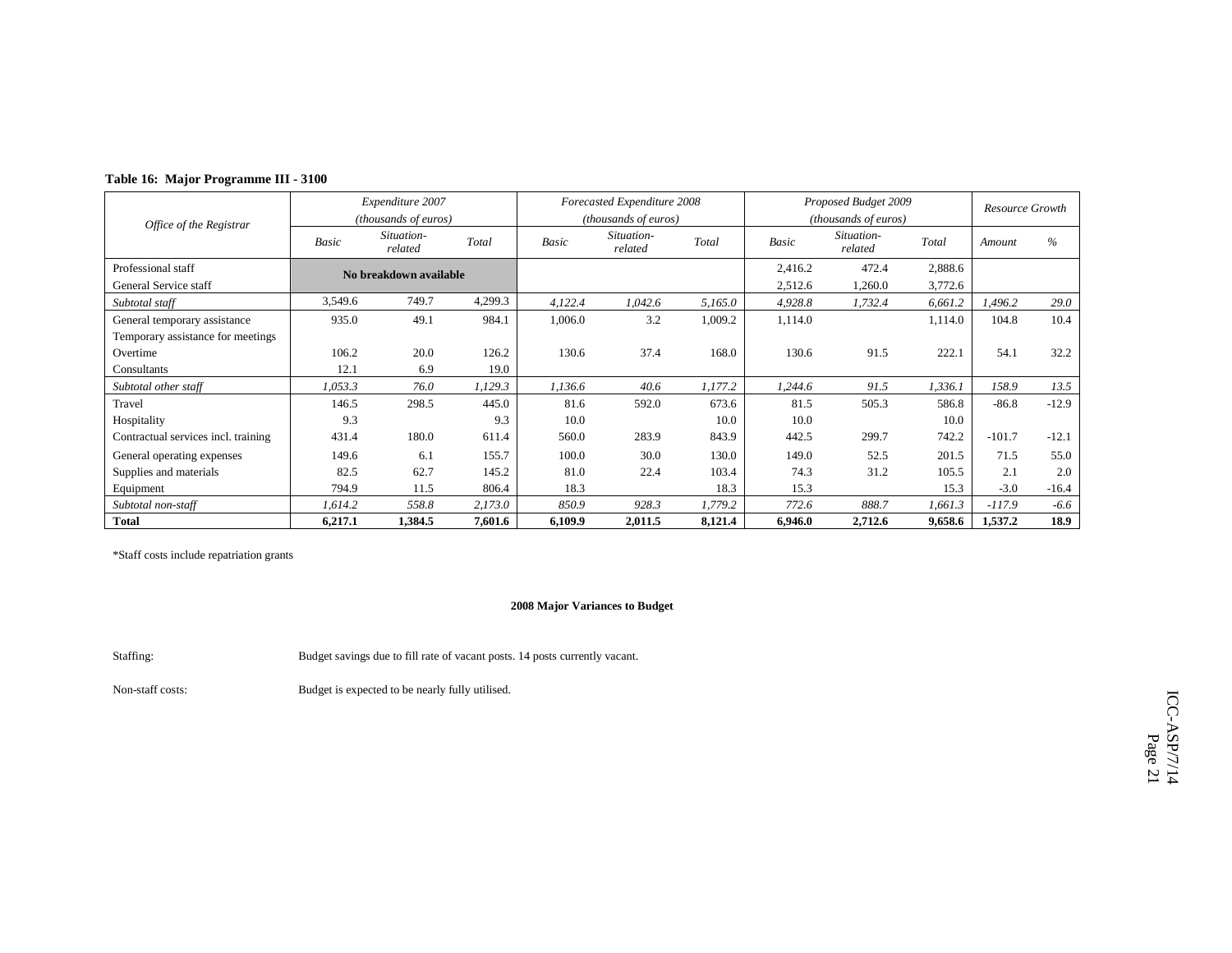**Table 16: Major Programme III - 3100**

| Office of the Registrar | Expenditure 2007 (thousands of euros) | | | Forecasted Expenditure 2008 (thousands of euros) | | | Proposed Budget 2009 (thousands of euros) | | | Resource Growth | |
|---|---|---|---|---|---|---|---|---|---|---|---|
| | Basic | Situation-related | Total | Basic | Situation-related | Total | Basic | Situation-related | Total | Amount | % |
| Professional staff | No breakdown available | | | | | | 2,416.2 | 472.4 | 2,888.6 | | |
| General Service staff | | | | | | | 2,512.6 | 1,260.0 | 3,772.6 | | |
| *Subtotal staff* | 3,549.6 | 749.7 | 4,299.3 | *4,122.4* | *1,042.6* | *5,165.0* | *4,928.8* | *1,732.4* | *6,661.2* | *1,496.2* | *29.0* |
| General temporary assistance | 935.0 | 49.1 | 984.1 | 1,006.0 | 3.2 | 1,009.2 | 1,114.0 | | 1,114.0 | 104.8 | 10.4 |
| Temporary assistance for meetings | | | | | | | | | | | |
| Overtime | 106.2 | 20.0 | 126.2 | 130.6 | 37.4 | 168.0 | 130.6 | 91.5 | 222.1 | 54.1 | 32.2 |
| Consultants | 12.1 | 6.9 | 19.0 | | | | | | | | |
| *Subtotal other staff* | *1,053.3* | *76.0* | *1,129.3* | *1,136.6* | *40.6* | *1,177.2* | *1,244.6* | *91.5* | *1,336.1* | *158.9* | *13.5* |
| Travel | 146.5 | 298.5 | 445.0 | 81.6 | 592.0 | 673.6 | 81.5 | 505.3 | 586.8 | -86.8 | -12.9 |
| Hospitality | 9.3 | | 9.3 | 10.0 | | 10.0 | 10.0 | | 10.0 | | |
| Contractual services incl. training | 431.4 | 180.0 | 611.4 | 560.0 | 283.9 | 843.9 | 442.5 | 299.7 | 742.2 | -101.7 | -12.1 |
| General operating expenses | 149.6 | 6.1 | 155.7 | 100.0 | 30.0 | 130.0 | 149.0 | 52.5 | 201.5 | 71.5 | 55.0 |
| Supplies and materials | 82.5 | 62.7 | 145.2 | 81.0 | 22.4 | 103.4 | 74.3 | 31.2 | 105.5 | 2.1 | 2.0 |
| Equipment | 794.9 | 11.5 | 806.4 | 18.3 | | 18.3 | 15.3 | | 15.3 | -3.0 | -16.4 |
| *Subtotal non-staff* | *1,614.2* | *558.8* | *2,173.0* | *850.9* | *928.3* | *1,779.2* | *772.6* | *888.7* | *1,661.3* | *-117.9* | *-6.6* |
| **Total** | **6,217.1** | **1,384.5** | **7,601.6** | **6,109.9** | **2,011.5** | **8,121.4** | **6,946.0** | **2,712.6** | **9,658.6** | **1,537.2** | **18.9** |

*Staff costs include repatriation grants

**2008 Major Variances to Budget**

Staffing: Budget savings due to fill rate of vacant posts. 14 posts currently vacant.

Non-staff costs: Budget is expected to be nearly fully utilised.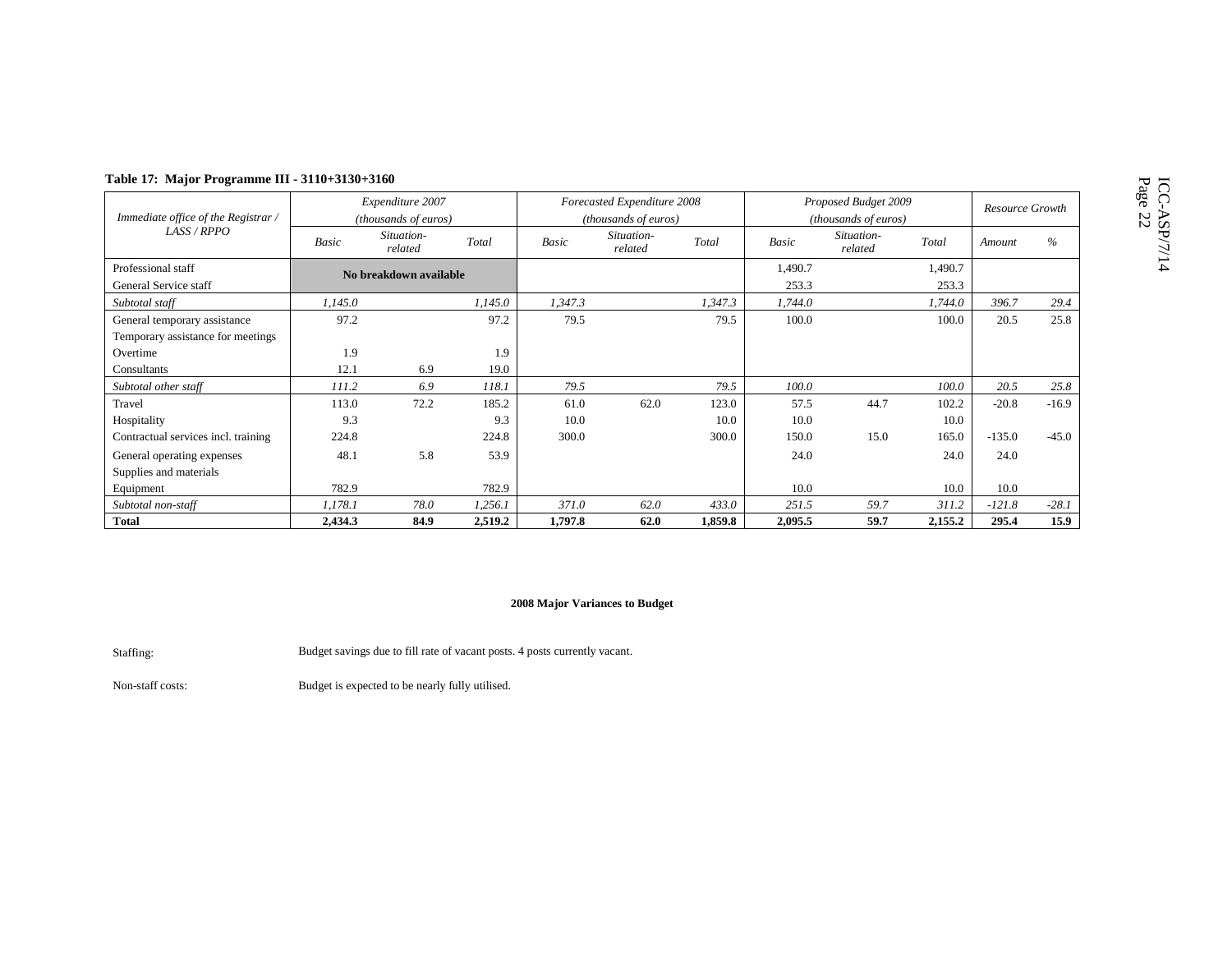**Table 17: Major Programme III - 3110+3130+3160**

| Immediate office of the Registrar / LASS / RPPO | *Expenditure 2007 (thousands of euros)* | | | *Forecasted Expenditure 2008 (thousands of euros)* | | | *Proposed Budget 2009 (thousands of euros)* | | | *Resource Growth* | |
|---|---|---|---|---|---|---|---|---|---|---|---|
| | *Basic* | *Situation-related* | *Total* | *Basic* | *Situation-related* | *Total* | *Basic* | *Situation-related* | *Total* | *Amount* | *%* |
| Professional staff | **No breakdown available** | | | | | | 1,490.7 | | 1,490.7 | | |
| General Service staff | | | | | | | 253.3 | | 253.3 | | |
| *Subtotal staff* | *1,145.0* | | *1,145.0* | *1,347.3* | | *1,347.3* | *1,744.0* | | *1,744.0* | *396.7* | *29.4* |
| General temporary assistance | 97.2 | | 97.2 | 79.5 | | 79.5 | 100.0 | | 100.0 | 20.5 | 25.8 |
| Temporary assistance for meetings | | | | | | | | | | | |
| Overtime | 1.9 | | 1.9 | | | | | | | | |
| Consultants | 12.1 | 6.9 | 19.0 | | | | | | | | |
| *Subtotal other staff* | *111.2* | *6.9* | *118.1* | *79.5* | | *79.5* | *100.0* | | *100.0* | *20.5* | *25.8* |
| Travel | 113.0 | 72.2 | 185.2 | 61.0 | 62.0 | 123.0 | 57.5 | 44.7 | 102.2 | -20.8 | -16.9 |
| Hospitality | 9.3 | | 9.3 | 10.0 | | 10.0 | 10.0 | | 10.0 | | |
| Contractual services incl. training | 224.8 | | 224.8 | 300.0 | | 300.0 | 150.0 | 15.0 | 165.0 | -135.0 | -45.0 |
| General operating expenses | 48.1 | 5.8 | 53.9 | | | | 24.0 | | 24.0 | 24.0 | |
| Supplies and materials | | | | | | | | | | | |
| Equipment | 782.9 | | 782.9 | | | | 10.0 | | 10.0 | 10.0 | |
| *Subtotal non-staff* | *1,178.1* | *78.0* | *1,256.1* | *371.0* | *62.0* | *433.0* | *251.5* | *59.7* | *311.2* | *-121.8* | *-28.1* |
| **Total** | **2,434.3** | **84.9** | **2,519.2** | **1,797.8** | **62.0** | **1,859.8** | **2,095.5** | **59.7** | **2,155.2** | **295.4** | **15.9** |

**2008 Major Variances to Budget**

Staffing: Budget savings due to fill rate of vacant posts. 4 posts currently vacant.

Non-staff costs: Budget is expected to be nearly fully utilised.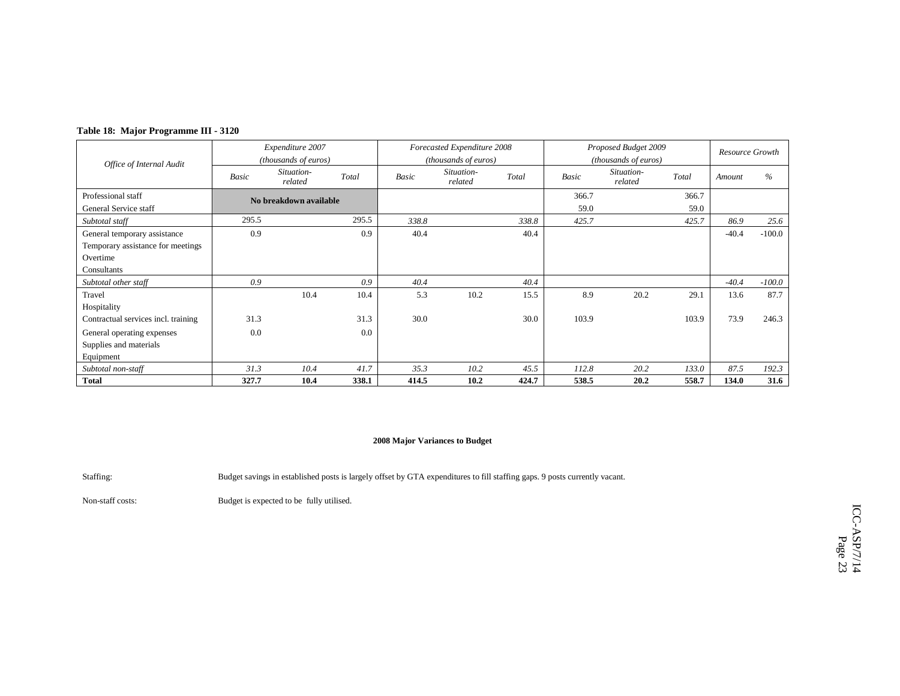**Table 18: Major Programme III - 3120**

| Office of Internal Audit | Expenditure 2007 (thousands of euros) | | | Forecasted Expenditure 2008 (thousands of euros) | | | Proposed Budget 2009 (thousands of euros) | | | Resource Growth | |
|---|---|---|---|---|---|---|---|---|---|---|---|
| | *Basic* | *Situation-related* | *Total* | *Basic* | *Situation-related* | *Total* | *Basic* | *Situation-related* | *Total* | *Amount* | *%* |
| Professional staff | **No breakdown available** | | | | | | 366.7 | | 366.7 | | |
| General Service staff | | | | | | | 59.0 | | 59.0 | | |
| *Subtotal staff* | 295.5 | | 295.5 | *338.8* | | *338.8* | *425.7* | | *425.7* | *86.9* | *25.6* |
| General temporary assistance | 0.9 | | 0.9 | 40.4 | | 40.4 | | | | -40.4 | -100.0 |
| Temporary assistance for meetings | | | | | | | | | | | |
| Overtime | | | | | | | | | | | |
| Consultants | | | | | | | | | | | |
| *Subtotal other staff* | *0.9* | | *0.9* | *40.4* | | *40.4* | | | | *-40.4* | *-100.0* |
| Travel | | 10.4 | 10.4 | 5.3 | 10.2 | 15.5 | 8.9 | 20.2 | 29.1 | 13.6 | 87.7 |
| Hospitality | | | | | | | | | | | |
| Contractual services incl. training | 31.3 | | 31.3 | 30.0 | | 30.0 | 103.9 | | 103.9 | 73.9 | 246.3 |
| General operating expenses | 0.0 | | 0.0 | | | | | | | | |
| Supplies and materials | | | | | | | | | | | |
| Equipment | | | | | | | | | | | |
| *Subtotal non-staff* | *31.3* | *10.4* | *41.7* | *35.3* | *10.2* | *45.5* | *112.8* | *20.2* | *133.0* | *87.5* | *192.3* |
| **Total** | **327.7** | **10.4** | **338.1** | **414.5** | **10.2** | **424.7** | **538.5** | **20.2** | **558.7** | **134.0** | **31.6** |

**2008 Major Variances to Budget**

Staffing: Budget savings in established posts is largely offset by GTA expenditures to fill staffing gaps. 9 posts currently vacant.

Non-staff costs: Budget is expected to be fully utilised.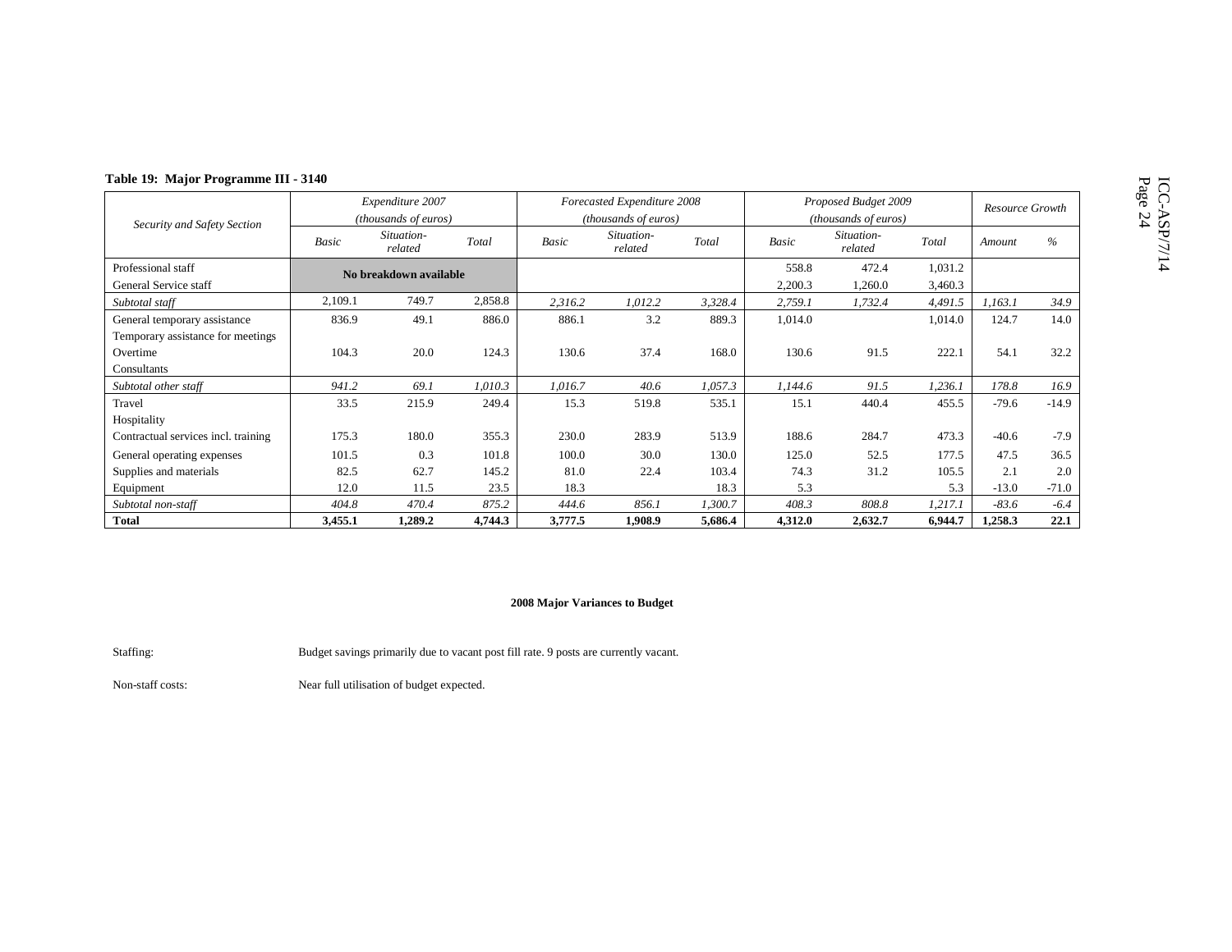**Table 19: Major Programme III - 3140**

| Security and Safety Section | Expenditure 2007 (thousands of euros) | | | Forecasted Expenditure 2008 (thousands of euros) | | | Proposed Budget 2009 (thousands of euros) | | | Resource Growth | |
|---|---|---|---|---|---|---|---|---|---|---|---|
| | *Basic* | *Situation-related* | *Total* | *Basic* | *Situation-related* | *Total* | *Basic* | *Situation-related* | *Total* | *Amount* | *%* |
| Professional staff | No breakdown available | | | | | | 558.8 | 472.4 | 1,031.2 | | |
| General Service staff | | | | | | | 2,200.3 | 1,260.0 | 3,460.3 | | |
| *Subtotal staff* | 2,109.1 | 749.7 | 2,858.8 | *2,316.2* | *1,012.2* | *3,328.4* | *2,759.1* | *1,732.4* | *4,491.5* | *1,163.1* | *34.9* |
| General temporary assistance | 836.9 | 49.1 | 886.0 | 886.1 | 3.2 | 889.3 | 1,014.0 | | 1,014.0 | 124.7 | 14.0 |
| Temporary assistance for meetings | | | | | | | | | | | |
| Overtime | 104.3 | 20.0 | 124.3 | 130.6 | 37.4 | 168.0 | 130.6 | 91.5 | 222.1 | 54.1 | 32.2 |
| Consultants | | | | | | | | | | | |
| *Subtotal other staff* | *941.2* | *69.1* | *1,010.3* | *1,016.7* | *40.6* | *1,057.3* | *1,144.6* | *91.5* | *1,236.1* | *178.8* | *16.9* |
| Travel | 33.5 | 215.9 | 249.4 | 15.3 | 519.8 | 535.1 | 15.1 | 440.4 | 455.5 | -79.6 | -14.9 |
| Hospitality | | | | | | | | | | | |
| Contractual services incl. training | 175.3 | 180.0 | 355.3 | 230.0 | 283.9 | 513.9 | 188.6 | 284.7 | 473.3 | -40.6 | -7.9 |
| General operating expenses | 101.5 | 0.3 | 101.8 | 100.0 | 30.0 | 130.0 | 125.0 | 52.5 | 177.5 | 47.5 | 36.5 |
| Supplies and materials | 82.5 | 62.7 | 145.2 | 81.0 | 22.4 | 103.4 | 74.3 | 31.2 | 105.5 | 2.1 | 2.0 |
| Equipment | 12.0 | 11.5 | 23.5 | 18.3 | | 18.3 | 5.3 | | 5.3 | -13.0 | -71.0 |
| *Subtotal non-staff* | *404.8* | *470.4* | *875.2* | *444.6* | *856.1* | *1,300.7* | *408.3* | *808.8* | *1,217.1* | *-83.6* | *-6.4* |
| **Total** | **3,455.1** | **1,289.2** | **4,744.3** | **3,777.5** | **1,908.9** | **5,686.4** | **4,312.0** | **2,632.7** | **6,944.7** | **1,258.3** | **22.1** |

**2008 Major Variances to Budget**

Staffing: Budget savings primarily due to vacant post fill rate. 9 posts are currently vacant.

Non-staff costs: Near full utilisation of budget expected.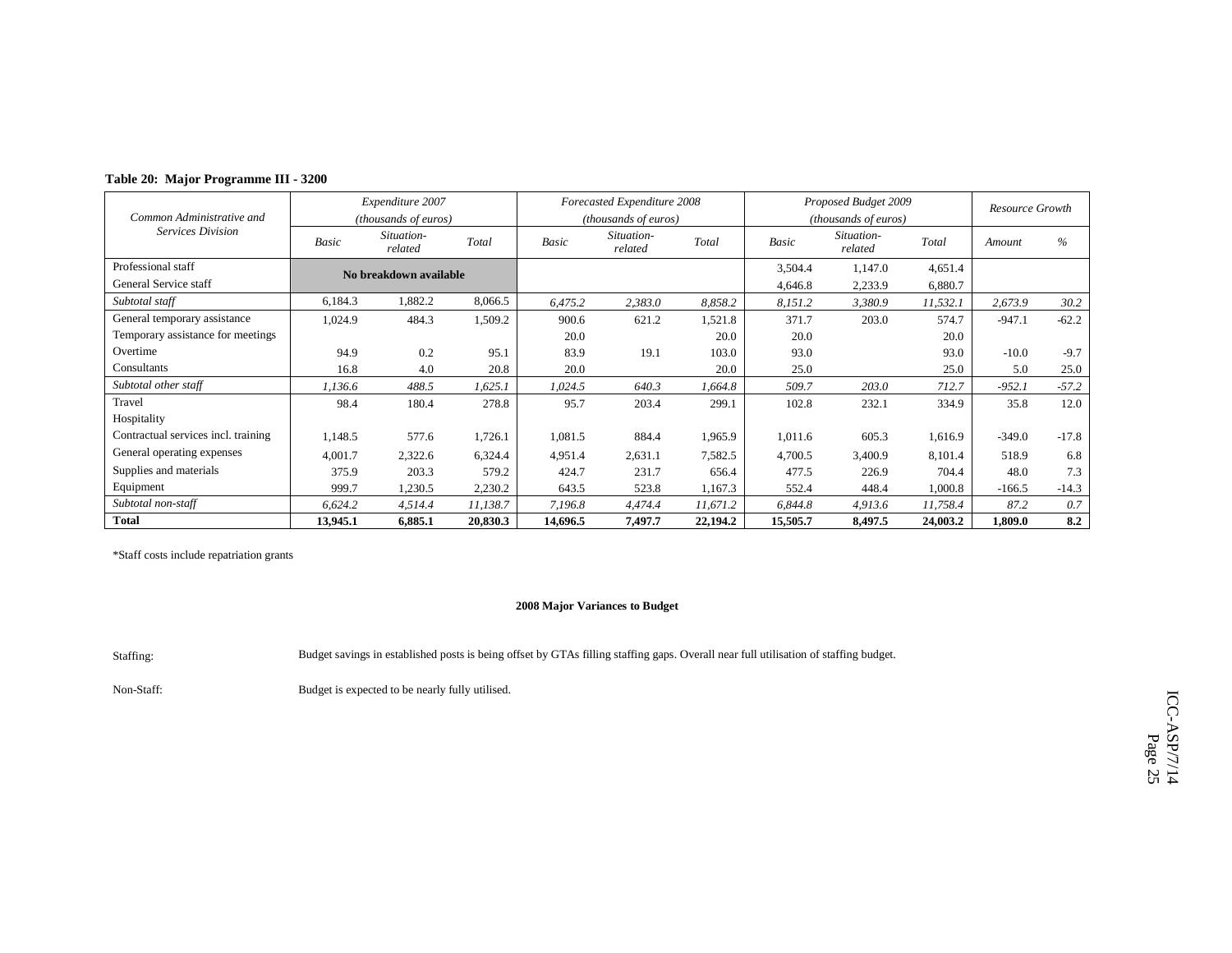**Table 20: Major Programme III - 3200**

| Common Administrative and Services Division | Expenditure 2007 (thousands of euros) | | | Forecasted Expenditure 2008 (thousands of euros) | | | Proposed Budget 2009 (thousands of euros) | | | Resource Growth | |
|---|---|---|---|---|---|---|---|---|---|---|---|
| | Basic | Situation-related | Total | Basic | Situation-related | Total | Basic | Situation-related | Total | Amount | % |
| Professional staff | No breakdown available | | | | | | 3,504.4 | 1,147.0 | 4,651.4 | | |
| General Service staff | | | | | | | 4,646.8 | 2,233.9 | 6,880.7 | | |
| *Subtotal staff* | 6,184.3 | 1,882.2 | 8,066.5 | *6,475.2* | *2,383.0* | *8,858.2* | *8,151.2* | *3,380.9* | *11,532.1* | *2,673.9* | *30.2* |
| General temporary assistance | 1,024.9 | 484.3 | 1,509.2 | 900.6 | 621.2 | 1,521.8 | 371.7 | 203.0 | 574.7 | -947.1 | -62.2 |
| Temporary assistance for meetings | | | | 20.0 | | 20.0 | 20.0 | | 20.0 | | |
| Overtime | 94.9 | 0.2 | 95.1 | 83.9 | 19.1 | 103.0 | 93.0 | | 93.0 | -10.0 | -9.7 |
| Consultants | 16.8 | 4.0 | 20.8 | 20.0 | | 20.0 | 25.0 | | 25.0 | 5.0 | 25.0 |
| *Subtotal other staff* | *1,136.6* | *488.5* | *1,625.1* | *1,024.5* | *640.3* | *1,664.8* | *509.7* | *203.0* | *712.7* | *-952.1* | *-57.2* |
| Travel | 98.4 | 180.4 | 278.8 | 95.7 | 203.4 | 299.1 | 102.8 | 232.1 | 334.9 | 35.8 | 12.0 |
| Hospitality | | | | | | | | | | | |
| Contractual services incl. training | 1,148.5 | 577.6 | 1,726.1 | 1,081.5 | 884.4 | 1,965.9 | 1,011.6 | 605.3 | 1,616.9 | -349.0 | -17.8 |
| General operating expenses | 4,001.7 | 2,322.6 | 6,324.4 | 4,951.4 | 2,631.1 | 7,582.5 | 4,700.5 | 3,400.9 | 8,101.4 | 518.9 | 6.8 |
| Supplies and materials | 375.9 | 203.3 | 579.2 | 424.7 | 231.7 | 656.4 | 477.5 | 226.9 | 704.4 | 48.0 | 7.3 |
| Equipment | 999.7 | 1,230.5 | 2,230.2 | 643.5 | 523.8 | 1,167.3 | 552.4 | 448.4 | 1,000.8 | -166.5 | -14.3 |
| *Subtotal non-staff* | *6,624.2* | *4,514.4* | *11,138.7* | *7,196.8* | *4,474.4* | *11,671.2* | *6,844.8* | *4,913.6* | *11,758.4* | *87.2* | *0.7* |
| **Total** | **13,945.1** | **6,885.1** | **20,830.3** | **14,696.5** | **7,497.7** | **22,194.2** | **15,505.7** | **8,497.5** | **24,003.2** | **1,809.0** | **8.2** |

*Staff costs include repatriation grants

**2008 Major Variances to Budget**

Staffing: Budget savings in established posts is being offset by GTAs filling staffing gaps. Overall near full utilisation of staffing budget.

Non-Staff: Budget is expected to be nearly fully utilised.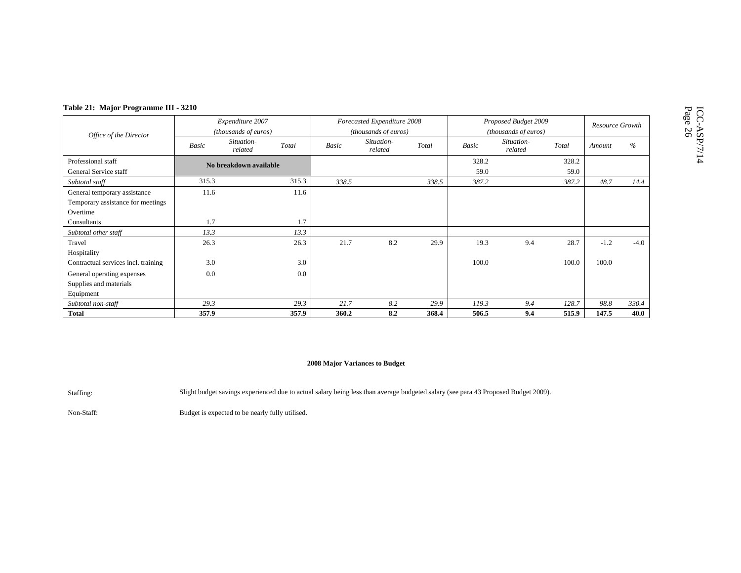**Table 21: Major Programme III - 3210**

| Office of the Director | Expenditure 2007 (thousands of euros) | | | Forecasted Expenditure 2008 (thousands of euros) | | | Proposed Budget 2009 (thousands of euros) | | | Resource Growth | |
|---|---|---|---|---|---|---|---|---|---|---|---|
| | Basic | Situation-related | Total | Basic | Situation-related | Total | Basic | Situation-related | Total | Amount | % |
| Professional staff | No breakdown available | | | | | | 328.2 | | 328.2 | | |
| General Service staff | | | | | | | 59.0 | | 59.0 | | |
| *Subtotal staff* | 315.3 | | 315.3 | *338.5* | | *338.5* | *387.2* | | *387.2* | *48.7* | *14.4* |
| General temporary assistance | 11.6 | | 11.6 | | | | | | | | |
| Temporary assistance for meetings | | | | | | | | | | | |
| Overtime | | | | | | | | | | | |
| Consultants | 1.7 | | 1.7 | | | | | | | | |
| *Subtotal other staff* | *13.3* | | *13.3* | | | | | | | | |
| Travel | 26.3 | | 26.3 | 21.7 | 8.2 | 29.9 | 19.3 | 9.4 | 28.7 | -1.2 | -4.0 |
| Hospitality | | | | | | | | | | | |
| Contractual services incl. training | 3.0 | | 3.0 | | | | 100.0 | | 100.0 | 100.0 | |
| General operating expenses | 0.0 | | 0.0 | | | | | | | | |
| Supplies and materials | | | | | | | | | | | |
| Equipment | | | | | | | | | | | |
| *Subtotal non-staff* | *29.3* | | *29.3* | *21.7* | *8.2* | *29.9* | *119.3* | *9.4* | *128.7* | *98.8* | *330.4* |
| **Total** | **357.9** | | **357.9** | **360.2** | **8.2** | **368.4** | **506.5** | **9.4** | **515.9** | **147.5** | **40.0** |

**2008 Major Variances to Budget**

Staffing: Slight budget savings experienced due to actual salary being less than average budgeted salary (see para 43 Proposed Budget 2009).

Non-Staff: Budget is expected to be nearly fully utilised.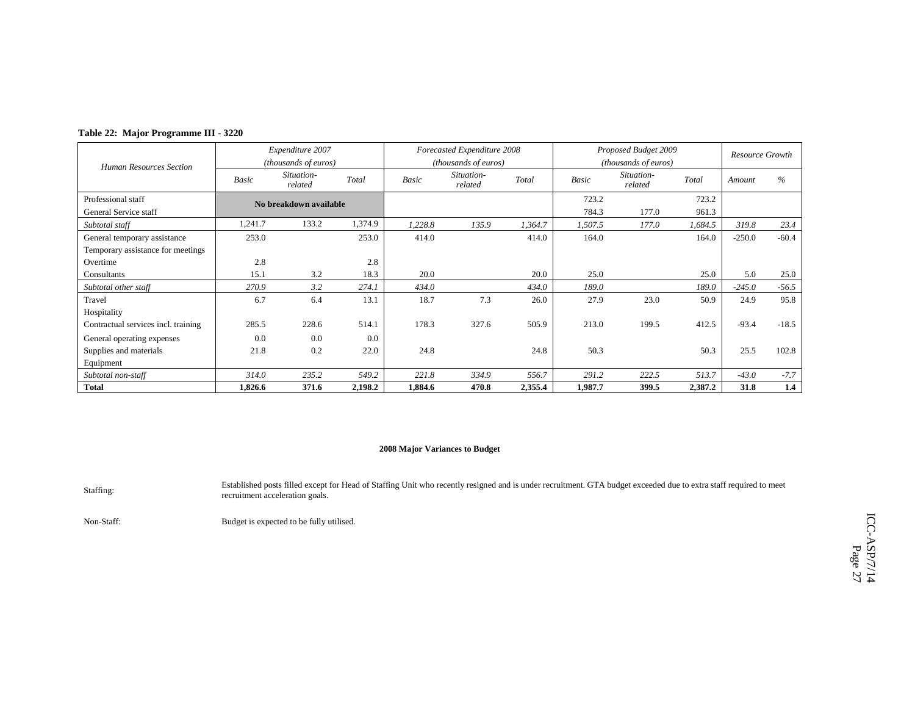**Table 22: Major Programme III - 3220**

| Human Resources Section | Expenditure 2007 (thousands of euros) | | | Forecasted Expenditure 2008 (thousands of euros) | | | Proposed Budget 2009 (thousands of euros) | | | Resource Growth | |
|---|---|---|---|---|---|---|---|---|---|---|---|
| | Basic | Situation-related | Total | Basic | Situation-related | Total | Basic | Situation-related | Total | Amount | % |
| Professional staff | No breakdown available | | | | | | 723.2 | | 723.2 | | |
| General Service staff | | | | | | | 784.3 | 177.0 | 961.3 | | |
| *Subtotal staff* | 1,241.7 | 133.2 | 1,374.9 | *1,228.8* | *135.9* | *1,364.7* | *1,507.5* | *177.0* | *1,684.5* | *319.8* | *23.4* |
| General temporary assistance | 253.0 | | 253.0 | 414.0 | | 414.0 | 164.0 | | 164.0 | -250.0 | -60.4 |
| Temporary assistance for meetings | | | | | | | | | | | |
| Overtime | 2.8 | | 2.8 | | | | | | | | |
| Consultants | 15.1 | 3.2 | 18.3 | 20.0 | | 20.0 | 25.0 | | 25.0 | 5.0 | 25.0 |
| *Subtotal other staff* | *270.9* | *3.2* | *274.1* | *434.0* | | *434.0* | *189.0* | | *189.0* | *-245.0* | *-56.5* |
| Travel | 6.7 | 6.4 | 13.1 | 18.7 | 7.3 | 26.0 | 27.9 | 23.0 | 50.9 | 24.9 | 95.8 |
| Hospitality | | | | | | | | | | | |
| Contractual services incl. training | 285.5 | 228.6 | 514.1 | 178.3 | 327.6 | 505.9 | 213.0 | 199.5 | 412.5 | -93.4 | -18.5 |
| General operating expenses | 0.0 | 0.0 | 0.0 | | | | | | | | |
| Supplies and materials | 21.8 | 0.2 | 22.0 | 24.8 | | 24.8 | 50.3 | | 50.3 | 25.5 | 102.8 |
| Equipment | | | | | | | | | | | |
| *Subtotal non-staff* | *314.0* | *235.2* | *549.2* | *221.8* | *334.9* | *556.7* | *291.2* | *222.5* | *513.7* | *-43.0* | *-7.7* |
| **Total** | **1,826.6** | **371.6** | **2,198.2** | **1,884.6** | **470.8** | **2,355.4** | **1,987.7** | **399.5** | **2,387.2** | **31.8** | **1.4** |

**2008 Major Variances to Budget**

Staffing: Established posts filled except for Head of Staffing Unit who recently resigned and is under recruitment. GTA budget exceeded due to extra staff required to meet recruitment acceleration goals.

Non-Staff: Budget is expected to be fully utilised.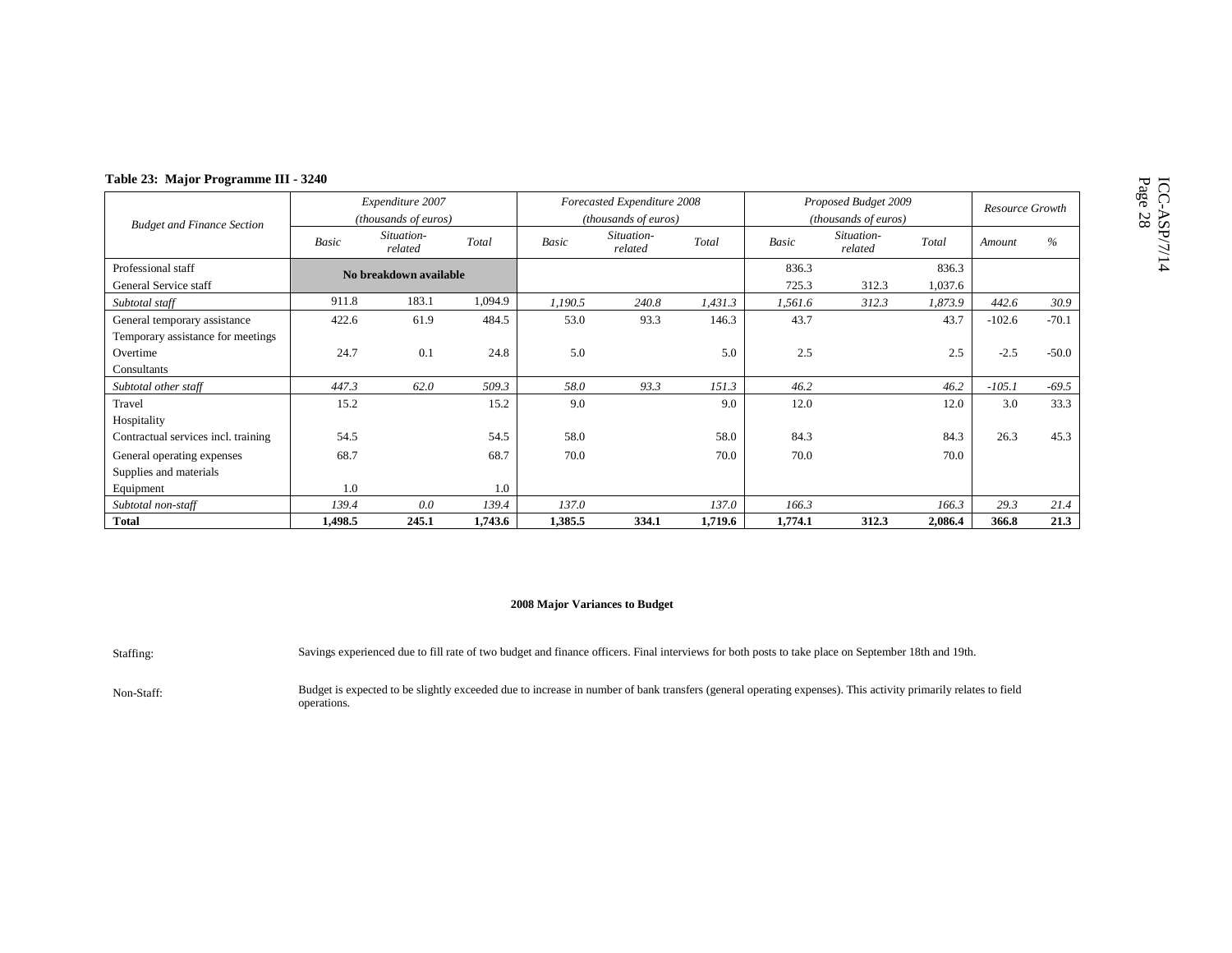**Table 23: Major Programme III - 3240**

| Budget and Finance Section | Expenditure 2007 (thousands of euros) | | | Forecasted Expenditure 2008 (thousands of euros) | | | Proposed Budget 2009 (thousands of euros) | | | Resource Growth | |
|---|---|---|---|---|---|---|---|---|---|---|---|
| | Basic | Situation-related | Total | Basic | Situation-related | Total | Basic | Situation-related | Total | Amount | % |
| Professional staff | No breakdown available | | | | | | 836.3 | | 836.3 | | |
| General Service staff | | | | | | | 725.3 | 312.3 | 1,037.6 | | |
| *Subtotal staff* | 911.8 | 183.1 | 1,094.9 | *1,190.5* | *240.8* | *1,431.3* | *1,561.6* | *312.3* | *1,873.9* | *442.6* | *30.9* |
| General temporary assistance | 422.6 | 61.9 | 484.5 | 53.0 | 93.3 | 146.3 | 43.7 | | 43.7 | -102.6 | -70.1 |
| Temporary assistance for meetings | | | | | | | | | | | |
| Overtime | 24.7 | 0.1 | 24.8 | 5.0 | | 5.0 | 2.5 | | 2.5 | -2.5 | -50.0 |
| Consultants | | | | | | | | | | | |
| *Subtotal other staff* | *447.3* | *62.0* | *509.3* | *58.0* | *93.3* | *151.3* | *46.2* | | *46.2* | *-105.1* | *-69.5* |
| Travel | 15.2 | | 15.2 | 9.0 | | 9.0 | 12.0 | | 12.0 | 3.0 | 33.3 |
| Hospitality | | | | | | | | | | | |
| Contractual services incl. training | 54.5 | | 54.5 | 58.0 | | 58.0 | 84.3 | | 84.3 | 26.3 | 45.3 |
| General operating expenses | 68.7 | | 68.7 | 70.0 | | 70.0 | 70.0 | | 70.0 | | |
| Supplies and materials | | | | | | | | | | | |
| Equipment | 1.0 | | 1.0 | | | | | | | | |
| *Subtotal non-staff* | *139.4* | *0.0* | *139.4* | *137.0* | | *137.0* | *166.3* | | *166.3* | *29.3* | *21.4* |
| **Total** | **1,498.5** | **245.1** | **1,743.6** | **1,385.5** | **334.1** | **1,719.6** | **1,774.1** | **312.3** | **2,086.4** | **366.8** | **21.3** |

**2008 Major Variances to Budget**

Staffing: Savings experienced due to fill rate of two budget and finance officers. Final interviews for both posts to take place on September 18th and 19th.

Non-Staff: Budget is expected to be slightly exceeded due to increase in number of bank transfers (general operating expenses). This activity primarily relates to field operations.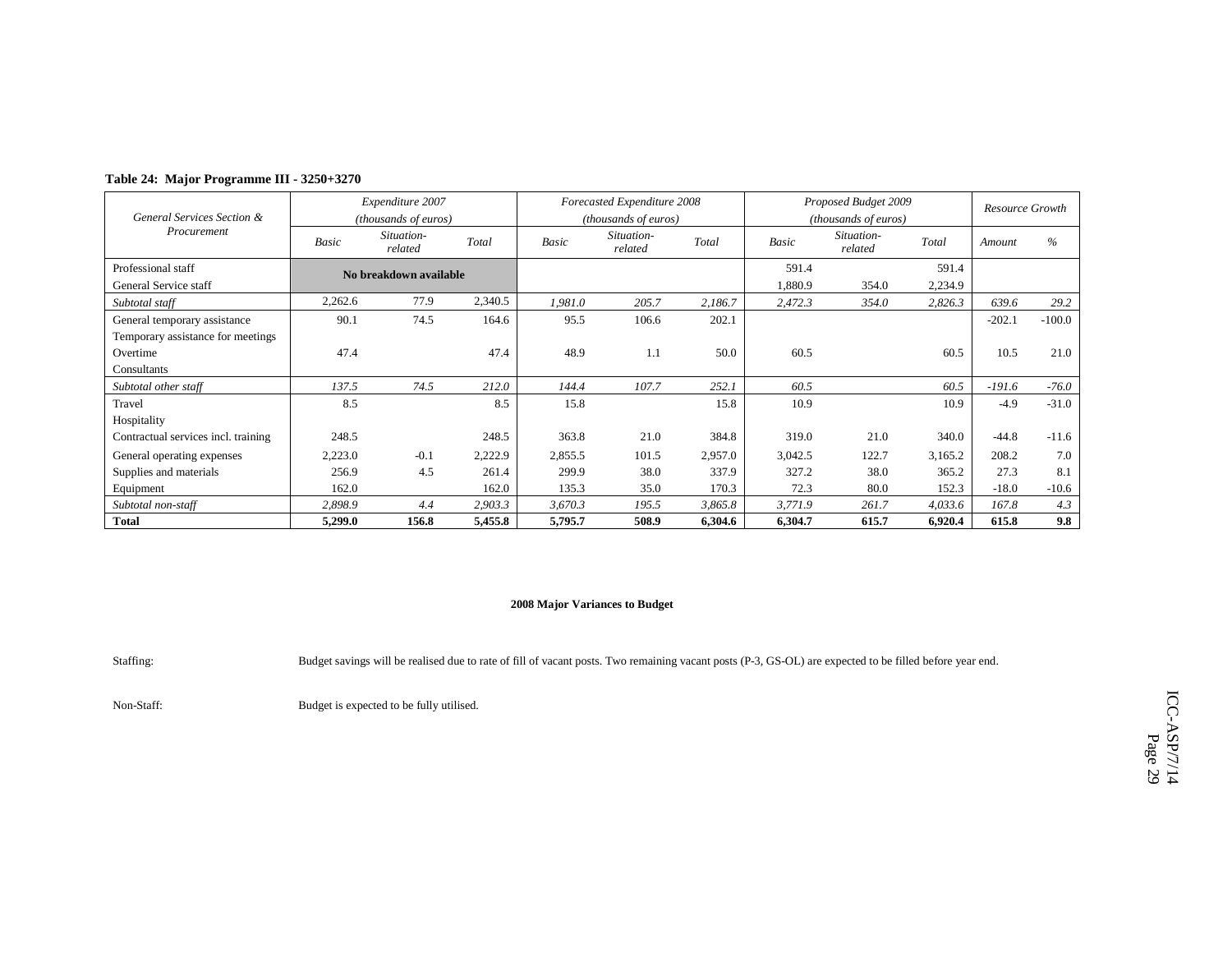**Table 24: Major Programme III - 3250+3270**

| General Services Section & Procurement | Expenditure 2007 (thousands of euros) | | | Forecasted Expenditure 2008 (thousands of euros) | | | Proposed Budget 2009 (thousands of euros) | | | Resource Growth | |
|---|---|---|---|---|---|---|---|---|---|---|---|
| | Basic | Situation-related | Total | Basic | Situation-related | Total | Basic | Situation-related | Total | Amount | % |
| Professional staff | No breakdown available | | | | | | 591.4 | | 591.4 | | |
| General Service staff | | | | | | | 1,880.9 | 354.0 | 2,234.9 | | |
| *Subtotal staff* | 2,262.6 | 77.9 | 2,340.5 | *1,981.0* | *205.7* | *2,186.7* | *2,472.3* | *354.0* | *2,826.3* | *639.6* | *29.2* |
| General temporary assistance | 90.1 | 74.5 | 164.6 | 95.5 | 106.6 | 202.1 | | | | -202.1 | -100.0 |
| Temporary assistance for meetings | | | | | | | | | | | |
| Overtime | 47.4 | | 47.4 | 48.9 | 1.1 | 50.0 | 60.5 | | 60.5 | 10.5 | 21.0 |
| Consultants | | | | | | | | | | | |
| *Subtotal other staff* | *137.5* | *74.5* | *212.0* | *144.4* | *107.7* | *252.1* | *60.5* | | *60.5* | *-191.6* | *-76.0* |
| Travel | 8.5 | | 8.5 | 15.8 | | 15.8 | 10.9 | | 10.9 | -4.9 | -31.0 |
| Hospitality | | | | | | | | | | | |
| Contractual services incl. training | 248.5 | | 248.5 | 363.8 | 21.0 | 384.8 | 319.0 | 21.0 | 340.0 | -44.8 | -11.6 |
| General operating expenses | 2,223.0 | -0.1 | 2,222.9 | 2,855.5 | 101.5 | 2,957.0 | 3,042.5 | 122.7 | 3,165.2 | 208.2 | 7.0 |
| Supplies and materials | 256.9 | 4.5 | 261.4 | 299.9 | 38.0 | 337.9 | 327.2 | 38.0 | 365.2 | 27.3 | 8.1 |
| Equipment | 162.0 | | 162.0 | 135.3 | 35.0 | 170.3 | 72.3 | 80.0 | 152.3 | -18.0 | -10.6 |
| *Subtotal non-staff* | *2,898.9* | *4.4* | *2,903.3* | *3,670.3* | *195.5* | *3,865.8* | *3,771.9* | *261.7* | *4,033.6* | *167.8* | *4.3* |
| **Total** | **5,299.0** | **156.8** | **5,455.8** | **5,795.7** | **508.9** | **6,304.6** | **6,304.7** | **615.7** | **6,920.4** | **615.8** | **9.8** |

**2008 Major Variances to Budget**

Staffing: Budget savings will be realised due to rate of fill of vacant posts. Two remaining vacant posts (P-3, GS-OL) are expected to be filled before year end.

Non-Staff: Budget is expected to be fully utilised.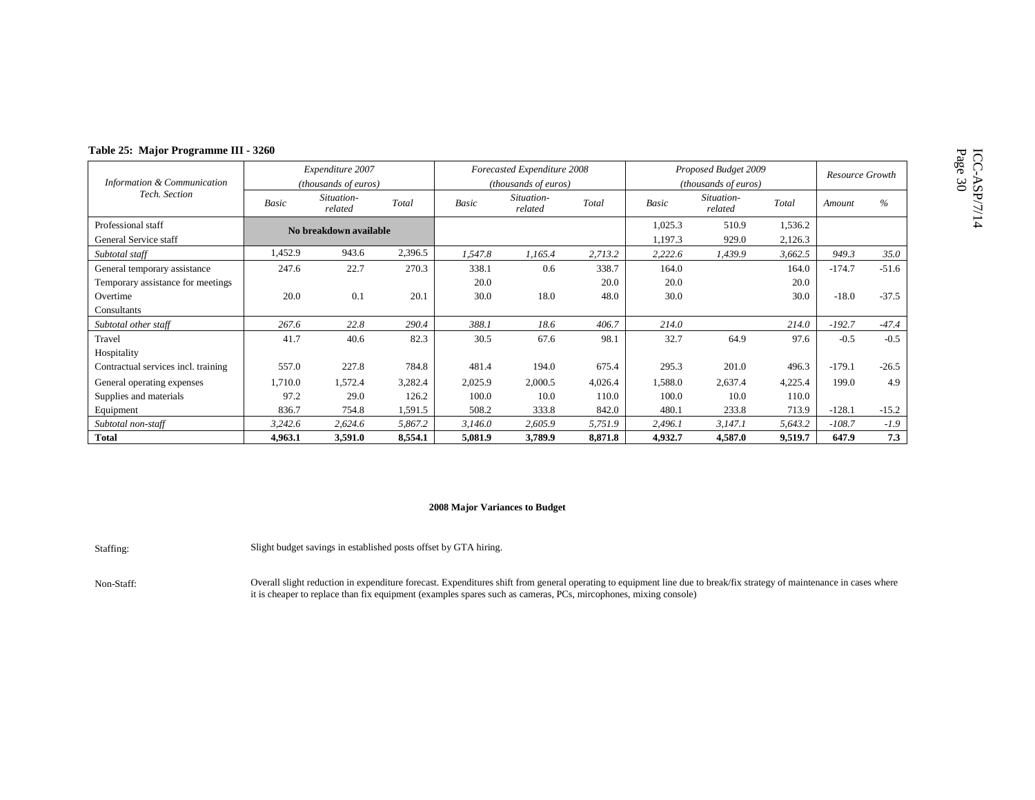**Table 25: Major Programme III - 3260**

| Information & Communication Tech. Section | Expenditure 2007 (thousands of euros) | | | Forecasted Expenditure 2008 (thousands of euros) | | | Proposed Budget 2009 (thousands of euros) | | | Resource Growth | |
|---|---|---|---|---|---|---|---|---|---|---|---|
| | Basic | Situation-related | Total | Basic | Situation-related | Total | Basic | Situation-related | Total | Amount | % |
| Professional staff | No breakdown available | | | | | | 1,025.3 | 510.9 | 1,536.2 | | |
| General Service staff | | | | | | | 1,197.3 | 929.0 | 2,126.3 | | |
| *Subtotal staff* | 1,452.9 | 943.6 | 2,396.5 | *1,547.8* | *1,165.4* | *2,713.2* | *2,222.6* | *1,439.9* | *3,662.5* | *949.3* | *35.0* |
| General temporary assistance | 247.6 | 22.7 | 270.3 | 338.1 | 0.6 | 338.7 | 164.0 | | 164.0 | -174.7 | -51.6 |
| Temporary assistance for meetings | | | | 20.0 | | 20.0 | 20.0 | | 20.0 | | |
| Overtime | 20.0 | 0.1 | 20.1 | 30.0 | 18.0 | 48.0 | 30.0 | | 30.0 | -18.0 | -37.5 |
| Consultants | | | | | | | | | | | |
| *Subtotal other staff* | *267.6* | *22.8* | *290.4* | *388.1* | *18.6* | *406.7* | *214.0* | | *214.0* | *-192.7* | *-47.4* |
| Travel | 41.7 | 40.6 | 82.3 | 30.5 | 67.6 | 98.1 | 32.7 | 64.9 | 97.6 | -0.5 | -0.5 |
| Hospitality | | | | | | | | | | | |
| Contractual services incl. training | 557.0 | 227.8 | 784.8 | 481.4 | 194.0 | 675.4 | 295.3 | 201.0 | 496.3 | -179.1 | -26.5 |
| General operating expenses | 1,710.0 | 1,572.4 | 3,282.4 | 2,025.9 | 2,000.5 | 4,026.4 | 1,588.0 | 2,637.4 | 4,225.4 | 199.0 | 4.9 |
| Supplies and materials | 97.2 | 29.0 | 126.2 | 100.0 | 10.0 | 110.0 | 100.0 | 10.0 | 110.0 | | |
| Equipment | 836.7 | 754.8 | 1,591.5 | 508.2 | 333.8 | 842.0 | 480.1 | 233.8 | 713.9 | -128.1 | -15.2 |
| *Subtotal non-staff* | *3,242.6* | *2,624.6* | *5,867.2* | *3,146.0* | *2,605.9* | *5,751.9* | *2,496.1* | *3,147.1* | *5,643.2* | *-108.7* | *-1.9* |
| **Total** | **4,963.1** | **3,591.0** | **8,554.1** | **5,081.9** | **3,789.9** | **8,871.8** | **4,932.7** | **4,587.0** | **9,519.7** | **647.9** | **7.3** |

**2008 Major Variances to Budget**

Staffing: Slight budget savings in established posts offset by GTA hiring.

Non-Staff: Overall slight reduction in expenditure forecast. Expenditures shift from general operating to equipment line due to break/fix strategy of maintenance in cases where it is cheaper to replace than fix equipment (examples spares such as cameras, PCs, mircophones, mixing console)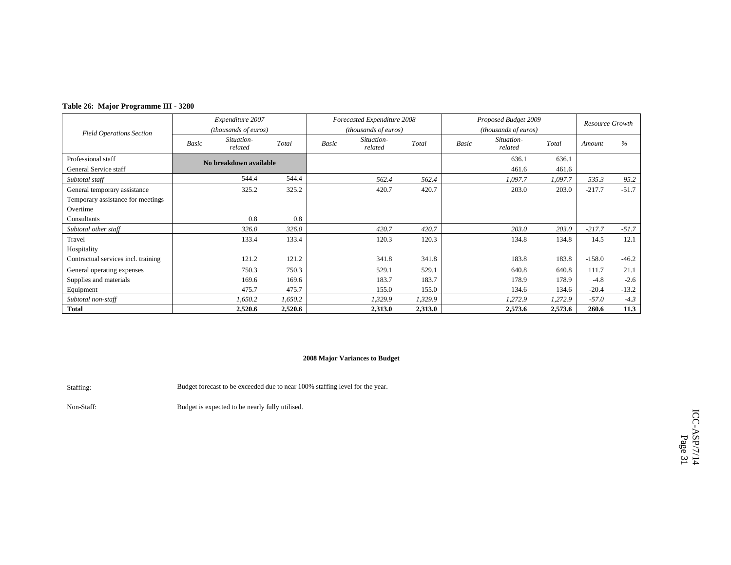**Table 26: Major Programme III - 3280**

| Field Operations Section | Expenditure 2007 (thousands of euros) | | | Forecasted Expenditure 2008 (thousands of euros) | | | Proposed Budget 2009 (thousands of euros) | | | Resource Growth | |
|---|---|---|---|---|---|---|---|---|---|---|---|
| | *Basic* | *Situation-related* | *Total* | *Basic* | *Situation-related* | *Total* | *Basic* | *Situation-related* | *Total* | *Amount* | *%* |
| Professional staff | **No breakdown available** | | | | | | | 636.1 | 636.1 | | |
| General Service staff | | | | | | | | 461.6 | 461.6 | | |
| *Subtotal staff* | | 544.4 | 544.4 | | *562.4* | *562.4* | | *1,097.7* | *1,097.7* | *535.3* | *95.2* |
| General temporary assistance | | 325.2 | 325.2 | | 420.7 | 420.7 | | 203.0 | 203.0 | -217.7 | -51.7 |
| Temporary assistance for meetings | | | | | | | | | | | |
| Overtime | | | | | | | | | | | |
| Consultants | | 0.8 | 0.8 | | | | | | | | |
| *Subtotal other staff* | | *326.0* | *326.0* | | *420.7* | *420.7* | | *203.0* | *203.0* | *-217.7* | *-51.7* |
| Travel | | 133.4 | 133.4 | | 120.3 | 120.3 | | 134.8 | 134.8 | 14.5 | 12.1 |
| Hospitality | | | | | | | | | | | |
| Contractual services incl. training | | 121.2 | 121.2 | | 341.8 | 341.8 | | 183.8 | 183.8 | -158.0 | -46.2 |
| General operating expenses | | 750.3 | 750.3 | | 529.1 | 529.1 | | 640.8 | 640.8 | 111.7 | 21.1 |
| Supplies and materials | | 169.6 | 169.6 | | 183.7 | 183.7 | | 178.9 | 178.9 | -4.8 | -2.6 |
| Equipment | | 475.7 | 475.7 | | 155.0 | 155.0 | | 134.6 | 134.6 | -20.4 | -13.2 |
| *Subtotal non-staff* | | *1,650.2* | *1,650.2* | | *1,329.9* | *1,329.9* | | *1,272.9* | *1,272.9* | *-57.0* | *-4.3* |
| **Total** | | **2,520.6** | **2,520.6** | | **2,313.0** | **2,313.0** | | **2,573.6** | **2,573.6** | **260.6** | **11.3** |

**2008 Major Variances to Budget**

Staffing: Budget forecast to be exceeded due to near 100% staffing level for the year.

Non-Staff: Budget is expected to be nearly fully utilised.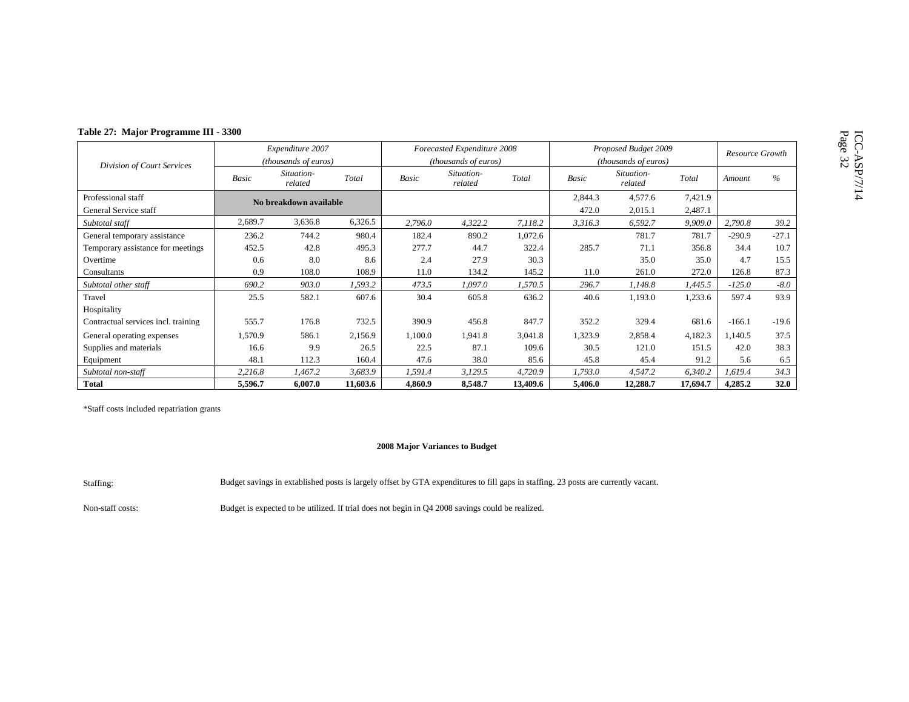**Table 27: Major Programme III - 3300**

| Division of Court Services | Expenditure 2007 (thousands of euros) | | | Forecasted Expenditure 2008 (thousands of euros) | | | Proposed Budget 2009 (thousands of euros) | | | Resource Growth | |
|---|---|---|---|---|---|---|---|---|---|---|---|
| | *Basic* | *Situation-related* | *Total* | *Basic* | *Situation-related* | *Total* | *Basic* | *Situation-related* | *Total* | *Amount* | *%* |
| Professional staff | **No breakdown available** | | | | | | 2,844.3 | 4,577.6 | 7,421.9 | | |
| General Service staff | | | | | | | 472.0 | 2,015.1 | 2,487.1 | | |
| *Subtotal staff* | 2,689.7 | 3,636.8 | 6,326.5 | *2,796.0* | *4,322.2* | *7,118.2* | *3,316.3* | *6,592.7* | *9,909.0* | *2,790.8* | *39.2* |
| General temporary assistance | 236.2 | 744.2 | 980.4 | 182.4 | 890.2 | 1,072.6 | | 781.7 | 781.7 | -290.9 | -27.1 |
| Temporary assistance for meetings | 452.5 | 42.8 | 495.3 | 277.7 | 44.7 | 322.4 | 285.7 | 71.1 | 356.8 | 34.4 | 10.7 |
| Overtime | 0.6 | 8.0 | 8.6 | 2.4 | 27.9 | 30.3 | | 35.0 | 35.0 | 4.7 | 15.5 |
| Consultants | 0.9 | 108.0 | 108.9 | 11.0 | 134.2 | 145.2 | 11.0 | 261.0 | 272.0 | 126.8 | 87.3 |
| *Subtotal other staff* | *690.2* | *903.0* | *1,593.2* | *473.5* | *1,097.0* | *1,570.5* | *296.7* | *1,148.8* | *1,445.5* | *-125.0* | *-8.0* |
| Travel | 25.5 | 582.1 | 607.6 | 30.4 | 605.8 | 636.2 | 40.6 | 1,193.0 | 1,233.6 | 597.4 | 93.9 |
| Hospitality | | | | | | | | | | | |
| Contractual services incl. training | 555.7 | 176.8 | 732.5 | 390.9 | 456.8 | 847.7 | 352.2 | 329.4 | 681.6 | -166.1 | -19.6 |
| General operating expenses | 1,570.9 | 586.1 | 2,156.9 | 1,100.0 | 1,941.8 | 3,041.8 | 1,323.9 | 2,858.4 | 4,182.3 | 1,140.5 | 37.5 |
| Supplies and materials | 16.6 | 9.9 | 26.5 | 22.5 | 87.1 | 109.6 | 30.5 | 121.0 | 151.5 | 42.0 | 38.3 |
| Equipment | 48.1 | 112.3 | 160.4 | 47.6 | 38.0 | 85.6 | 45.8 | 45.4 | 91.2 | 5.6 | 6.5 |
| *Subtotal non-staff* | *2,216.8* | *1,467.2* | *3,683.9* | *1,591.4* | *3,129.5* | *4,720.9* | *1,793.0* | *4,547.2* | *6,340.2* | *1,619.4* | *34.3* |
| **Total** | **5,596.7** | **6,007.0** | **11,603.6** | **4,860.9** | **8,548.7** | **13,409.6** | **5,406.0** | **12,288.7** | **17,694.7** | **4,285.2** | **32.0** |

*Staff costs included repatriation grants

**2008 Major Variances to Budget**

Staffing: Budget savings in extablished posts is largely offset by GTA expenditures to fill gaps in staffing. 23 posts are currently vacant.

Non-staff costs: Budget is expected to be utilized. If trial does not begin in Q4 2008 savings could be realized.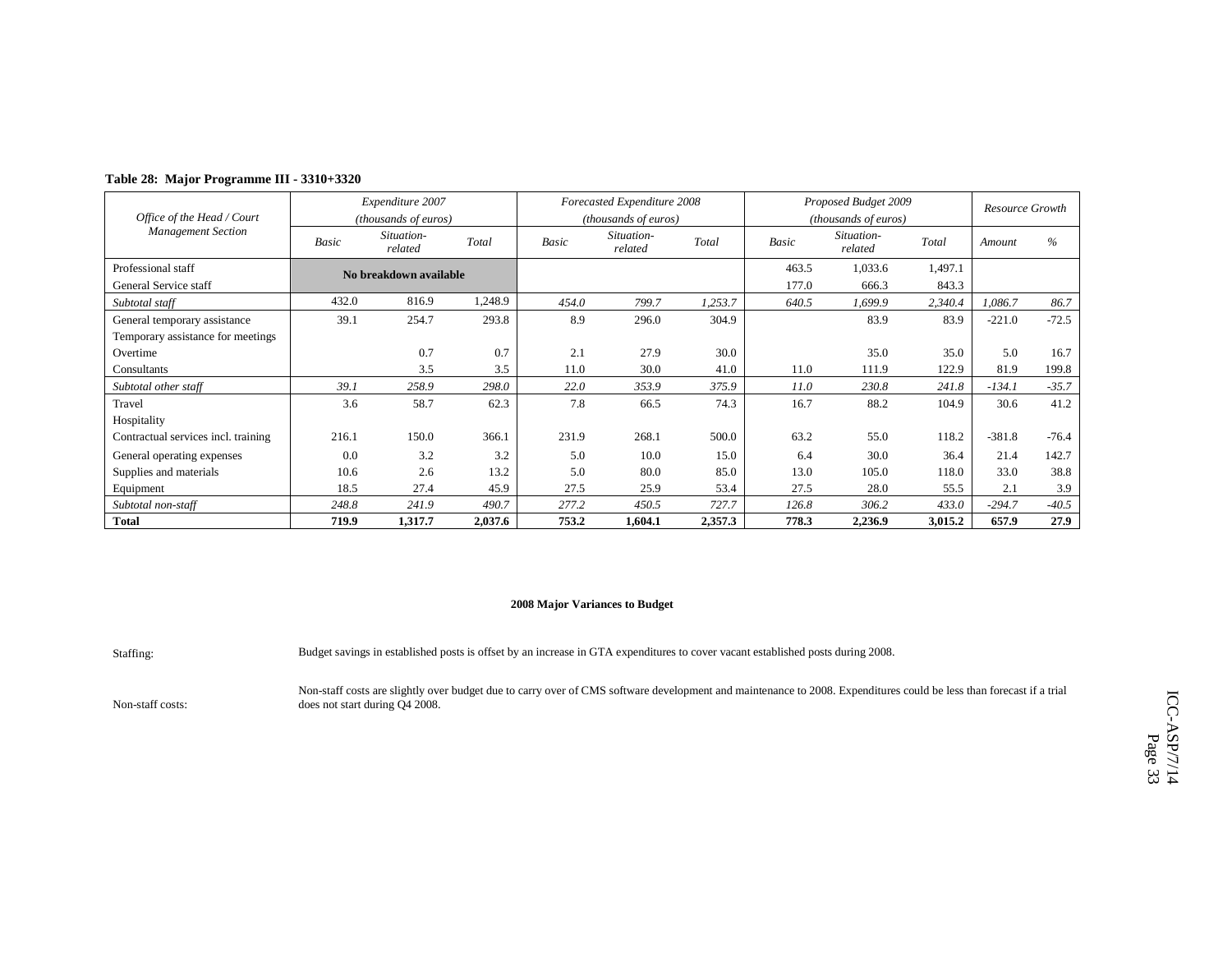**Table 28: Major Programme III - 3310+3320**

| Office of the Head / Court Management Section | Expenditure 2007 (thousands of euros) | | | Forecasted Expenditure 2008 (thousands of euros) | | | Proposed Budget 2009 (thousands of euros) | | | Resource Growth | |
|---|---|---|---|---|---|---|---|---|---|---|---|
| | *Basic* | *Situation-related* | *Total* | *Basic* | *Situation-related* | *Total* | *Basic* | *Situation-related* | *Total* | *Amount* | *%* |
| Professional staff | No breakdown available | | | | | | 463.5 | 1,033.6 | 1,497.1 | | |
| General Service staff | | | | | | | 177.0 | 666.3 | 843.3 | | |
| *Subtotal staff* | 432.0 | 816.9 | 1,248.9 | *454.0* | *799.7* | *1,253.7* | *640.5* | *1,699.9* | *2,340.4* | *1,086.7* | *86.7* |
| General temporary assistance | 39.1 | 254.7 | 293.8 | 8.9 | 296.0 | 304.9 | | 83.9 | 83.9 | -221.0 | -72.5 |
| Temporary assistance for meetings | | | | | | | | | | | |
| Overtime | | 0.7 | 0.7 | 2.1 | 27.9 | 30.0 | | 35.0 | 35.0 | 5.0 | 16.7 |
| Consultants | | 3.5 | 3.5 | 11.0 | 30.0 | 41.0 | 11.0 | 111.9 | 122.9 | 81.9 | 199.8 |
| *Subtotal other staff* | *39.1* | *258.9* | *298.0* | *22.0* | *353.9* | *375.9* | *11.0* | *230.8* | *241.8* | *-134.1* | *-35.7* |
| Travel | 3.6 | 58.7 | 62.3 | 7.8 | 66.5 | 74.3 | 16.7 | 88.2 | 104.9 | 30.6 | 41.2 |
| Hospitality | | | | | | | | | | | |
| Contractual services incl. training | 216.1 | 150.0 | 366.1 | 231.9 | 268.1 | 500.0 | 63.2 | 55.0 | 118.2 | -381.8 | -76.4 |
| General operating expenses | 0.0 | 3.2 | 3.2 | 5.0 | 10.0 | 15.0 | 6.4 | 30.0 | 36.4 | 21.4 | 142.7 |
| Supplies and materials | 10.6 | 2.6 | 13.2 | 5.0 | 80.0 | 85.0 | 13.0 | 105.0 | 118.0 | 33.0 | 38.8 |
| Equipment | 18.5 | 27.4 | 45.9 | 27.5 | 25.9 | 53.4 | 27.5 | 28.0 | 55.5 | 2.1 | 3.9 |
| *Subtotal non-staff* | *248.8* | *241.9* | *490.7* | *277.2* | *450.5* | *727.7* | *126.8* | *306.2* | *433.0* | *-294.7* | *-40.5* |
| **Total** | **719.9** | **1,317.7** | **2,037.6** | **753.2** | **1,604.1** | **2,357.3** | **778.3** | **2,236.9** | **3,015.2** | **657.9** | **27.9** |

**2008 Major Variances to Budget**

Staffing: Budget savings in established posts is offset by an increase in GTA expenditures to cover vacant established posts during 2008.

Non-staff costs: Non-staff costs are slightly over budget due to carry over of CMS software development and maintenance to 2008. Expenditures could be less than forecast if a trial does not start during Q4 2008.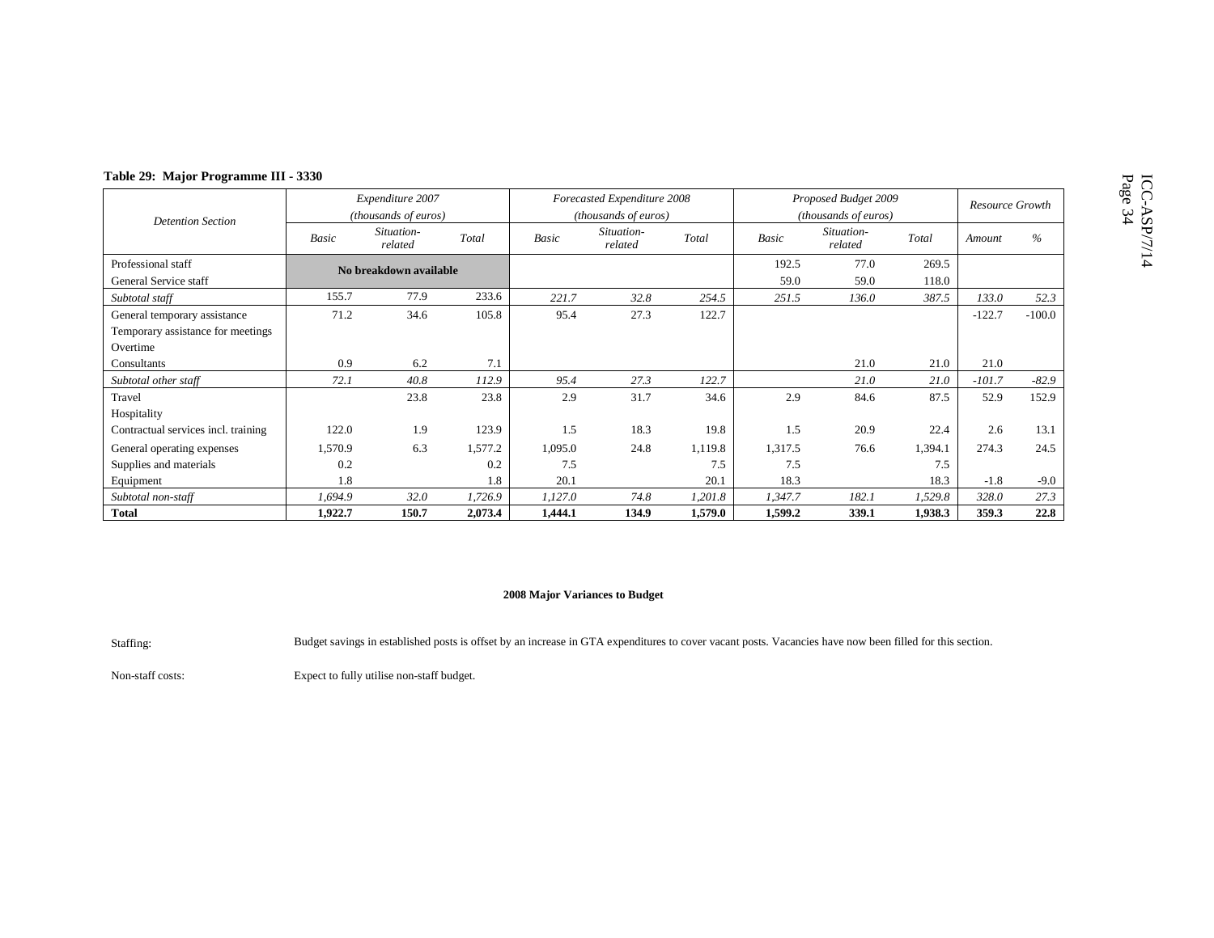**Table 29: Major Programme III - 3330**

| Detention Section | Expenditure 2007 (thousands of euros) | | | Forecasted Expenditure 2008 (thousands of euros) | | | Proposed Budget 2009 (thousands of euros) | | | Resource Growth | |
|---|---|---|---|---|---|---|---|---|---|---|---|
| | *Basic* | *Situation-related* | *Total* | *Basic* | *Situation-related* | *Total* | *Basic* | *Situation-related* | *Total* | *Amount* | *%* |
| Professional staff | No breakdown available | | | | | | 192.5 | 77.0 | 269.5 | | |
| General Service staff | | | | | | | 59.0 | 59.0 | 118.0 | | |
| *Subtotal staff* | 155.7 | 77.9 | 233.6 | *221.7* | *32.8* | *254.5* | *251.5* | *136.0* | *387.5* | *133.0* | *52.3* |
| General temporary assistance | 71.2 | 34.6 | 105.8 | 95.4 | 27.3 | 122.7 | | | | -122.7 | -100.0 |
| Temporary assistance for meetings | | | | | | | | | | | |
| Overtime | | | | | | | | | | | |
| Consultants | 0.9 | 6.2 | 7.1 | | | | | 21.0 | 21.0 | 21.0 | |
| *Subtotal other staff* | *72.1* | *40.8* | *112.9* | *95.4* | *27.3* | *122.7* | | *21.0* | *21.0* | *-101.7* | *-82.9* |
| Travel | | 23.8 | 23.8 | 2.9 | 31.7 | 34.6 | 2.9 | 84.6 | 87.5 | 52.9 | 152.9 |
| Hospitality | | | | | | | | | | | |
| Contractual services incl. training | 122.0 | 1.9 | 123.9 | 1.5 | 18.3 | 19.8 | 1.5 | 20.9 | 22.4 | 2.6 | 13.1 |
| General operating expenses | 1,570.9 | 6.3 | 1,577.2 | 1,095.0 | 24.8 | 1,119.8 | 1,317.5 | 76.6 | 1,394.1 | 274.3 | 24.5 |
| Supplies and materials | 0.2 | | 0.2 | 7.5 | | 7.5 | 7.5 | | 7.5 | | |
| Equipment | 1.8 | | 1.8 | 20.1 | | 20.1 | 18.3 | | 18.3 | -1.8 | -9.0 |
| *Subtotal non-staff* | *1,694.9* | *32.0* | *1,726.9* | *1,127.0* | *74.8* | *1,201.8* | *1,347.7* | *182.1* | *1,529.8* | *328.0* | *27.3* |
| **Total** | **1,922.7** | **150.7** | **2,073.4** | **1,444.1** | **134.9** | **1,579.0** | **1,599.2** | **339.1** | **1,938.3** | **359.3** | **22.8** |

**2008 Major Variances to Budget**

Staffing: Budget savings in established posts is offset by an increase in GTA expenditures to cover vacant posts. Vacancies have now been filled for this section.

Non-staff costs: Expect to fully utilise non-staff budget.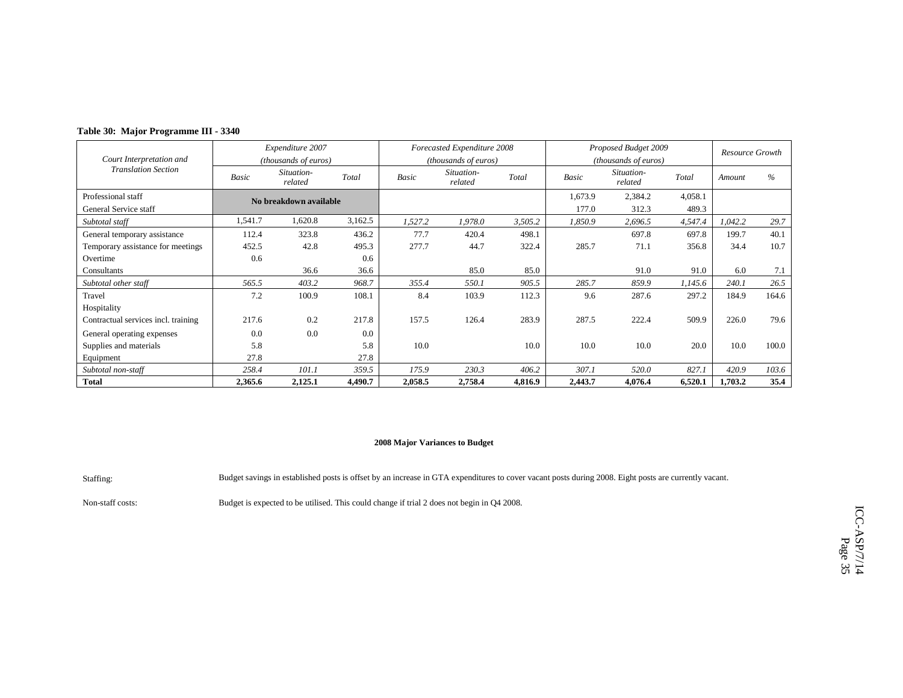**Table 30: Major Programme III - 3340**

| Court Interpretation and Translation Section | Expenditure 2007 (thousands of euros) | | | Forecasted Expenditure 2008 (thousands of euros) | | | Proposed Budget 2009 (thousands of euros) | | | Resource Growth | |
|---|---|---|---|---|---|---|---|---|---|---|---|
| | Basic | Situation-related | Total | Basic | Situation-related | Total | Basic | Situation-related | Total | Amount | % |
| Professional staff | No breakdown available | | | | | | 1,673.9 | 2,384.2 | 4,058.1 | | |
| General Service staff | | | | | | | 177.0 | 312.3 | 489.3 | | |
| *Subtotal staff* | 1,541.7 | 1,620.8 | 3,162.5 | *1,527.2* | *1,978.0* | *3,505.2* | *1,850.9* | *2,696.5* | *4,547.4* | *1,042.2* | *29.7* |
| General temporary assistance | 112.4 | 323.8 | 436.2 | 77.7 | 420.4 | 498.1 | | 697.8 | 697.8 | 199.7 | 40.1 |
| Temporary assistance for meetings | 452.5 | 42.8 | 495.3 | 277.7 | 44.7 | 322.4 | 285.7 | 71.1 | 356.8 | 34.4 | 10.7 |
| Overtime | 0.6 | | 0.6 | | | | | | | | |
| Consultants | | 36.6 | 36.6 | | 85.0 | 85.0 | | 91.0 | 91.0 | 6.0 | 7.1 |
| *Subtotal other staff* | *565.5* | *403.2* | *968.7* | *355.4* | *550.1* | *905.5* | *285.7* | *859.9* | *1,145.6* | *240.1* | *26.5* |
| Travel | 7.2 | 100.9 | 108.1 | 8.4 | 103.9 | 112.3 | 9.6 | 287.6 | 297.2 | 184.9 | 164.6 |
| Hospitality | | | | | | | | | | | |
| Contractual services incl. training | 217.6 | 0.2 | 217.8 | 157.5 | 126.4 | 283.9 | 287.5 | 222.4 | 509.9 | 226.0 | 79.6 |
| General operating expenses | 0.0 | 0.0 | 0.0 | | | | | | | | |
| Supplies and materials | 5.8 | | 5.8 | 10.0 | | 10.0 | 10.0 | 10.0 | 20.0 | 10.0 | 100.0 |
| Equipment | 27.8 | | 27.8 | | | | | | | | |
| *Subtotal non-staff* | *258.4* | *101.1* | *359.5* | *175.9* | *230.3* | *406.2* | *307.1* | *520.0* | *827.1* | *420.9* | *103.6* |
| **Total** | **2,365.6** | **2,125.1** | **4,490.7** | **2,058.5** | **2,758.4** | **4,816.9** | **2,443.7** | **4,076.4** | **6,520.1** | **1,703.2** | **35.4** |

**2008 Major Variances to Budget**

Staffing: Budget savings in established posts is offset by an increase in GTA expenditures to cover vacant posts during 2008. Eight posts are currently vacant.

Non-staff costs: Budget is expected to be utilised. This could change if trial 2 does not begin in Q4 2008.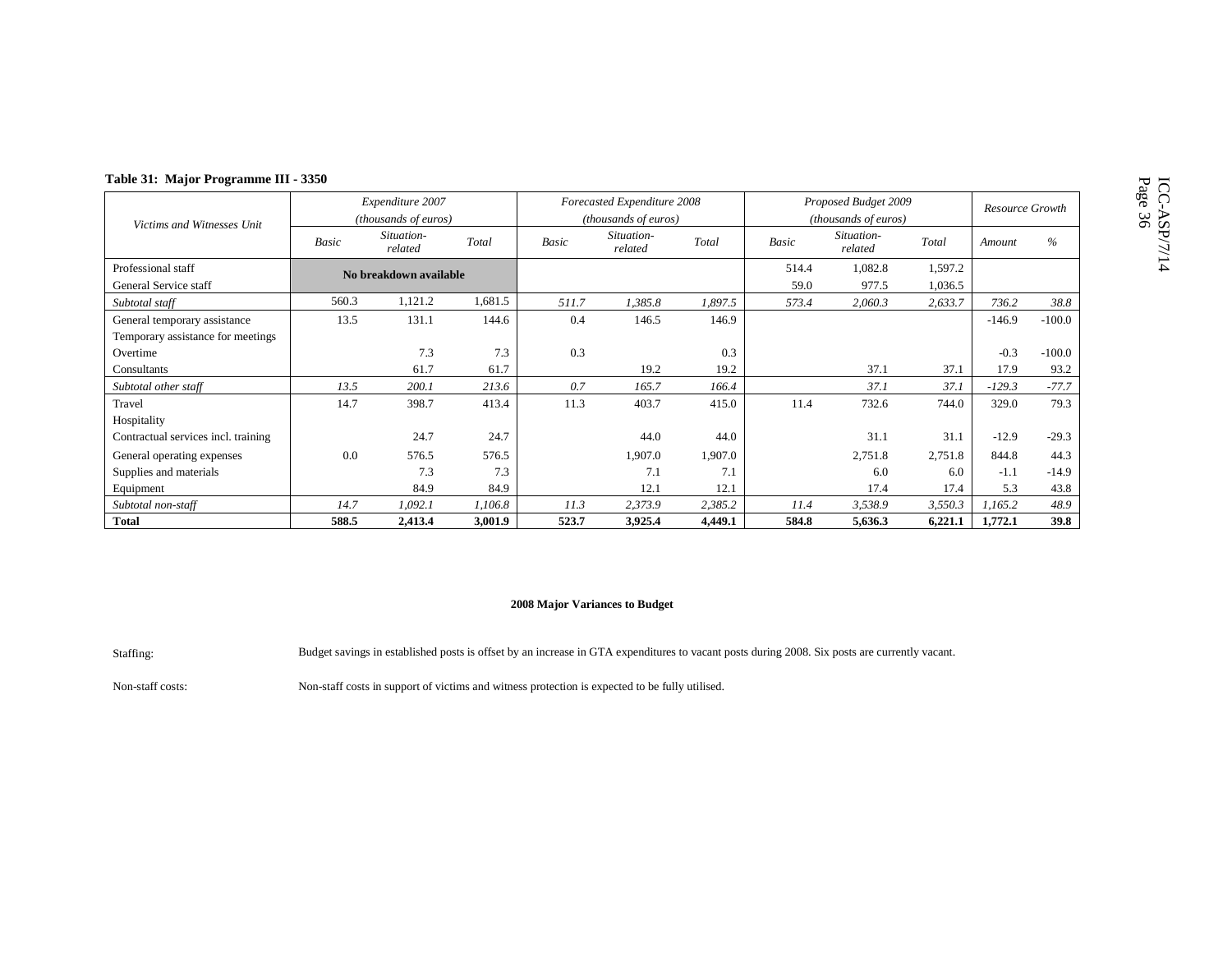**Table 31: Major Programme III - 3350**

| Victims and Witnesses Unit | *Expenditure 2007 (thousands of euros)* | | | *Forecasted Expenditure 2008 (thousands of euros)* | | | *Proposed Budget 2009 (thousands of euros)* | | | *Resource Growth* | |
|---|---|---|---|---|---|---|---|---|---|---|---|
| | *Basic* | *Situation-related* | *Total* | *Basic* | *Situation-related* | *Total* | *Basic* | *Situation-related* | *Total* | *Amount* | *%* |
| Professional staff | **No breakdown available** | | | | | | 514.4 | 1,082.8 | 1,597.2 | | |
| General Service staff | | | | | | | 59.0 | 977.5 | 1,036.5 | | |
| *Subtotal staff* | 560.3 | 1,121.2 | 1,681.5 | *511.7* | *1,385.8* | *1,897.5* | *573.4* | *2,060.3* | *2,633.7* | *736.2* | *38.8* |
| General temporary assistance | 13.5 | 131.1 | 144.6 | 0.4 | 146.5 | 146.9 | | | | -146.9 | -100.0 |
| Temporary assistance for meetings | | | | | | | | | | | |
| Overtime | | 7.3 | 7.3 | 0.3 | | 0.3 | | | | -0.3 | -100.0 |
| Consultants | | 61.7 | 61.7 | | 19.2 | 19.2 | | 37.1 | 37.1 | 17.9 | 93.2 |
| *Subtotal other staff* | *13.5* | *200.1* | *213.6* | *0.7* | *165.7* | *166.4* | | *37.1* | *37.1* | *-129.3* | *-77.7* |
| Travel | 14.7 | 398.7 | 413.4 | 11.3 | 403.7 | 415.0 | 11.4 | 732.6 | 744.0 | 329.0 | 79.3 |
| Hospitality | | | | | | | | | | | |
| Contractual services incl. training | | 24.7 | 24.7 | | 44.0 | 44.0 | | 31.1 | 31.1 | -12.9 | -29.3 |
| General operating expenses | 0.0 | 576.5 | 576.5 | | 1,907.0 | 1,907.0 | | 2,751.8 | 2,751.8 | 844.8 | 44.3 |
| Supplies and materials | | 7.3 | 7.3 | | 7.1 | 7.1 | | 6.0 | 6.0 | -1.1 | -14.9 |
| Equipment | | 84.9 | 84.9 | | 12.1 | 12.1 | | 17.4 | 17.4 | 5.3 | 43.8 |
| *Subtotal non-staff* | *14.7* | *1,092.1* | *1,106.8* | *11.3* | *2,373.9* | *2,385.2* | *11.4* | *3,538.9* | *3,550.3* | *1,165.2* | *48.9* |
| **Total** | **588.5** | **2,413.4** | **3,001.9** | **523.7** | **3,925.4** | **4,449.1** | **584.8** | **5,636.3** | **6,221.1** | **1,772.1** | **39.8** |

**2008 Major Variances to Budget**

Staffing: Budget savings in established posts is offset by an increase in GTA expenditures to vacant posts during 2008. Six posts are currently vacant.

Non-staff costs: Non-staff costs in support of victims and witness protection is expected to be fully utilised.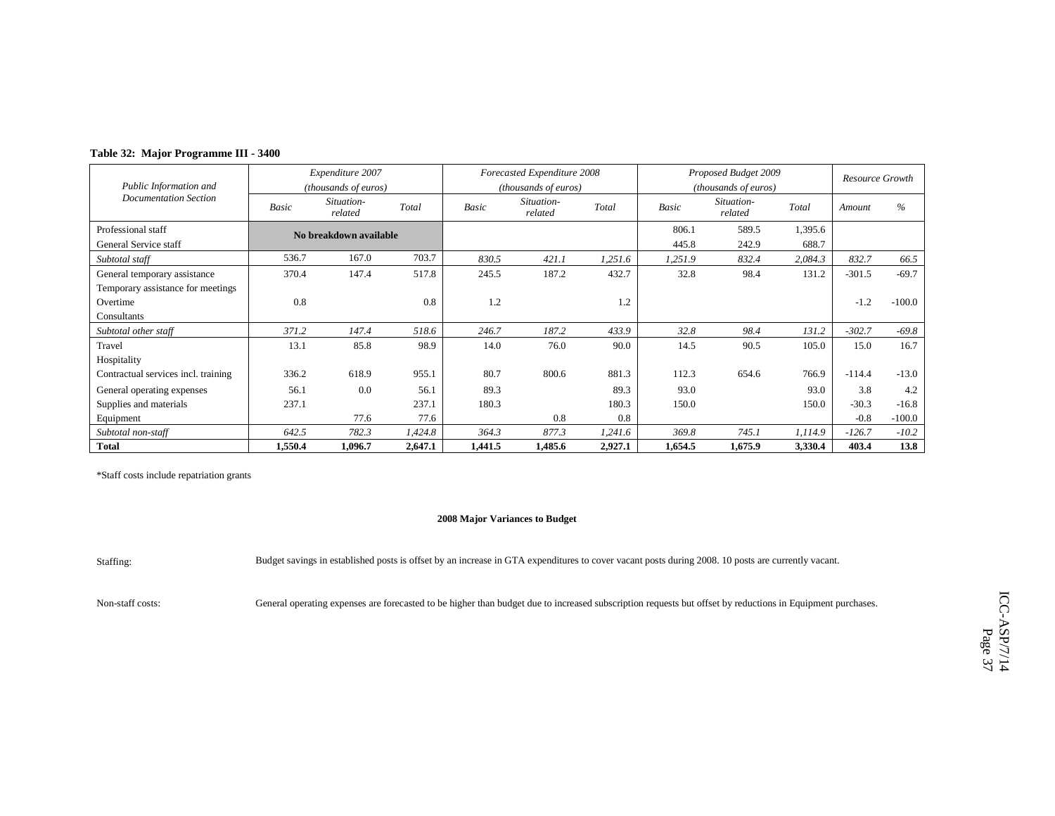**Table 32: Major Programme III - 3400**

| Public Information and Documentation Section | Expenditure 2007 (thousands of euros) | | | Forecasted Expenditure 2008 (thousands of euros) | | | Proposed Budget 2009 (thousands of euros) | | | Resource Growth | |
|---|---|---|---|---|---|---|---|---|---|---|---|
| | Basic | Situation-related | Total | Basic | Situation-related | Total | Basic | Situation-related | Total | Amount | % |
| Professional staff | No breakdown available | | | | | | 806.1 | 589.5 | 1,395.6 | | |
| General Service staff | | | | | | | 445.8 | 242.9 | 688.7 | | |
| *Subtotal staff* | 536.7 | 167.0 | 703.7 | *830.5* | *421.1* | *1,251.6* | *1,251.9* | *832.4* | *2,084.3* | *832.7* | *66.5* |
| General temporary assistance | 370.4 | 147.4 | 517.8 | 245.5 | 187.2 | 432.7 | 32.8 | 98.4 | 131.2 | -301.5 | -69.7 |
| Temporary assistance for meetings | | | | | | | | | | | |
| Overtime | 0.8 | | 0.8 | 1.2 | | 1.2 | | | | -1.2 | -100.0 |
| Consultants | | | | | | | | | | | |
| *Subtotal other staff* | *371.2* | *147.4* | *518.6* | *246.7* | *187.2* | *433.9* | *32.8* | *98.4* | *131.2* | *-302.7* | *-69.8* |
| Travel | 13.1 | 85.8 | 98.9 | 14.0 | 76.0 | 90.0 | 14.5 | 90.5 | 105.0 | 15.0 | 16.7 |
| Hospitality | | | | | | | | | | | |
| Contractual services incl. training | 336.2 | 618.9 | 955.1 | 80.7 | 800.6 | 881.3 | 112.3 | 654.6 | 766.9 | -114.4 | -13.0 |
| General operating expenses | 56.1 | 0.0 | 56.1 | 89.3 | | 89.3 | 93.0 | | 93.0 | 3.8 | 4.2 |
| Supplies and materials | 237.1 | | 237.1 | 180.3 | | 180.3 | 150.0 | | 150.0 | -30.3 | -16.8 |
| Equipment | | 77.6 | 77.6 | | 0.8 | 0.8 | | | | -0.8 | -100.0 |
| *Subtotal non-staff* | *642.5* | *782.3* | *1,424.8* | *364.3* | *877.3* | *1,241.6* | *369.8* | *745.1* | *1,114.9* | *-126.7* | *-10.2* |
| **Total** | **1,550.4** | **1,096.7** | **2,647.1** | **1,441.5** | **1,485.6** | **2,927.1** | **1,654.5** | **1,675.9** | **3,330.4** | **403.4** | **13.8** |

*Staff costs include repatriation grants

**2008 Major Variances to Budget**

Staffing: Budget savings in established posts is offset by an increase in GTA expenditures to cover vacant posts during 2008. 10 posts are currently vacant.

Non-staff costs: General operating expenses are forecasted to be higher than budget due to increased subscription requests but offset by reductions in Equipment purchases.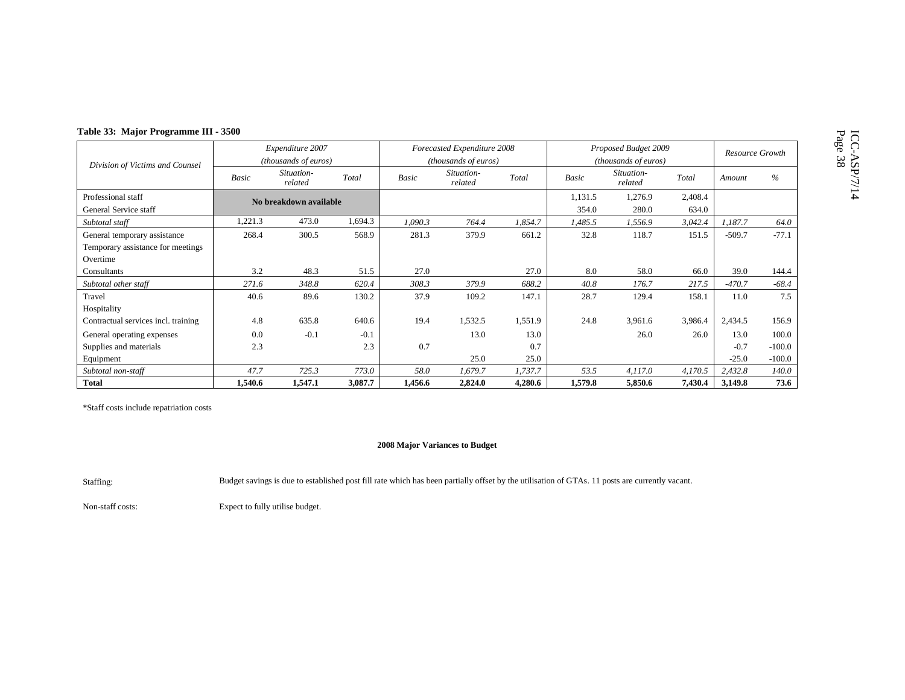**Table 33: Major Programme III - 3500**

| Division of Victims and Counsel | Expenditure 2007 (thousands of euros) | | | Forecasted Expenditure 2008 (thousands of euros) | | | Proposed Budget 2009 (thousands of euros) | | | Resource Growth | |
|---|---|---|---|---|---|---|---|---|---|---|---|
| | Basic | Situation-related | Total | Basic | Situation-related | Total | Basic | Situation-related | Total | Amount | % |
| Professional staff | No breakdown available | | | | | | 1,131.5 | 1,276.9 | 2,408.4 | | |
| General Service staff | | | | | | | 354.0 | 280.0 | 634.0 | | |
| *Subtotal staff* | 1,221.3 | 473.0 | 1,694.3 | *1,090.3* | *764.4* | *1,854.7* | *1,485.5* | *1,556.9* | *3,042.4* | *1,187.7* | *64.0* |
| General temporary assistance | 268.4 | 300.5 | 568.9 | 281.3 | 379.9 | 661.2 | 32.8 | 118.7 | 151.5 | -509.7 | -77.1 |
| Temporary assistance for meetings | | | | | | | | | | | |
| Overtime | | | | | | | | | | | |
| Consultants | 3.2 | 48.3 | 51.5 | 27.0 | | 27.0 | 8.0 | 58.0 | 66.0 | 39.0 | 144.4 |
| *Subtotal other staff* | *271.6* | *348.8* | *620.4* | *308.3* | *379.9* | *688.2* | *40.8* | *176.7* | *217.5* | *-470.7* | *-68.4* |
| Travel | 40.6 | 89.6 | 130.2 | 37.9 | 109.2 | 147.1 | 28.7 | 129.4 | 158.1 | 11.0 | 7.5 |
| Hospitality | | | | | | | | | | | |
| Contractual services incl. training | 4.8 | 635.8 | 640.6 | 19.4 | 1,532.5 | 1,551.9 | 24.8 | 3,961.6 | 3,986.4 | 2,434.5 | 156.9 |
| General operating expenses | 0.0 | -0.1 | -0.1 | | 13.0 | 13.0 | | 26.0 | 26.0 | 13.0 | 100.0 |
| Supplies and materials | 2.3 | | 2.3 | 0.7 | | 0.7 | | | | -0.7 | -100.0 |
| Equipment | | | | | 25.0 | 25.0 | | | | -25.0 | -100.0 |
| *Subtotal non-staff* | *47.7* | *725.3* | *773.0* | *58.0* | *1,679.7* | *1,737.7* | *53.5* | *4,117.0* | *4,170.5* | *2,432.8* | *140.0* |
| **Total** | **1,540.6** | **1,547.1** | **3,087.7** | **1,456.6** | **2,824.0** | **4,280.6** | **1,579.8** | **5,850.6** | **7,430.4** | **3,149.8** | **73.6** |

*Staff costs include repatriation costs

**2008 Major Variances to Budget**

Staffing: Budget savings is due to established post fill rate which has been partially offset by the utilisation of GTAs. 11 posts are currently vacant.

Non-staff costs: Expect to fully utilise budget.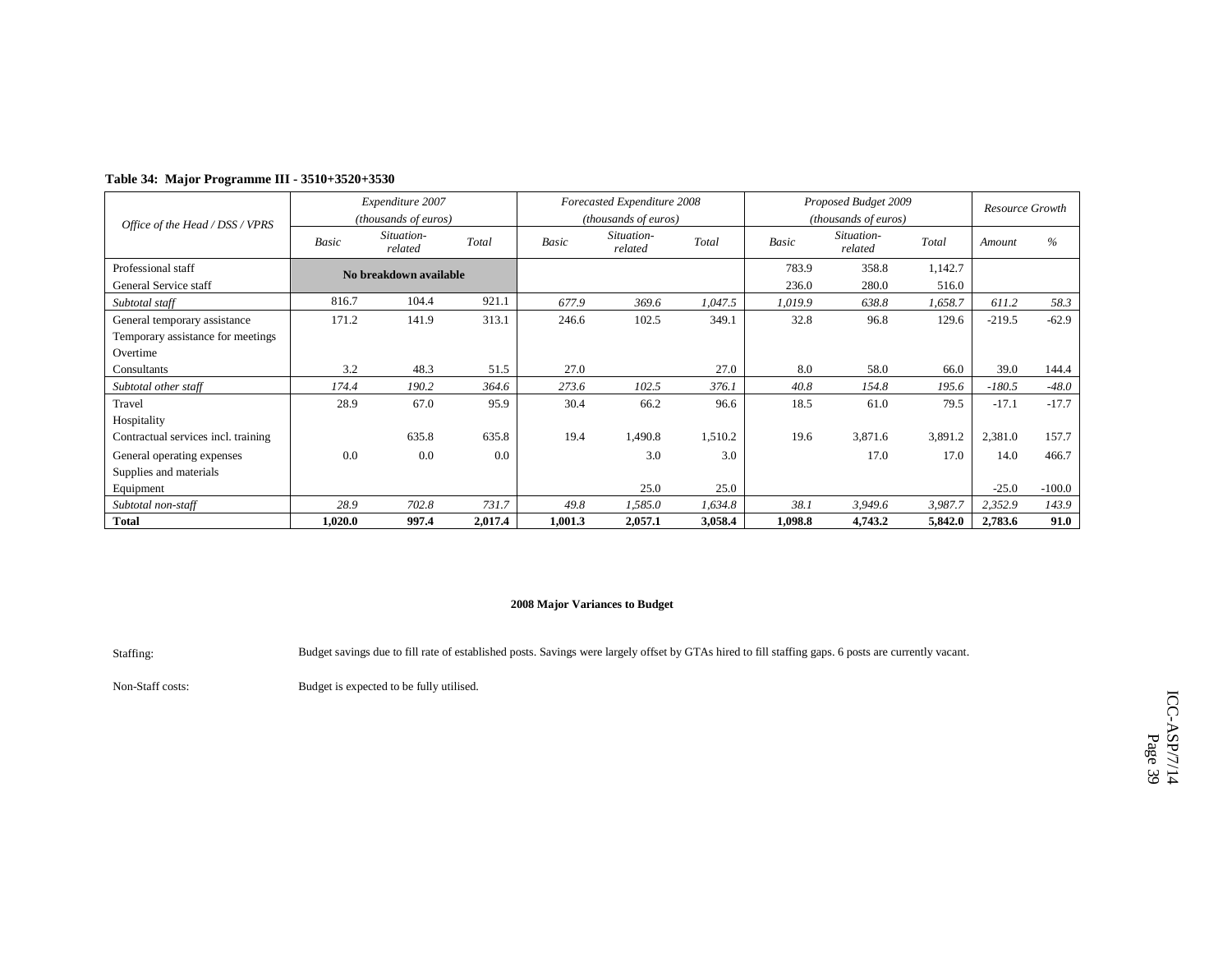**Table 34: Major Programme III - 3510+3520+3530**

| Office of the Head / DSS / VPRS | *Expenditure 2007 (thousands of euros)* | | | *Forecasted Expenditure 2008 (thousands of euros)* | | | *Proposed Budget 2009 (thousands of euros)* | | | *Resource Growth* | |
|---|---|---|---|---|---|---|---|---|---|---|---|
| | *Basic* | *Situation-related* | *Total* | *Basic* | *Situation-related* | *Total* | *Basic* | *Situation-related* | *Total* | *Amount* | *%* |
| Professional staff | **No breakdown available** | | | | | | 783.9 | 358.8 | 1,142.7 | | |
| General Service staff | | | | | | | 236.0 | 280.0 | 516.0 | | |
| *Subtotal staff* | 816.7 | 104.4 | 921.1 | *677.9* | *369.6* | *1,047.5* | *1,019.9* | *638.8* | *1,658.7* | *611.2* | *58.3* |
| General temporary assistance | 171.2 | 141.9 | 313.1 | 246.6 | 102.5 | 349.1 | 32.8 | 96.8 | 129.6 | -219.5 | -62.9 |
| Temporary assistance for meetings | | | | | | | | | | | |
| Overtime | | | | | | | | | | | |
| Consultants | 3.2 | 48.3 | 51.5 | 27.0 | | 27.0 | 8.0 | 58.0 | 66.0 | 39.0 | 144.4 |
| *Subtotal other staff* | *174.4* | *190.2* | *364.6* | *273.6* | *102.5* | *376.1* | *40.8* | *154.8* | *195.6* | *-180.5* | *-48.0* |
| Travel | 28.9 | 67.0 | 95.9 | 30.4 | 66.2 | 96.6 | 18.5 | 61.0 | 79.5 | -17.1 | -17.7 |
| Hospitality | | | | | | | | | | | |
| Contractual services incl. training | | 635.8 | 635.8 | 19.4 | 1,490.8 | 1,510.2 | 19.6 | 3,871.6 | 3,891.2 | 2,381.0 | 157.7 |
| General operating expenses | 0.0 | 0.0 | 0.0 | | 3.0 | 3.0 | | 17.0 | 17.0 | 14.0 | 466.7 |
| Supplies and materials | | | | | | | | | | | |
| Equipment | | | | | 25.0 | 25.0 | | | | -25.0 | -100.0 |
| *Subtotal non-staff* | *28.9* | *702.8* | *731.7* | *49.8* | *1,585.0* | *1,634.8* | *38.1* | *3,949.6* | *3,987.7* | *2,352.9* | *143.9* |
| **Total** | **1,020.0** | **997.4** | **2,017.4** | **1,001.3** | **2,057.1** | **3,058.4** | **1,098.8** | **4,743.2** | **5,842.0** | **2,783.6** | **91.0** |

**2008 Major Variances to Budget**

Staffing: Budget savings due to fill rate of established posts. Savings were largely offset by GTAs hired to fill staffing gaps. 6 posts are currently vacant.

Non-Staff costs: Budget is expected to be fully utilised.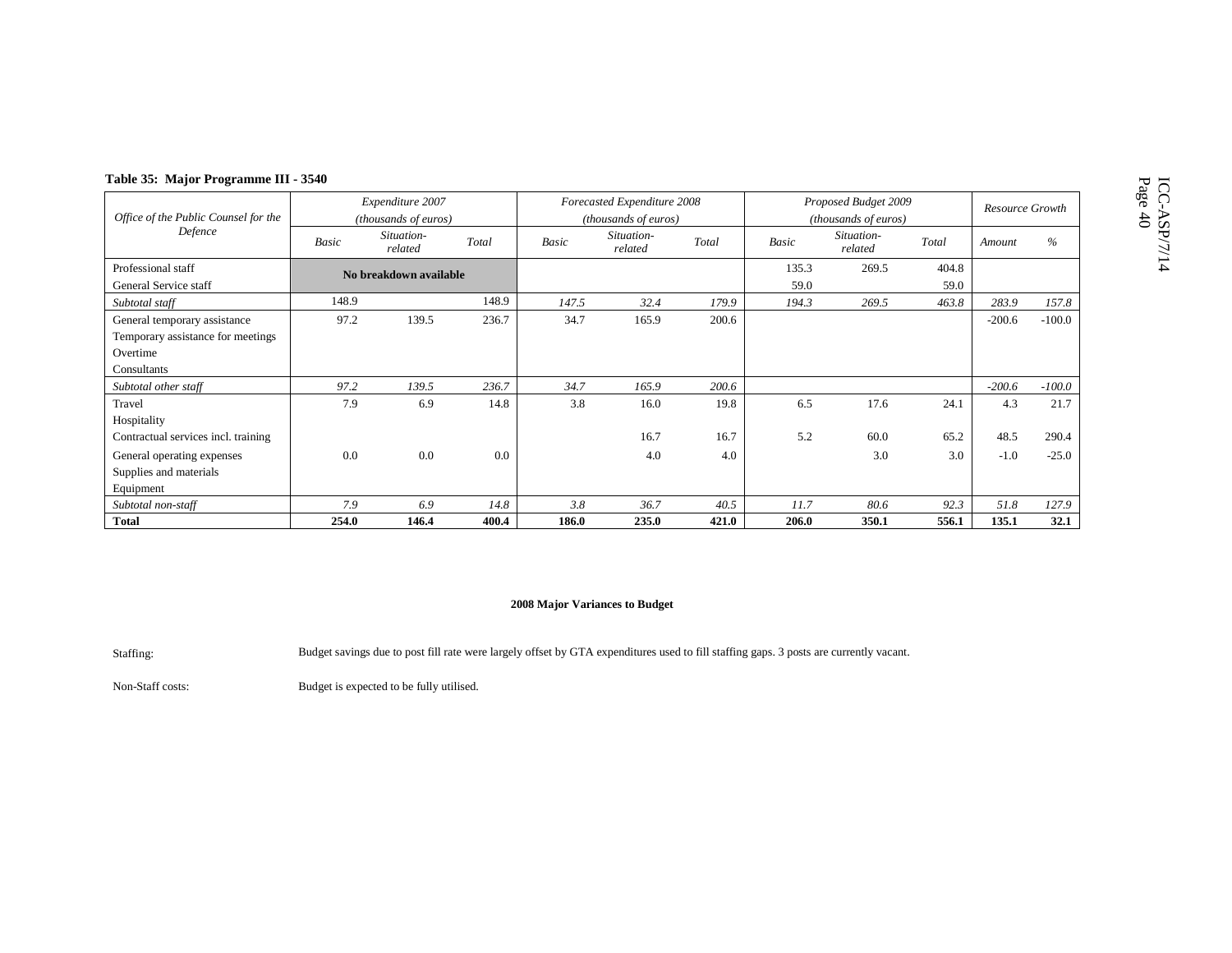**Table 35: Major Programme III - 3540**

| Office of the Public Counsel for the Defence | Expenditure 2007 (thousands of euros) | | | Forecasted Expenditure 2008 (thousands of euros) | | | Proposed Budget 2009 (thousands of euros) | | | Resource Growth | |
|---|---|---|---|---|---|---|---|---|---|---|---|
| | Basic | Situation-related | Total | Basic | Situation-related | Total | Basic | Situation-related | Total | Amount | % |
| Professional staff | No breakdown available | | | | | | 135.3 | 269.5 | 404.8 | | |
| General Service staff | | | | | | | 59.0 | | 59.0 | | |
| *Subtotal staff* | 148.9 | | 148.9 | *147.5* | *32.4* | *179.9* | *194.3* | *269.5* | *463.8* | *283.9* | *157.8* |
| General temporary assistance | 97.2 | 139.5 | 236.7 | 34.7 | 165.9 | 200.6 | | | | -200.6 | -100.0 |
| Temporary assistance for meetings | | | | | | | | | | | |
| Overtime | | | | | | | | | | | |
| Consultants | | | | | | | | | | | |
| *Subtotal other staff* | *97.2* | *139.5* | *236.7* | *34.7* | *165.9* | *200.6* | | | | *-200.6* | *-100.0* |
| Travel | 7.9 | 6.9 | 14.8 | 3.8 | 16.0 | 19.8 | 6.5 | 17.6 | 24.1 | 4.3 | 21.7 |
| Hospitality | | | | | | | | | | | |
| Contractual services incl. training | | | | | 16.7 | 16.7 | 5.2 | 60.0 | 65.2 | 48.5 | 290.4 |
| General operating expenses | 0.0 | 0.0 | 0.0 | | 4.0 | 4.0 | | 3.0 | 3.0 | -1.0 | -25.0 |
| Supplies and materials | | | | | | | | | | | |
| Equipment | | | | | | | | | | | |
| *Subtotal non-staff* | *7.9* | *6.9* | *14.8* | *3.8* | *36.7* | *40.5* | *11.7* | *80.6* | *92.3* | *51.8* | *127.9* |
| **Total** | **254.0** | **146.4** | **400.4** | **186.0** | **235.0** | **421.0** | **206.0** | **350.1** | **556.1** | **135.1** | **32.1** |

**2008 Major Variances to Budget**

Staffing: Budget savings due to post fill rate were largely offset by GTA expenditures used to fill staffing gaps. 3 posts are currently vacant.

Non-Staff costs: Budget is expected to be fully utilised.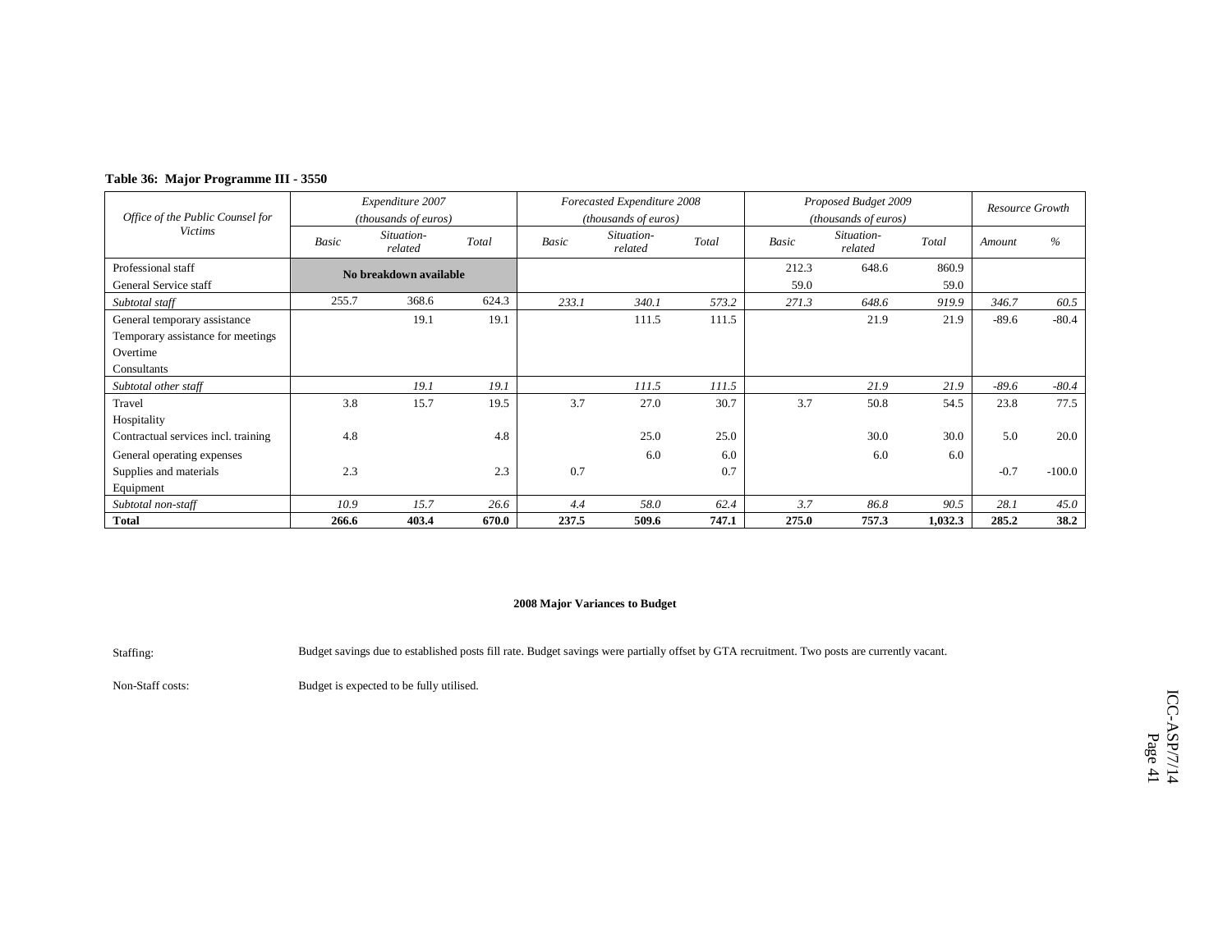**Table 36: Major Programme III - 3550**

| Office of the Public Counsel for Victims | Expenditure 2007 (thousands of euros) | | | Forecasted Expenditure 2008 (thousands of euros) | | | Proposed Budget 2009 (thousands of euros) | | | Resource Growth | |
|---|---|---|---|---|---|---|---|---|---|---|---|
| | Basic | Situation-related | Total | Basic | Situation-related | Total | Basic | Situation-related | Total | Amount | % |
| Professional staff | No breakdown available | | | | | | 212.3 | 648.6 | 860.9 | | |
| General Service staff | | | | | | | 59.0 | | 59.0 | | |
| *Subtotal staff* | 255.7 | 368.6 | 624.3 | *233.1* | *340.1* | *573.2* | *271.3* | *648.6* | *919.9* | *346.7* | *60.5* |
| General temporary assistance | | 19.1 | 19.1 | | 111.5 | 111.5 | | 21.9 | 21.9 | -89.6 | -80.4 |
| Temporary assistance for meetings | | | | | | | | | | | |
| Overtime | | | | | | | | | | | |
| Consultants | | | | | | | | | | | |
| *Subtotal other staff* | | *19.1* | *19.1* | | *111.5* | *111.5* | | *21.9* | *21.9* | *-89.6* | *-80.4* |
| Travel | 3.8 | 15.7 | 19.5 | 3.7 | 27.0 | 30.7 | 3.7 | 50.8 | 54.5 | 23.8 | 77.5 |
| Hospitality | | | | | | | | | | | |
| Contractual services incl. training | 4.8 | | 4.8 | | 25.0 | 25.0 | | 30.0 | 30.0 | 5.0 | 20.0 |
| General operating expenses | | | | | 6.0 | 6.0 | | 6.0 | 6.0 | | |
| Supplies and materials | 2.3 | | 2.3 | 0.7 | | 0.7 | | | | -0.7 | -100.0 |
| Equipment | | | | | | | | | | | |
| *Subtotal non-staff* | *10.9* | *15.7* | *26.6* | *4.4* | *58.0* | *62.4* | *3.7* | *86.8* | *90.5* | *28.1* | *45.0* |
| **Total** | **266.6** | **403.4** | **670.0** | **237.5** | **509.6** | **747.1** | **275.0** | **757.3** | **1,032.3** | **285.2** | **38.2** |

**2008 Major Variances to Budget**

Staffing: Budget savings due to established posts fill rate. Budget savings were partially offset by GTA recruitment. Two posts are currently vacant.

Non-Staff costs: Budget is expected to be fully utilised.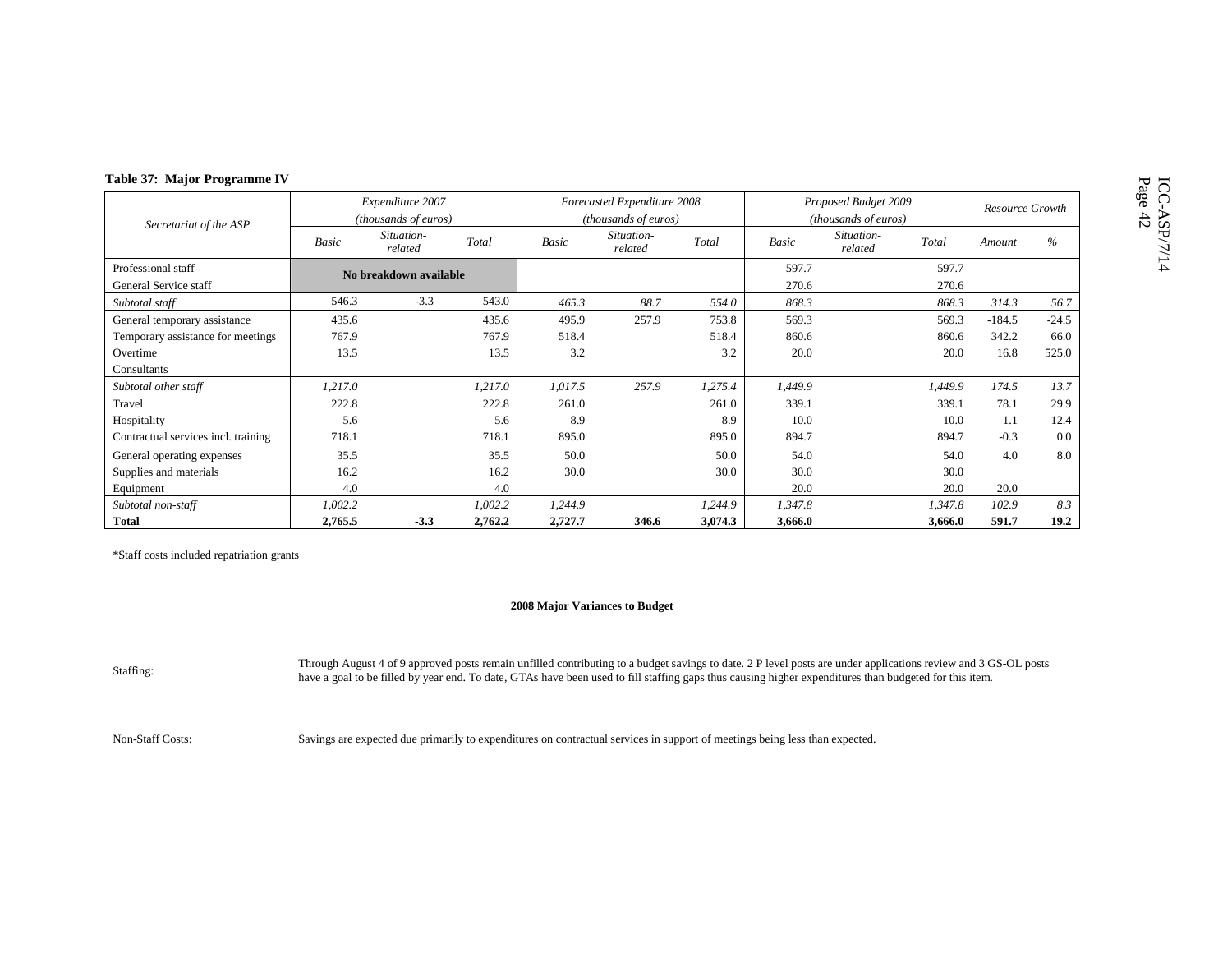**Table 37: Major Programme IV**

| Secretariat of the ASP | *Expenditure 2007 (thousands of euros)* | | | *Forecasted Expenditure 2008 (thousands of euros)* | | | *Proposed Budget 2009 (thousands of euros)* | | | *Resource Growth* | |
|---|---|---|---|---|---|---|---|---|---|---|---|
| | *Basic* | *Situation-related* | *Total* | *Basic* | *Situation-related* | *Total* | *Basic* | *Situation-related* | *Total* | *Amount* | *%* |
| Professional staff | **No breakdown available** | | | | | | 597.7 | | 597.7 | | |
| General Service staff | | | | | | | 270.6 | | 270.6 | | |
| *Subtotal staff* | 546.3 | -3.3 | 543.0 | *465.3* | *88.7* | *554.0* | *868.3* | | *868.3* | *314.3* | *56.7* |
| General temporary assistance | 435.6 | | 435.6 | 495.9 | 257.9 | 753.8 | 569.3 | | 569.3 | -184.5 | -24.5 |
| Temporary assistance for meetings | 767.9 | | 767.9 | 518.4 | | 518.4 | 860.6 | | 860.6 | 342.2 | 66.0 |
| Overtime | 13.5 | | 13.5 | 3.2 | | 3.2 | 20.0 | | 20.0 | 16.8 | 525.0 |
| Consultants | | | | | | | | | | | |
| *Subtotal other staff* | *1,217.0* | | *1,217.0* | *1,017.5* | *257.9* | *1,275.4* | *1,449.9* | | *1,449.9* | *174.5* | *13.7* |
| Travel | 222.8 | | 222.8 | 261.0 | | 261.0 | 339.1 | | 339.1 | 78.1 | 29.9 |
| Hospitality | 5.6 | | 5.6 | 8.9 | | 8.9 | 10.0 | | 10.0 | 1.1 | 12.4 |
| Contractual services incl. training | 718.1 | | 718.1 | 895.0 | | 895.0 | 894.7 | | 894.7 | -0.3 | 0.0 |
| General operating expenses | 35.5 | | 35.5 | 50.0 | | 50.0 | 54.0 | | 54.0 | 4.0 | 8.0 |
| Supplies and materials | 16.2 | | 16.2 | 30.0 | | 30.0 | 30.0 | | 30.0 | | |
| Equipment | 4.0 | | 4.0 | | | | 20.0 | | 20.0 | 20.0 | |
| *Subtotal non-staff* | *1,002.2* | | *1,002.2* | *1,244.9* | | *1,244.9* | *1,347.8* | | *1,347.8* | *102.9* | *8.3* |
| **Total** | **2,765.5** | **-3.3** | **2,762.2** | **2,727.7** | **346.6** | **3,074.3** | **3,666.0** | | **3,666.0** | **591.7** | **19.2** |

*Staff costs included repatriation grants

**2008 Major Variances to Budget**

Staffing: Through August 4 of 9 approved posts remain unfilled contributing to a budget savings to date. 2 P level posts are under applications review and 3 GS-OL posts have a goal to be filled by year end. To date, GTAs have been used to fill staffing gaps thus causing higher expenditures than budgeted for this item.

Non-Staff Costs: Savings are expected due primarily to expenditures on contractual services in support of meetings being less than expected.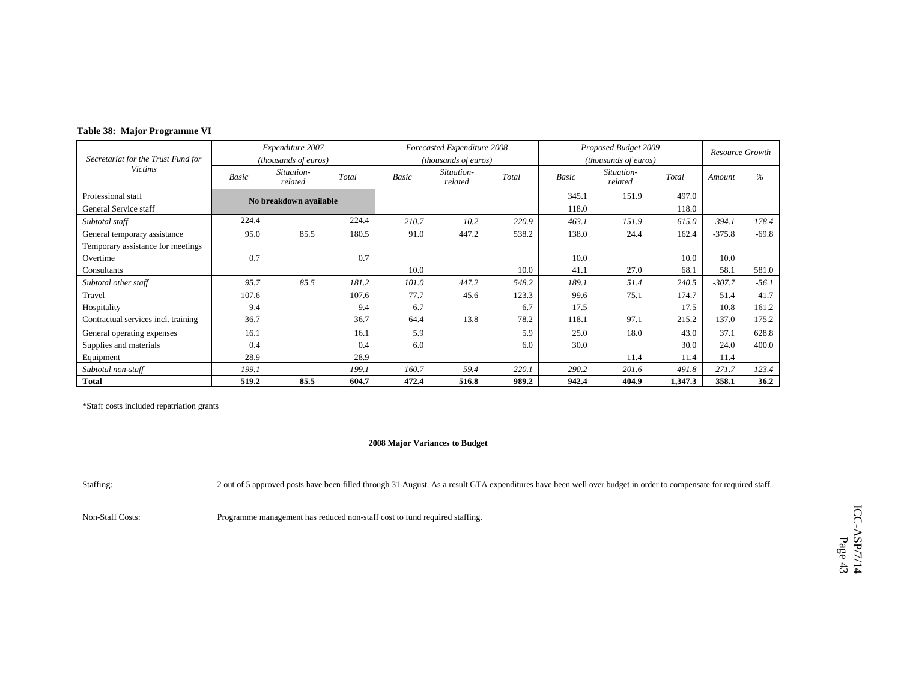**Table 38: Major Programme VI**

| Secretariat for the Trust Fund for Victims | *Expenditure 2007 (thousands of euros)* | | | *Forecasted Expenditure 2008 (thousands of euros)* | | | *Proposed Budget 2009 (thousands of euros)* | | | *Resource Growth* | |
|---|---|---|---|---|---|---|---|---|---|---|---|
| | *Basic* | *Situation-related* | *Total* | *Basic* | *Situation-related* | *Total* | *Basic* | *Situation-related* | *Total* | *Amount* | *%* |
| Professional staff | **No breakdown available** | | | | | | 345.1 | 151.9 | 497.0 | | |
| General Service staff | | | | | | | 118.0 | | 118.0 | | |
| *Subtotal staff* | 224.4 | | 224.4 | *210.7* | *10.2* | *220.9* | *463.1* | *151.9* | *615.0* | *394.1* | *178.4* |
| General temporary assistance | 95.0 | 85.5 | 180.5 | 91.0 | 447.2 | 538.2 | 138.0 | 24.4 | 162.4 | -375.8 | -69.8 |
| Temporary assistance for meetings | | | | | | | | | | | |
| Overtime | 0.7 | | 0.7 | | | | 10.0 | | 10.0 | 10.0 | |
| Consultants | | | | 10.0 | | 10.0 | 41.1 | 27.0 | 68.1 | 58.1 | 581.0 |
| *Subtotal other staff* | *95.7* | *85.5* | *181.2* | *101.0* | *447.2* | *548.2* | *189.1* | *51.4* | *240.5* | *-307.7* | *-56.1* |
| Travel | 107.6 | | 107.6 | 77.7 | 45.6 | 123.3 | 99.6 | 75.1 | 174.7 | 51.4 | 41.7 |
| Hospitality | 9.4 | | 9.4 | 6.7 | | 6.7 | 17.5 | | 17.5 | 10.8 | 161.2 |
| Contractual services incl. training | 36.7 | | 36.7 | 64.4 | 13.8 | 78.2 | 118.1 | 97.1 | 215.2 | 137.0 | 175.2 |
| General operating expenses | 16.1 | | 16.1 | 5.9 | | 5.9 | 25.0 | 18.0 | 43.0 | 37.1 | 628.8 |
| Supplies and materials | 0.4 | | 0.4 | 6.0 | | 6.0 | 30.0 | | 30.0 | 24.0 | 400.0 |
| Equipment | 28.9 | | 28.9 | | | | | 11.4 | 11.4 | 11.4 | |
| *Subtotal non-staff* | *199.1* | | *199.1* | *160.7* | *59.4* | *220.1* | *290.2* | *201.6* | *491.8* | *271.7* | *123.4* |
| **Total** | **519.2** | **85.5** | **604.7** | **472.4** | **516.8** | **989.2** | **942.4** | **404.9** | **1,347.3** | **358.1** | **36.2** |

*Staff costs included repatriation grants

**2008 Major Variances to Budget**

Staffing: 2 out of 5 approved posts have been filled through 31 August. As a result GTA expenditures have been well over budget in order to compensate for required staff.

Non-Staff Costs: Programme management has reduced non-staff cost to fund required staffing.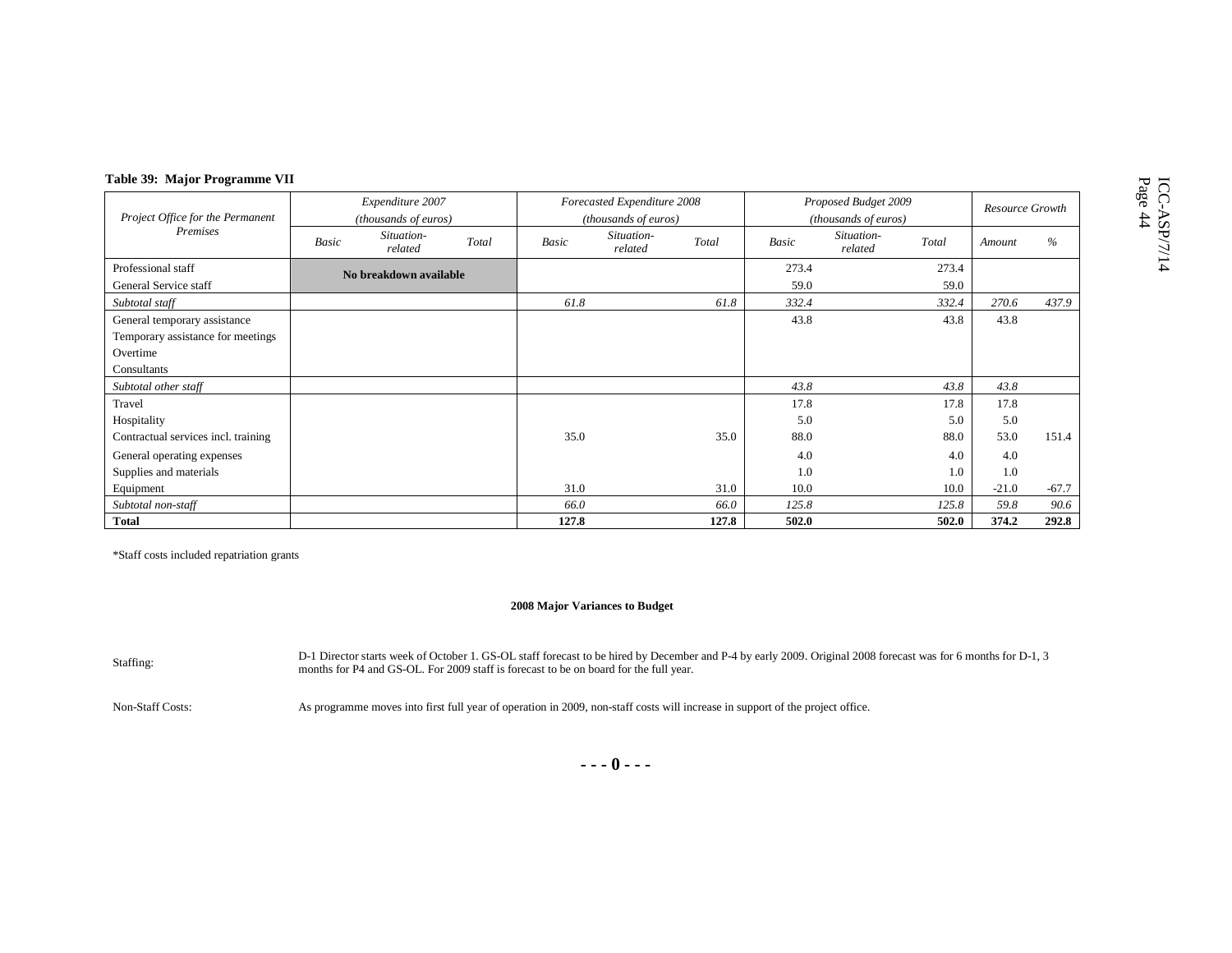**Table 39: Major Programme VII**

| Project Office for the Permanent Premises | Expenditure 2007 (thousands of euros) | | | Forecasted Expenditure 2008 (thousands of euros) | | | Proposed Budget 2009 (thousands of euros) | | | Resource Growth | |
|---|---|---|---|---|---|---|---|---|---|---|---|
| | Basic | Situation-related | Total | Basic | Situation-related | Total | Basic | Situation-related | Total | Amount | % |
| Professional staff | No breakdown available | | | | | | 273.4 | | 273.4 | | |
| General Service staff | | | | | | | 59.0 | | 59.0 | | |
| *Subtotal staff* | | | | *61.8* | | *61.8* | *332.4* | | *332.4* | *270.6* | *437.9* |
| General temporary assistance | | | | | | | 43.8 | | 43.8 | 43.8 | |
| Temporary assistance for meetings | | | | | | | | | | | |
| Overtime | | | | | | | | | | | |
| Consultants | | | | | | | | | | | |
| *Subtotal other staff* | | | | | | | *43.8* | | *43.8* | *43.8* | |
| Travel | | | | | | | 17.8 | | 17.8 | 17.8 | |
| Hospitality | | | | | | | 5.0 | | 5.0 | 5.0 | |
| Contractual services incl. training | | | | 35.0 | | 35.0 | 88.0 | | 88.0 | 53.0 | 151.4 |
| General operating expenses | | | | | | | 4.0 | | 4.0 | 4.0 | |
| Supplies and materials | | | | | | | 1.0 | | 1.0 | 1.0 | |
| Equipment | | | | 31.0 | | 31.0 | 10.0 | | 10.0 | -21.0 | -67.7 |
| *Subtotal non-staff* | | | | *66.0* | | *66.0* | *125.8* | | *125.8* | *59.8* | *90.6* |
| **Total** | | | | **127.8** | | **127.8** | **502.0** | | **502.0** | **374.2** | **292.8** |

*Staff costs included repatriation grants

**2008 Major Variances to Budget**

Staffing: D-1 Director starts week of October 1. GS-OL staff forecast to be hired by December and P-4 by early 2009. Original 2008 forecast was for 6 months for D-1, 3 months for P4 and GS-OL. For 2009 staff is forecast to be on board for the full year.

Non-Staff Costs: As programme moves into first full year of operation in 2009, non-staff costs will increase in support of the project office.

--- 0 ---